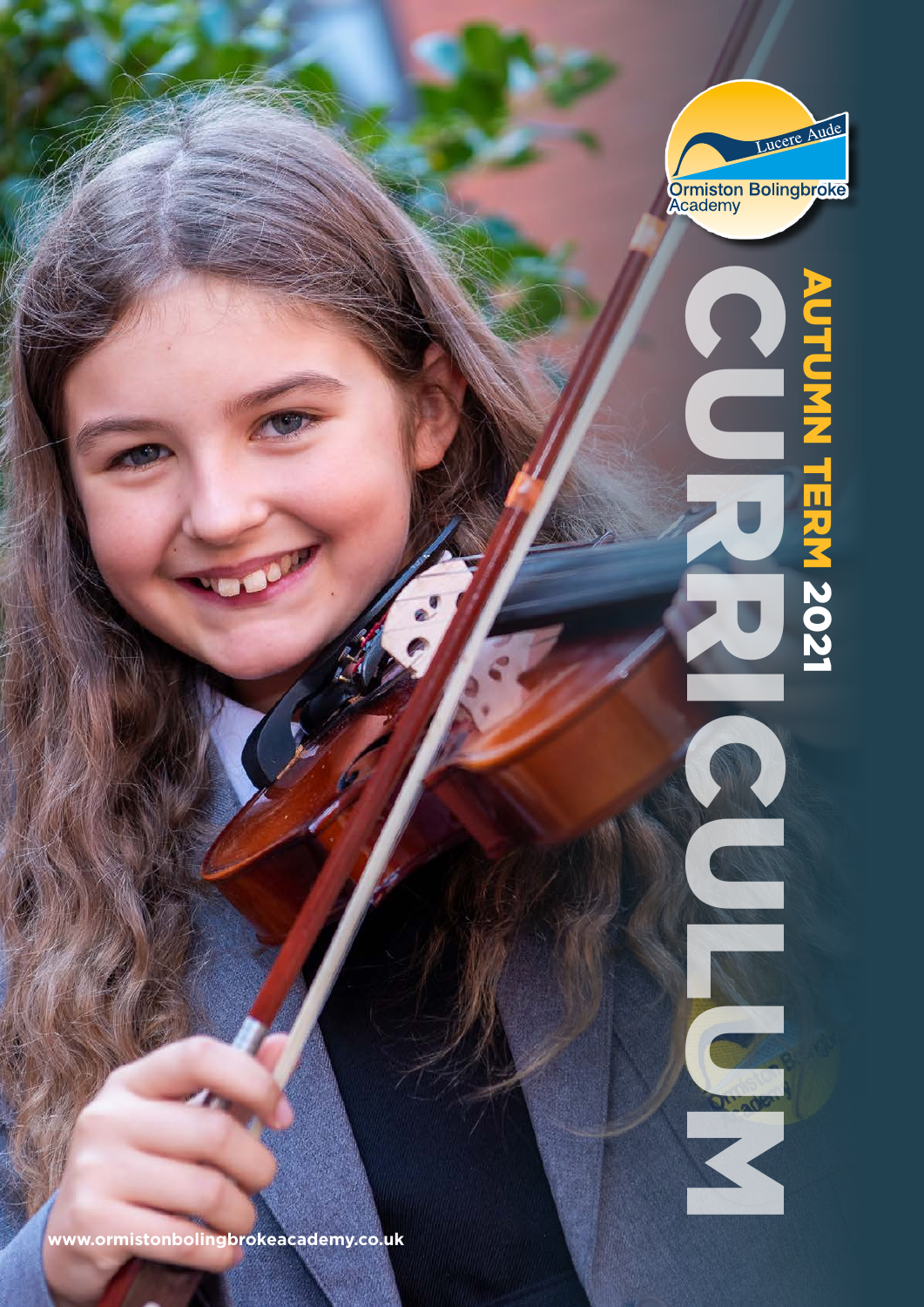Lucere Aude

Ormiston Bolingbroke Academy

# CURRICULUM

## AUTUMN TERM 2021

www.ormistonbolingbrokeacademy.co.uk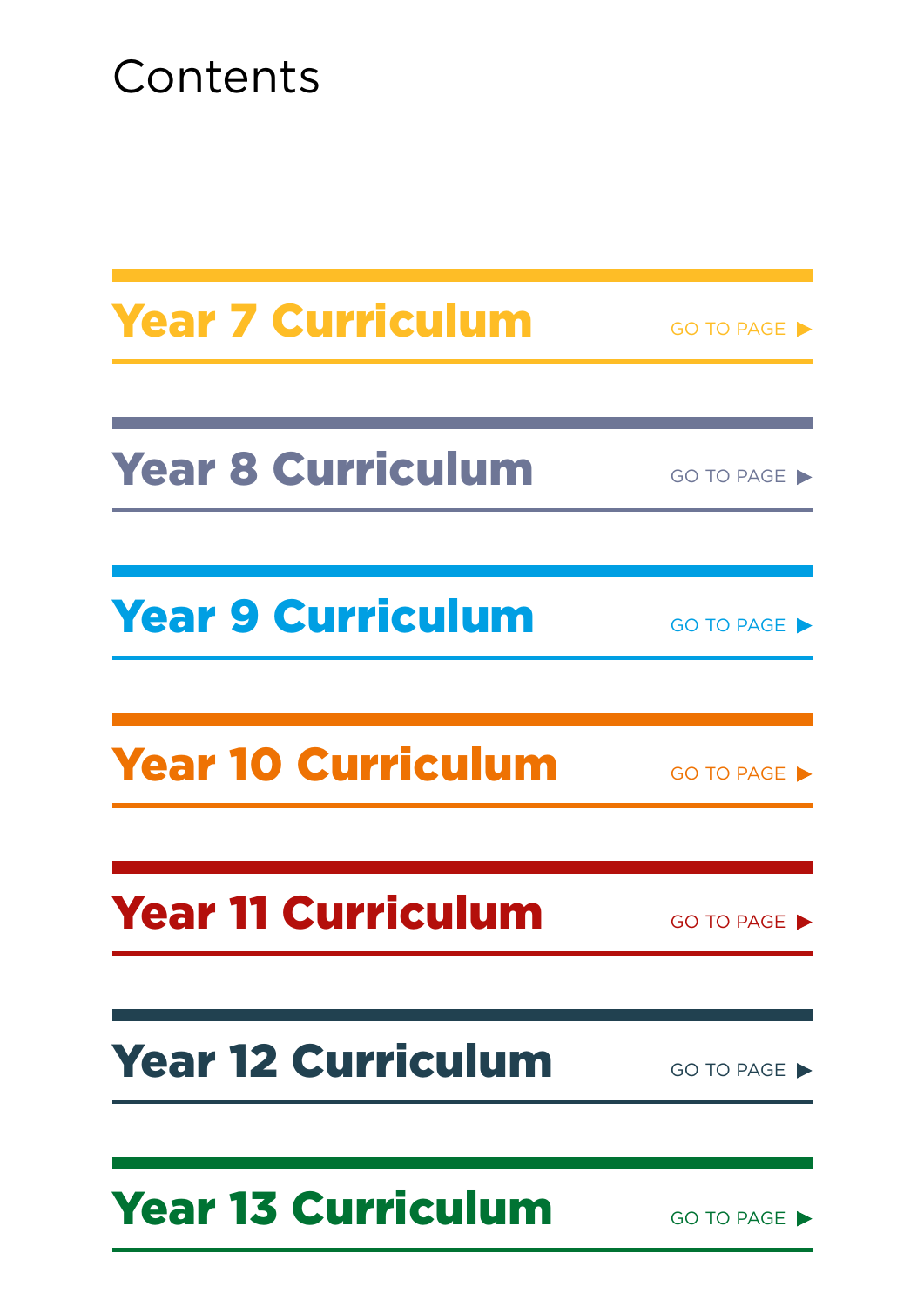# Contents

## Year 7 Curriculum
GO TO PAGE ▶

## Year 8 Curriculum
GO TO PAGE ▶

## Year 9 Curriculum
GO TO PAGE ▶

## Year 10 Curriculum
GO TO PAGE ▶

## Year 11 Curriculum
GO TO PAGE ▶

## Year 12 Curriculum
GO TO PAGE ▶

## Year 13 Curriculum
GO TO PAGE ▶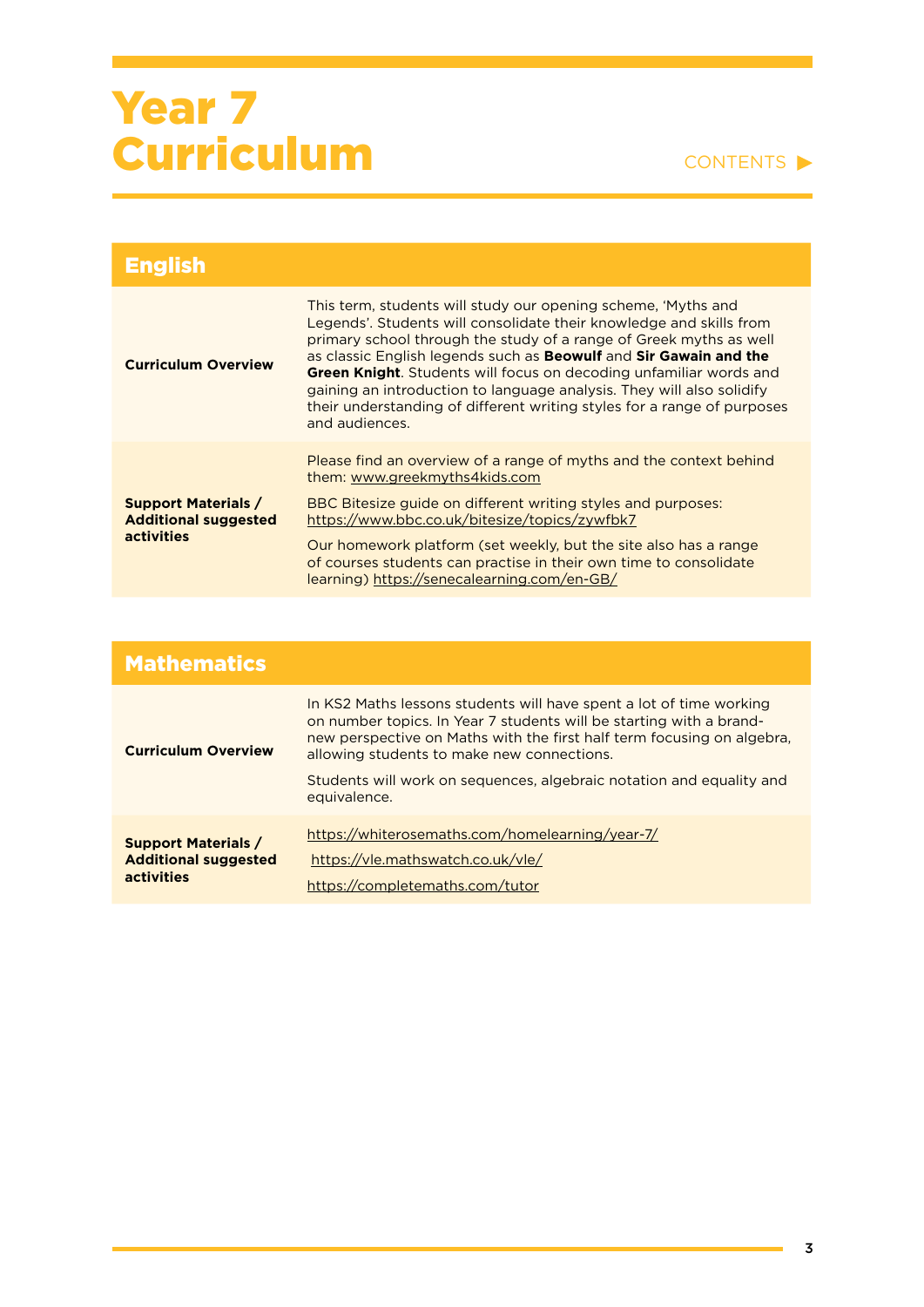# Year 7 Curriculum

CONTENTS ▶

## English

| | |
|---|---|
| **Curriculum Overview** | This term, students will study our opening scheme, 'Myths and Legends'. Students will consolidate their knowledge and skills from primary school through the study of a range of Greek myths as well as classic English legends such as **Beowulf** and **Sir Gawain and the Green Knight**. Students will focus on decoding unfamiliar words and gaining an introduction to language analysis. They will also solidify their understanding of different writing styles for a range of purposes and audiences. |
| **Support Materials / Additional suggested activities** | Please find an overview of a range of myths and the context behind them: www.greekmyths4kids.com<br><br>BBC Bitesize guide on different writing styles and purposes: https://www.bbc.co.uk/bitesize/topics/zywfbk7<br><br>Our homework platform (set weekly, but the site also has a range of courses students can practise in their own time to consolidate learning) https://senecalearning.com/en-GB/ |

## Mathematics

| | |
|---|---|
| **Curriculum Overview** | In KS2 Maths lessons students will have spent a lot of time working on number topics. In Year 7 students will be starting with a brand-new perspective on Maths with the first half term focusing on algebra, allowing students to make new connections.<br><br>Students will work on sequences, algebraic notation and equality and equivalence. |
| **Support Materials / Additional suggested activities** | https://whiterosemaths.com/homelearning/year-7/<br><br>https://vle.mathswatch.co.uk/vle/<br><br>https://completemaths.com/tutor |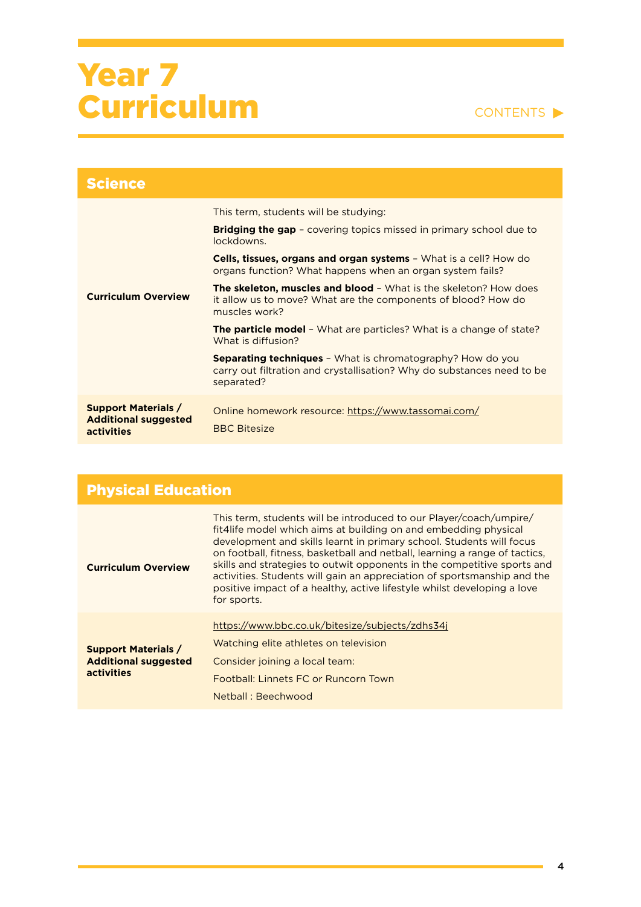# Year 7 Curriculum

CONTENTS ▶

## Science

| | |
|---|---|
| **Curriculum Overview** | This term, students will be studying:<br>**Bridging the gap** – covering topics missed in primary school due to lockdowns.<br>**Cells, tissues, organs and organ systems** – What is a cell? How do organs function? What happens when an organ system fails?<br>**The skeleton, muscles and blood** – What is the skeleton? How does it allow us to move? What are the components of blood? How do muscles work?<br>**The particle model** – What are particles? What is a change of state? What is diffusion?<br>**Separating techniques** – What is chromatography? How do you carry out filtration and crystallisation? Why do substances need to be separated? |
| **Support Materials / Additional suggested activities** | Online homework resource: https://www.tassomai.com/<br>BBC Bitesize |

## Physical Education

| | |
|---|---|
| **Curriculum Overview** | This term, students will be introduced to our Player/coach/umpire/fit4life model which aims at building on and embedding physical development and skills learnt in primary school. Students will focus on football, fitness, basketball and netball, learning a range of tactics, skills and strategies to outwit opponents in the competitive sports and activities. Students will gain an appreciation of sportsmanship and the positive impact of a healthy, active lifestyle whilst developing a love for sports. |
| **Support Materials / Additional suggested activities** | https://www.bbc.co.uk/bitesize/subjects/zdhs34j<br>Watching elite athletes on television<br>Consider joining a local team:<br>Football: Linnets FC or Runcorn Town<br>Netball : Beechwood |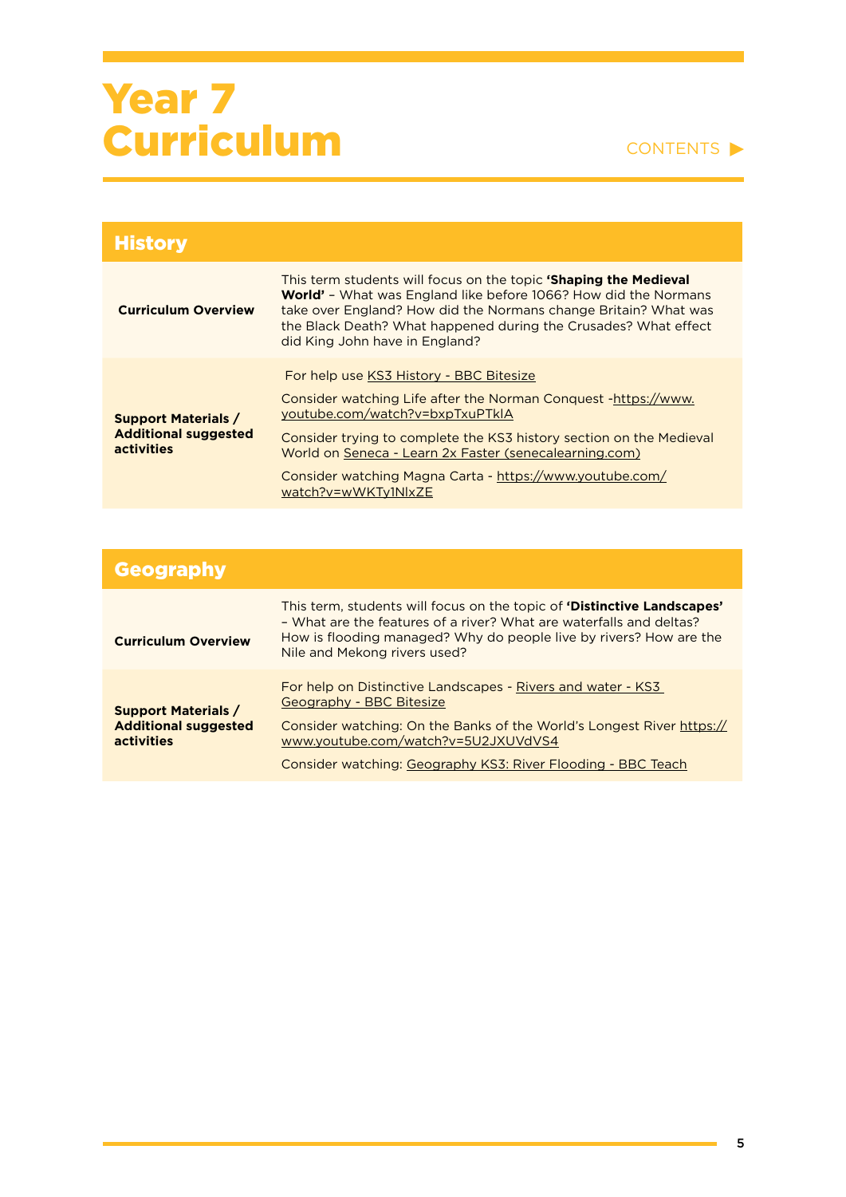# Year 7 Curriculum

CONTENTS ▶

## History

| | |
|---|---|
| **Curriculum Overview** | This term students will focus on the topic **'Shaping the Medieval World'** – What was England like before 1066? How did the Normans take over England? How did the Normans change Britain? What was the Black Death? What happened during the Crusades? What effect did King John have in England? |
| **Support Materials / Additional suggested activities** | For help use KS3 History - BBC Bitesize<br><br>Consider watching Life after the Norman Conquest -https://www.youtube.com/watch?v=bxpTxuPTkIA<br><br>Consider trying to complete the KS3 history section on the Medieval World on Seneca - Learn 2x Faster (senecalearning.com)<br><br>Consider watching Magna Carta - https://www.youtube.com/watch?v=wWKTy1NlxZE |

## Geography

| | |
|---|---|
| **Curriculum Overview** | This term, students will focus on the topic of **'Distinctive Landscapes'** – What are the features of a river? What are waterfalls and deltas? How is flooding managed? Why do people live by rivers? How are the Nile and Mekong rivers used? |
| **Support Materials / Additional suggested activities** | For help on Distinctive Landscapes - Rivers and water - KS3 Geography - BBC Bitesize<br><br>Consider watching: On the Banks of the World's Longest River https://www.youtube.com/watch?v=5U2JXUVdVS4<br><br>Consider watching: Geography KS3: River Flooding - BBC Teach |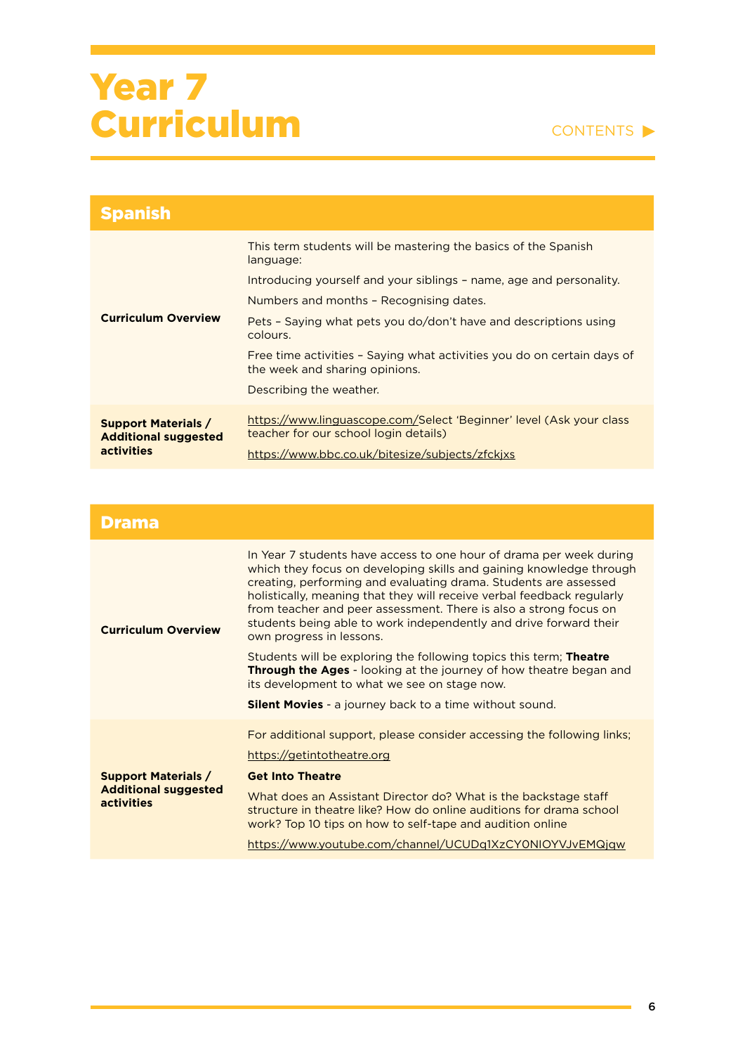# Year 7 Curriculum

CONTENTS ▶

## Spanish

| | |
|---|---|
| **Curriculum Overview** | This term students will be mastering the basics of the Spanish language:<br><br>Introducing yourself and your siblings – name, age and personality.<br><br>Numbers and months – Recognising dates.<br><br>Pets – Saying what pets you do/don't have and descriptions using colours.<br><br>Free time activities – Saying what activities you do on certain days of the week and sharing opinions.<br><br>Describing the weather. |
| **Support Materials / Additional suggested activities** | https://www.linguascope.com/Select 'Beginner' level (Ask your class teacher for our school login details)<br><br>https://www.bbc.co.uk/bitesize/subjects/zfckjxs |

## Drama

| | |
|---|---|
| **Curriculum Overview** | In Year 7 students have access to one hour of drama per week during which they focus on developing skills and gaining knowledge through creating, performing and evaluating drama. Students are assessed holistically, meaning that they will receive verbal feedback regularly from teacher and peer assessment. There is also a strong focus on students being able to work independently and drive forward their own progress in lessons.<br><br>Students will be exploring the following topics this term; **Theatre Through the Ages** - looking at the journey of how theatre began and its development to what we see on stage now.<br><br>**Silent Movies** - a journey back to a time without sound. |
| **Support Materials / Additional suggested activities** | For additional support, please consider accessing the following links;<br><br>https://getintotheatre.org<br><br>**Get Into Theatre**<br><br>What does an Assistant Director do? What is the backstage staff structure in theatre like? How do online auditions for drama school work? Top 10 tips on how to self-tape and audition online<br><br>https://www.youtube.com/channel/UCUDq1XzCY0NIOYVJvEMQjqw |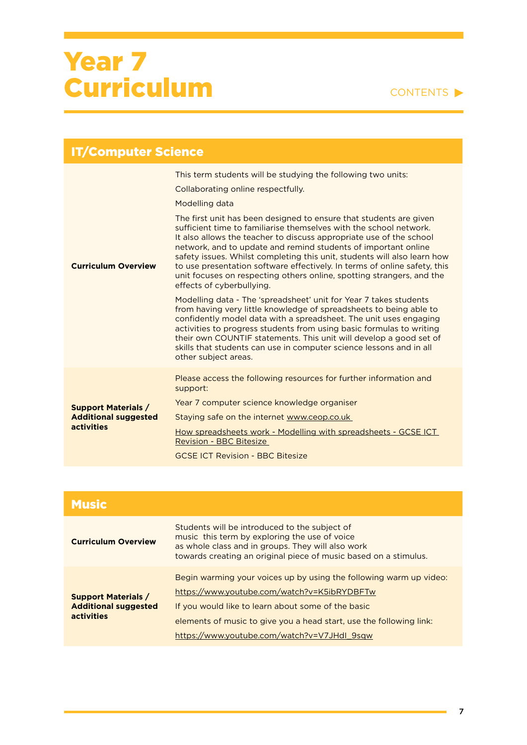# Year 7 Curriculum

CONTENTS ▶

## IT/Computer Science

| | |
|---|---|
| **Curriculum Overview** | This term students will be studying the following two units:<br><br>Collaborating online respectfully.<br><br>Modelling data<br><br>The first unit has been designed to ensure that students are given sufficient time to familiarise themselves with the school network. It also allows the teacher to discuss appropriate use of the school network, and to update and remind students of important online safety issues. Whilst completing this unit, students will also learn how to use presentation software effectively. In terms of online safety, this unit focuses on respecting others online, spotting strangers, and the effects of cyberbullying.<br><br>Modelling data - The 'spreadsheet' unit for Year 7 takes students from having very little knowledge of spreadsheets to being able to confidently model data with a spreadsheet. The unit uses engaging activities to progress students from using basic formulas to writing their own COUNTIF statements. This unit will develop a good set of skills that students can use in computer science lessons and in all other subject areas. |
| **Support Materials / Additional suggested activities** | Please access the following resources for further information and support:<br><br>Year 7 computer science knowledge organiser<br><br>Staying safe on the internet www.ceop.co.uk<br><br>How spreadsheets work - Modelling with spreadsheets - GCSE ICT Revision - BBC Bitesize<br><br>GCSE ICT Revision - BBC Bitesize |

## Music

| | |
|---|---|
| **Curriculum Overview** | Students will be introduced to the subject of music this term by exploring the use of voice as whole class and in groups. They will also work towards creating an original piece of music based on a stimulus. |
| **Support Materials / Additional suggested activities** | Begin warming your voices up by using the following warm up video:<br><br>https://www.youtube.com/watch?v=K5ibRYDBFTw<br><br>If you would like to learn about some of the basic<br><br>elements of music to give you a head start, use the following link:<br><br>https://www.youtube.com/watch?v=V7JHdI_9sqw |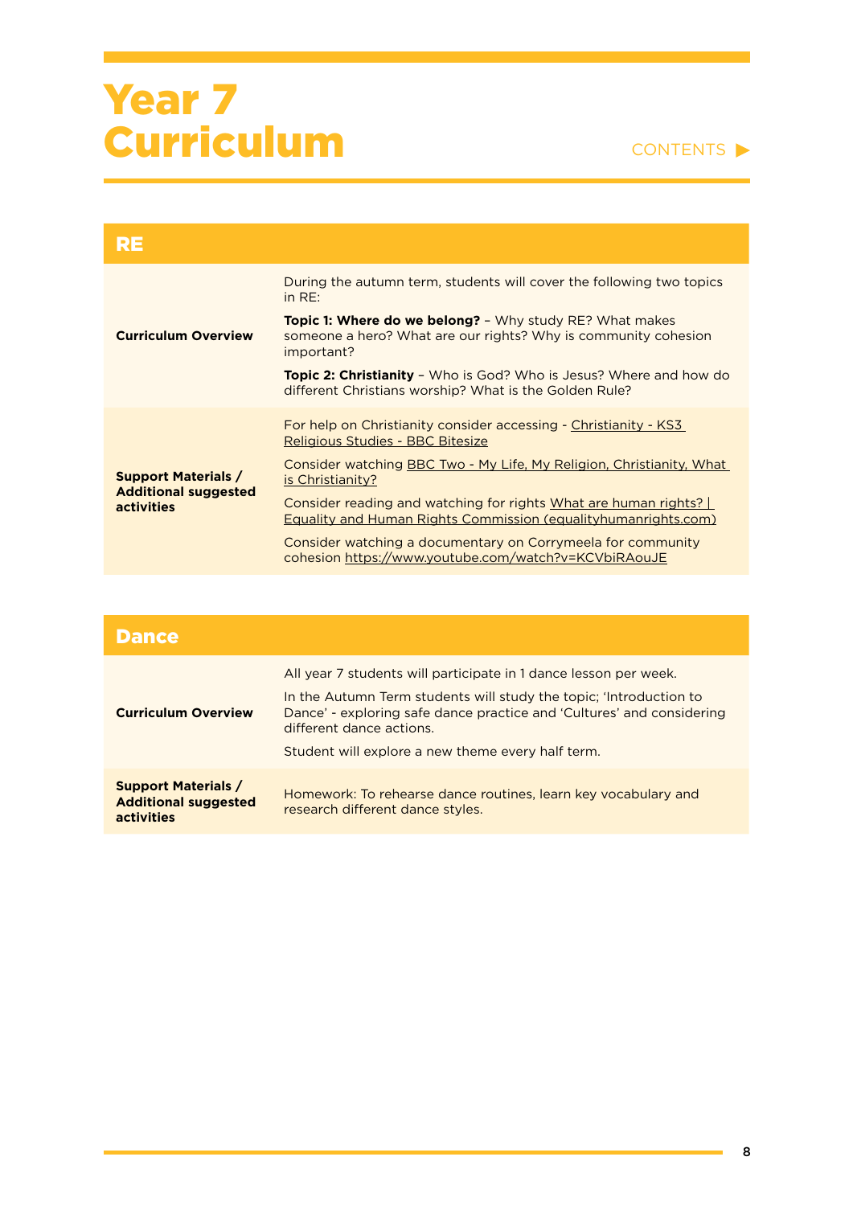# Year 7 Curriculum

CONTENTS ▶

## RE

| | |
|---|---|
| **Curriculum Overview** | During the autumn term, students will cover the following two topics in RE:<br><br>**Topic 1: Where do we belong?** – Why study RE? What makes someone a hero? What are our rights? Why is community cohesion important?<br><br>**Topic 2: Christianity** – Who is God? Who is Jesus? Where and how do different Christians worship? What is the Golden Rule? |
| **Support Materials / Additional suggested activities** | For help on Christianity consider accessing - Christianity - KS3 Religious Studies - BBC Bitesize<br><br>Consider watching BBC Two - My Life, My Religion, Christianity, What is Christianity?<br><br>Consider reading and watching for rights What are human rights? \| Equality and Human Rights Commission (equalityhumanrights.com)<br><br>Consider watching a documentary on Corrymeela for community cohesion https://www.youtube.com/watch?v=KCVbiRAouJE |

## Dance

| | |
|---|---|
| **Curriculum Overview** | All year 7 students will participate in 1 dance lesson per week.<br><br>In the Autumn Term students will study the topic; 'Introduction to Dance' - exploring safe dance practice and 'Cultures' and considering different dance actions.<br><br>Student will explore a new theme every half term. |
| **Support Materials / Additional suggested activities** | Homework: To rehearse dance routines, learn key vocabulary and research different dance styles. |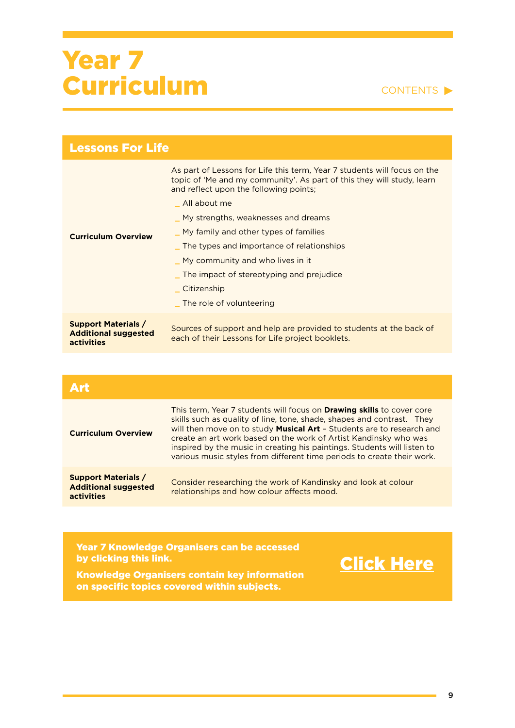# Year 7 Curriculum

CONTENTS ▶

## Lessons For Life

| | |
|---|---|
| **Curriculum Overview** | As part of Lessons for Life this term, Year 7 students will focus on the topic of 'Me and my community'. As part of this they will study, learn and reflect upon the following points;<br>_ All about me<br>_ My strengths, weaknesses and dreams<br>_ My family and other types of families<br>_ The types and importance of relationships<br>_ My community and who lives in it<br>_ The impact of stereotyping and prejudice<br>_ Citizenship<br>_ The role of volunteering |
| **Support Materials / Additional suggested activities** | Sources of support and help are provided to students at the back of each of their Lessons for Life project booklets. |

## Art

| | |
|---|---|
| **Curriculum Overview** | This term, Year 7 students will focus on **Drawing skills** to cover core skills such as quality of line, tone, shade, shapes and contrast. They will then move on to study **Musical Art** – Students are to research and create an art work based on the work of Artist Kandinsky who was inspired by the music in creating his paintings. Students will listen to various music styles from different time periods to create their work. |
| **Support Materials / Additional suggested activities** | Consider researching the work of Kandinsky and look at colour relationships and how colour affects mood. |

**Year 7 Knowledge Organisers can be accessed by clicking this link.**

**Knowledge Organisers contain key information on specific topics covered within subjects.**

**Click Here**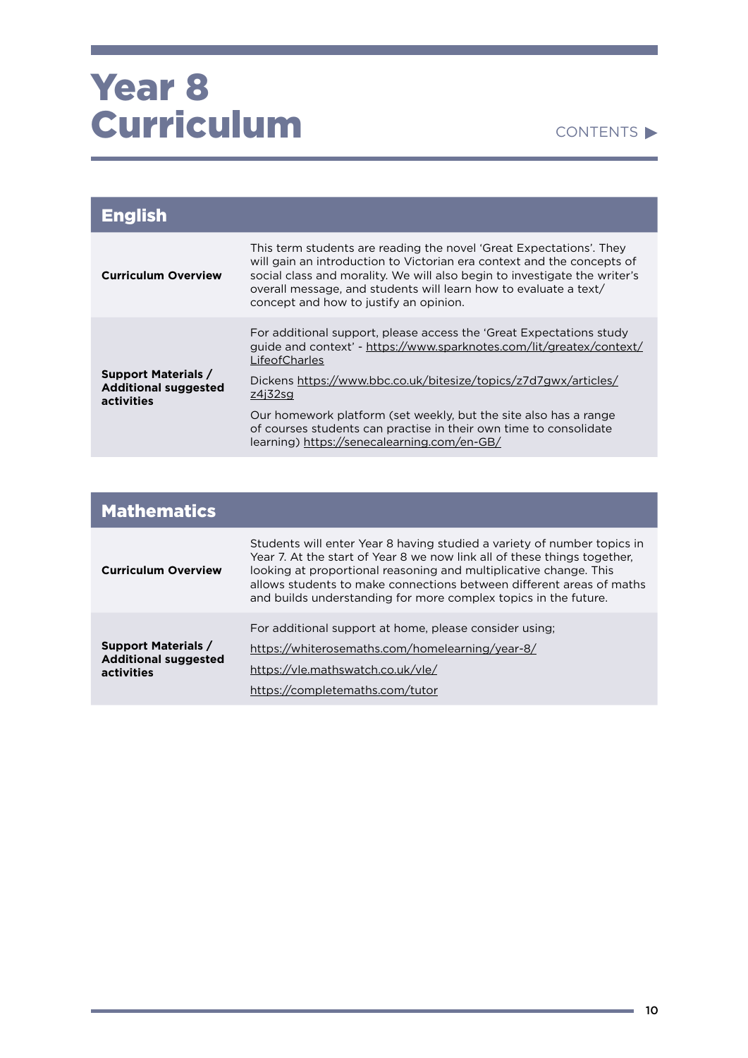# Year 8 Curriculum

CONTENTS ▶

## English

| | |
|---|---|
| **Curriculum Overview** | This term students are reading the novel 'Great Expectations'. They will gain an introduction to Victorian era context and the concepts of social class and morality. We will also begin to investigate the writer's overall message, and students will learn how to evaluate a text/concept and how to justify an opinion. |
| **Support Materials / Additional suggested activities** | For additional support, please access the 'Great Expectations study guide and context' - https://www.sparknotes.com/lit/greatex/context/LifeofCharles Dickens https://www.bbc.co.uk/bitesize/topics/z7d7gwx/articles/z4j32sg<br><br>Our homework platform (set weekly, but the site also has a range of courses students can practise in their own time to consolidate learning) https://senecalearning.com/en-GB/ |

## Mathematics

| | |
|---|---|
| **Curriculum Overview** | Students will enter Year 8 having studied a variety of number topics in Year 7. At the start of Year 8 we now link all of these things together, looking at proportional reasoning and multiplicative change. This allows students to make connections between different areas of maths and builds understanding for more complex topics in the future. |
| **Support Materials / Additional suggested activities** | For additional support at home, please consider using;<br><br>https://whiterosemaths.com/homelearning/year-8/<br><br>https://vle.mathswatch.co.uk/vle/<br><br>https://completemaths.com/tutor |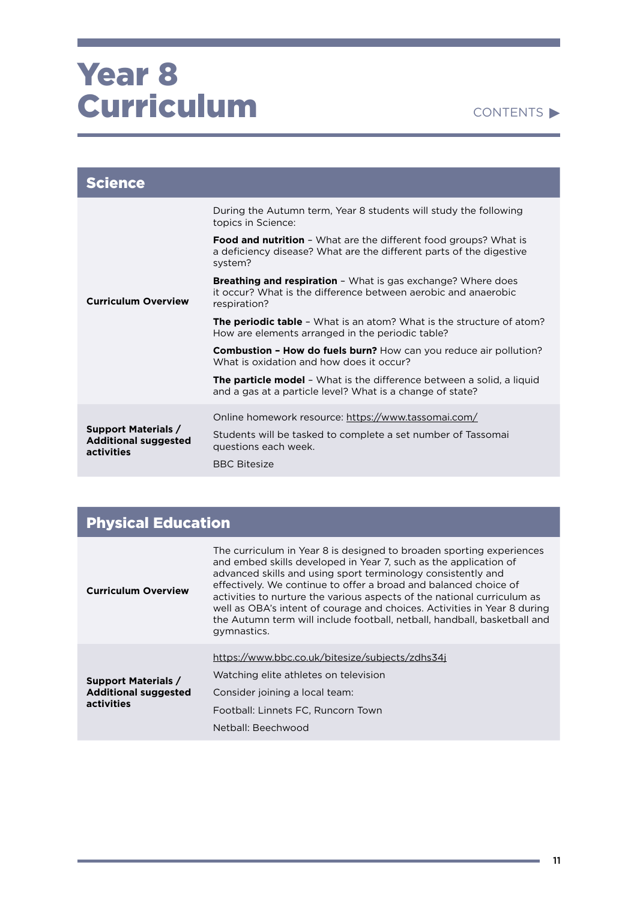# Year 8 Curriculum

CONTENTS ▶

## Science

| | |
|---|---|
| **Curriculum Overview** | During the Autumn term, Year 8 students will study the following topics in Science:<br><br>**Food and nutrition** – What are the different food groups? What is a deficiency disease? What are the different parts of the digestive system?<br><br>**Breathing and respiration** – What is gas exchange? Where does it occur? What is the difference between aerobic and anaerobic respiration?<br><br>**The periodic table** – What is an atom? What is the structure of atom? How are elements arranged in the periodic table?<br><br>**Combustion – How do fuels burn?** How can you reduce air pollution? What is oxidation and how does it occur?<br><br>**The particle model** – What is the difference between a solid, a liquid and a gas at a particle level? What is a change of state? |
| **Support Materials / Additional suggested activities** | Online homework resource: https://www.tassomai.com/<br><br>Students will be tasked to complete a set number of Tassomai questions each week.<br><br>BBC Bitesize |

## Physical Education

| | |
|---|---|
| **Curriculum Overview** | The curriculum in Year 8 is designed to broaden sporting experiences and embed skills developed in Year 7, such as the application of advanced skills and using sport terminology consistently and effectively. We continue to offer a broad and balanced choice of activities to nurture the various aspects of the national curriculum as well as OBA's intent of courage and choices. Activities in Year 8 during the Autumn term will include football, netball, handball, basketball and gymnastics. |
| **Support Materials / Additional suggested activities** | https://www.bbc.co.uk/bitesize/subjects/zdhs34j<br><br>Watching elite athletes on television<br><br>Consider joining a local team:<br><br>Football: Linnets FC, Runcorn Town<br><br>Netball: Beechwood |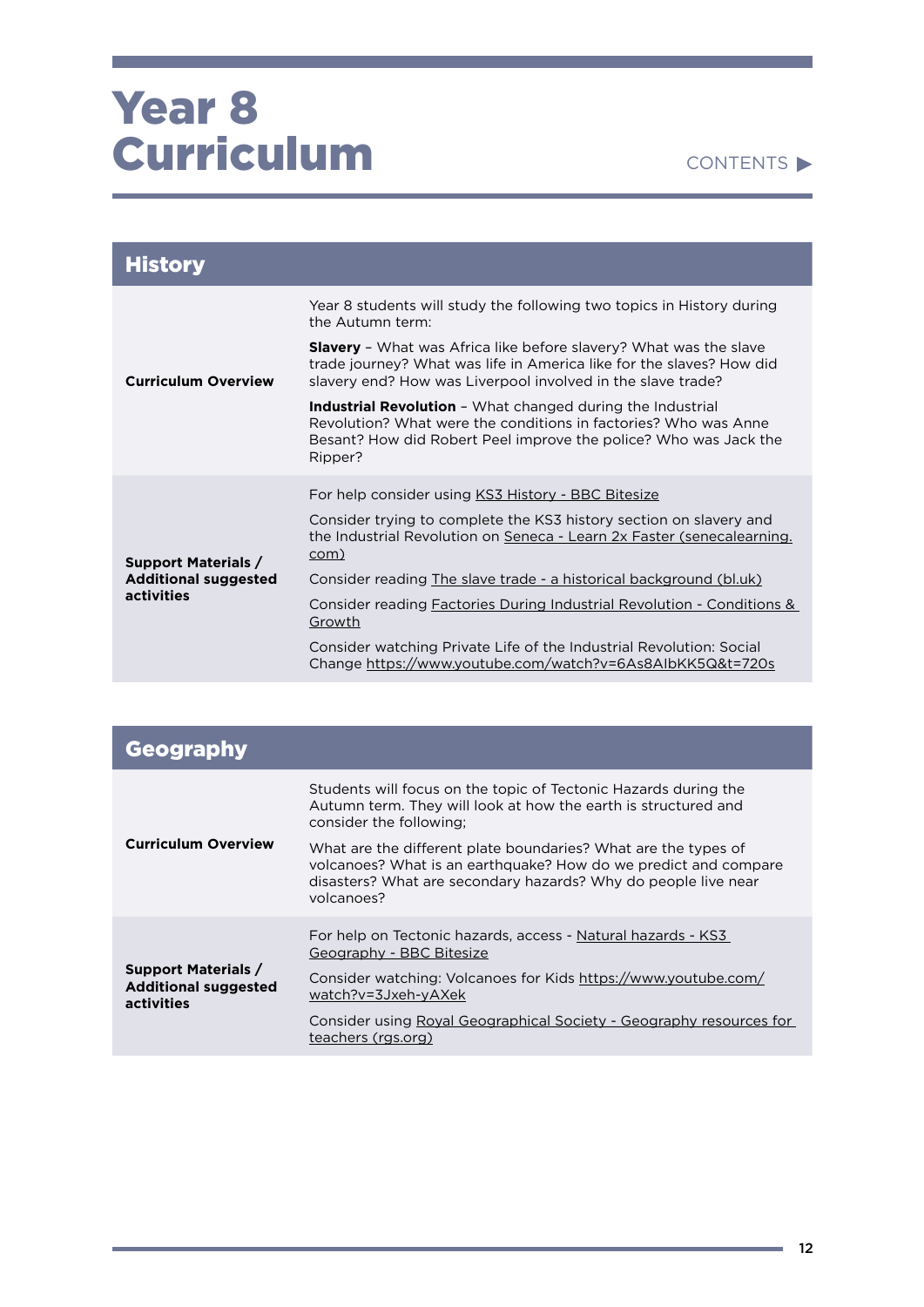# Year 8 Curriculum

CONTENTS ▶

## History

| | |
|---|---|
| **Curriculum Overview** | Year 8 students will study the following two topics in History during the Autumn term:<br><br>**Slavery** – What was Africa like before slavery? What was the slave trade journey? What was life in America like for the slaves? How did slavery end? How was Liverpool involved in the slave trade?<br><br>**Industrial Revolution** – What changed during the Industrial Revolution? What were the conditions in factories? Who was Anne Besant? How did Robert Peel improve the police? Who was Jack the Ripper? |
| **Support Materials / Additional suggested activities** | For help consider using KS3 History - BBC Bitesize<br><br>Consider trying to complete the KS3 history section on slavery and the Industrial Revolution on Seneca - Learn 2x Faster (senecalearning.com)<br><br>Consider reading The slave trade - a historical background (bl.uk)<br><br>Consider reading Factories During Industrial Revolution - Conditions & Growth<br><br>Consider watching Private Life of the Industrial Revolution: Social Change https://www.youtube.com/watch?v=6As8AIbKK5Q&t=720s |

## Geography

| | |
|---|---|
| **Curriculum Overview** | Students will focus on the topic of Tectonic Hazards during the Autumn term. They will look at how the earth is structured and consider the following;<br><br>What are the different plate boundaries? What are the types of volcanoes? What is an earthquake? How do we predict and compare disasters? What are secondary hazards? Why do people live near volcanoes? |
| **Support Materials / Additional suggested activities** | For help on Tectonic hazards, access - Natural hazards - KS3 Geography - BBC Bitesize<br><br>Consider watching: Volcanoes for Kids https://www.youtube.com/watch?v=3Jxeh-yAXek<br><br>Consider using Royal Geographical Society - Geography resources for teachers (rgs.org) |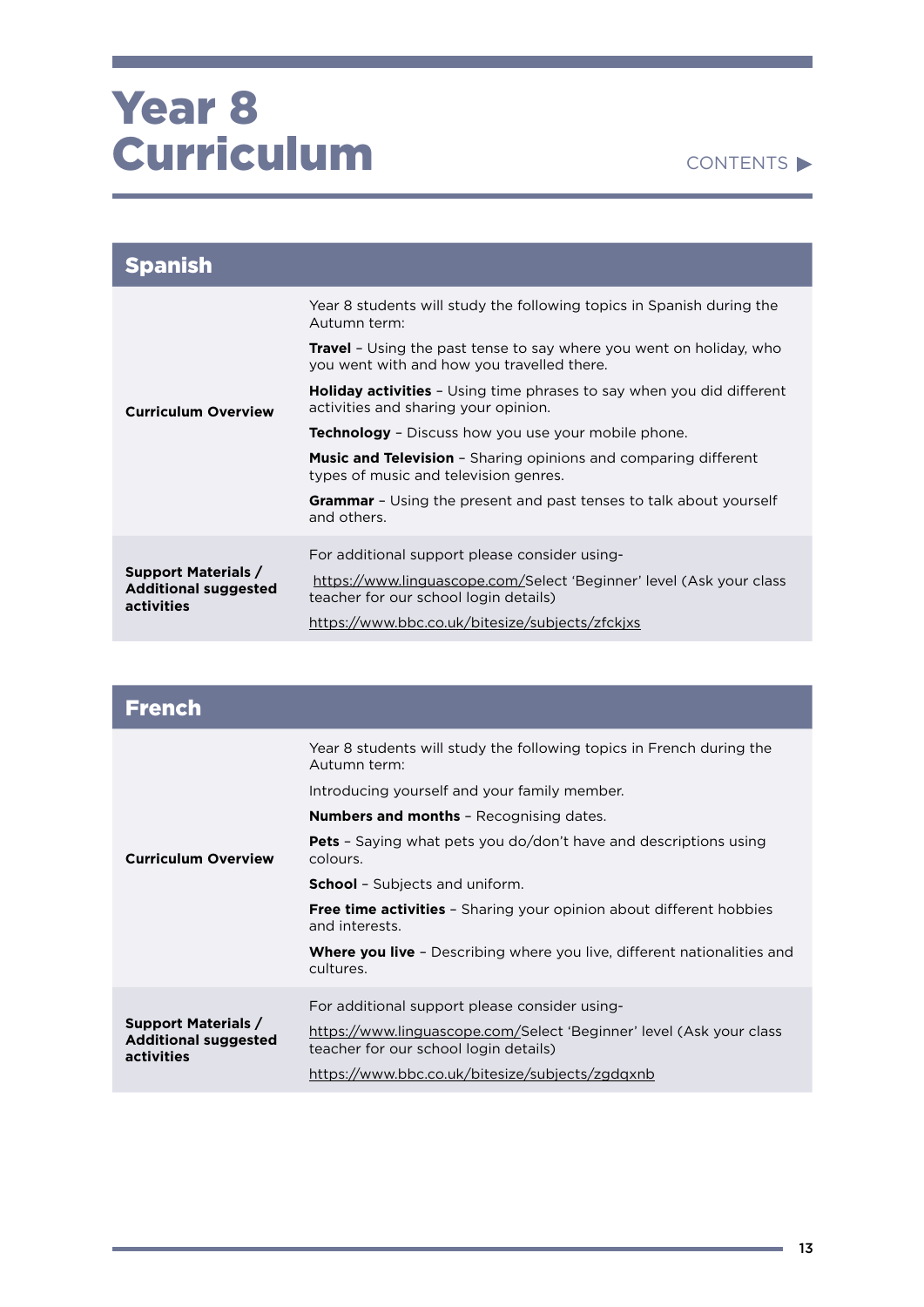# Year 8 Curriculum

CONTENTS ▶

## Spanish

| | |
|---|---|
| **Curriculum Overview** | Year 8 students will study the following topics in Spanish during the Autumn term:<br><br>**Travel** – Using the past tense to say where you went on holiday, who you went with and how you travelled there.<br><br>**Holiday activities** – Using time phrases to say when you did different activities and sharing your opinion.<br><br>**Technology** – Discuss how you use your mobile phone.<br><br>**Music and Television** – Sharing opinions and comparing different types of music and television genres.<br><br>**Grammar** – Using the present and past tenses to talk about yourself and others. |
| **Support Materials / Additional suggested activities** | For additional support please consider using-<br><br>https://www.linguascope.com/Select 'Beginner' level (Ask your class teacher for our school login details)<br><br>https://www.bbc.co.uk/bitesize/subjects/zfckjxs |

## French

| | |
|---|---|
| **Curriculum Overview** | Year 8 students will study the following topics in French during the Autumn term:<br><br>Introducing yourself and your family member.<br><br>**Numbers and months** – Recognising dates.<br><br>**Pets** – Saying what pets you do/don't have and descriptions using colours.<br><br>**School** – Subjects and uniform.<br><br>**Free time activities** – Sharing your opinion about different hobbies and interests.<br><br>**Where you live** – Describing where you live, different nationalities and cultures. |
| **Support Materials / Additional suggested activities** | For additional support please consider using-<br><br>https://www.linguascope.com/Select 'Beginner' level (Ask your class teacher for our school login details)<br><br>https://www.bbc.co.uk/bitesize/subjects/zgdqxnb |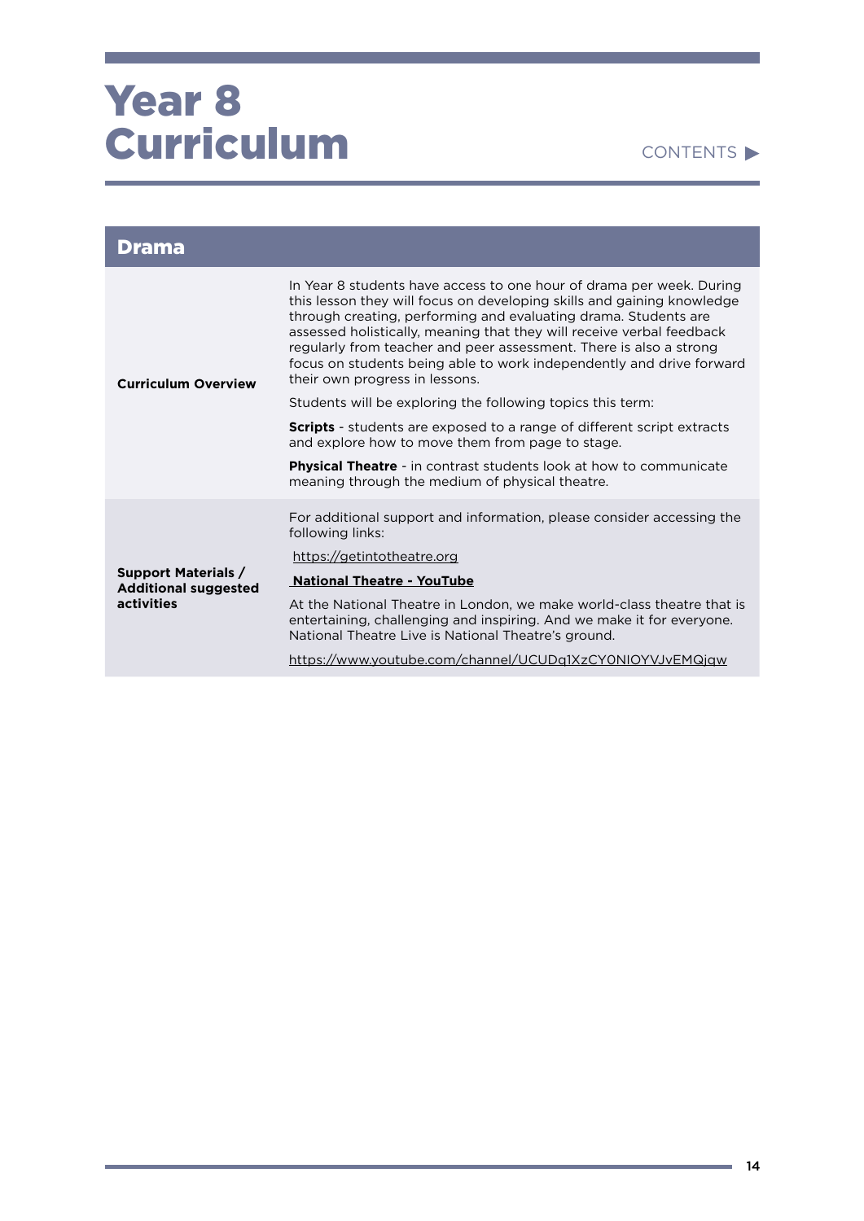# Year 8 Curriculum

CONTENTS ▶

## Drama

| | |
|---|---|
| **Curriculum Overview** | In Year 8 students have access to one hour of drama per week. During this lesson they will focus on developing skills and gaining knowledge through creating, performing and evaluating drama. Students are assessed holistically, meaning that they will receive verbal feedback regularly from teacher and peer assessment. There is also a strong focus on students being able to work independently and drive forward their own progress in lessons.<br><br>Students will be exploring the following topics this term:<br><br>**Scripts** - students are exposed to a range of different script extracts and explore how to move them from page to stage.<br><br>**Physical Theatre** - in contrast students look at how to communicate meaning through the medium of physical theatre. |
| **Support Materials / Additional suggested activities** | For additional support and information, please consider accessing the following links:<br><br>https://getintotheatre.org<br><br>**National Theatre - YouTube**<br><br>At the National Theatre in London, we make world-class theatre that is entertaining, challenging and inspiring. And we make it for everyone. National Theatre Live is National Theatre's ground.<br><br>https://www.youtube.com/channel/UCUDq1XzCY0NIOYVJvEMQjqw |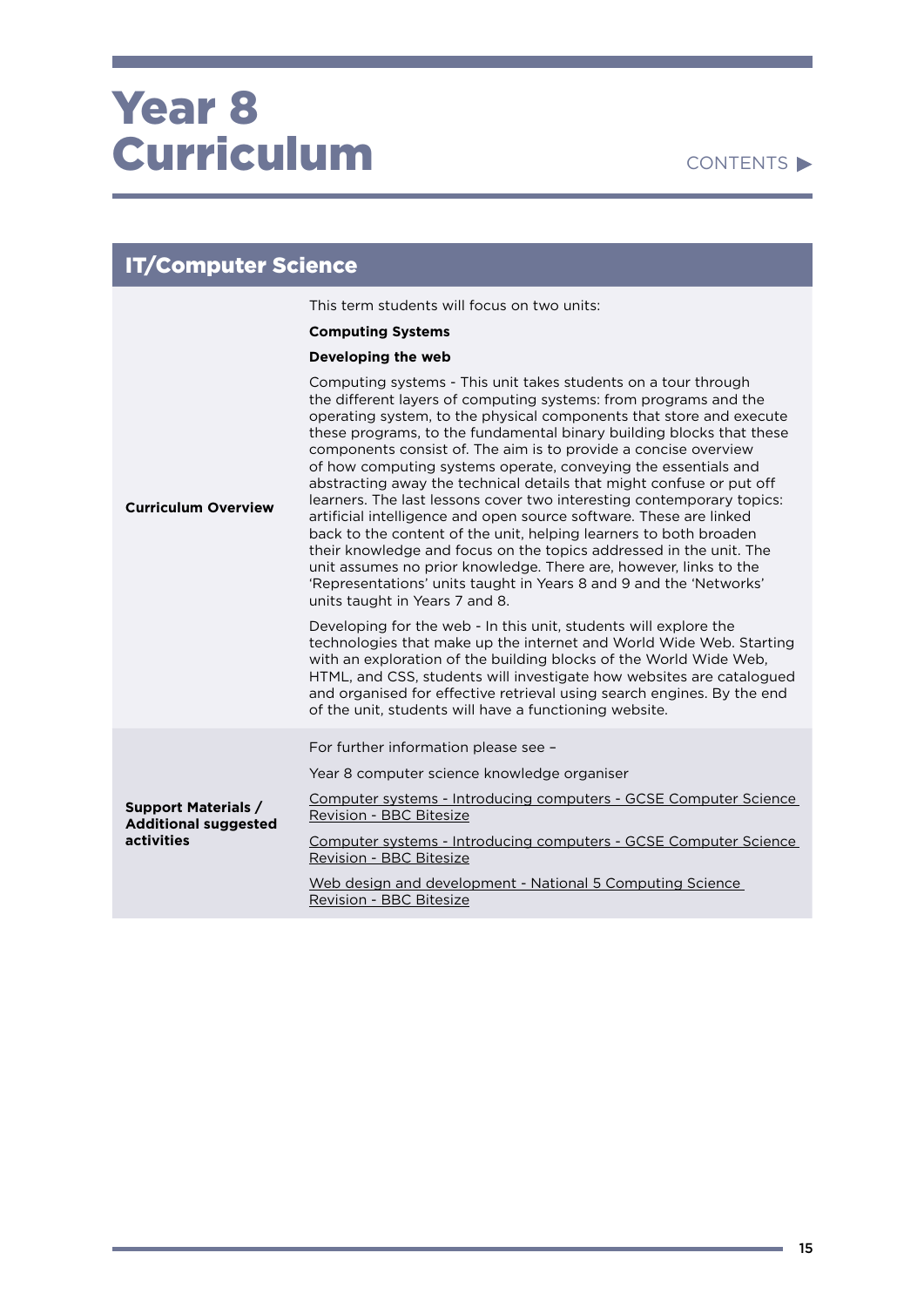# Year 8 Curriculum

CONTENTS ▶

## IT/Computer Science

| | |
|---|---|
| **Curriculum Overview** | This term students will focus on two units:<br><br>**Computing Systems**<br><br>**Developing the web**<br><br>Computing systems - This unit takes students on a tour through the different layers of computing systems: from programs and the operating system, to the physical components that store and execute these programs, to the fundamental binary building blocks that these components consist of. The aim is to provide a concise overview of how computing systems operate, conveying the essentials and abstracting away the technical details that might confuse or put off learners. The last lessons cover two interesting contemporary topics: artificial intelligence and open source software. These are linked back to the content of the unit, helping learners to both broaden their knowledge and focus on the topics addressed in the unit. The unit assumes no prior knowledge. There are, however, links to the 'Representations' units taught in Years 8 and 9 and the 'Networks' units taught in Years 7 and 8.<br><br>Developing for the web - In this unit, students will explore the technologies that make up the internet and World Wide Web. Starting with an exploration of the building blocks of the World Wide Web, HTML, and CSS, students will investigate how websites are catalogued and organised for effective retrieval using search engines. By the end of the unit, students will have a functioning website. |
| **Support Materials / Additional suggested activities** | For further information please see –<br><br>Year 8 computer science knowledge organiser<br><br>Computer systems - Introducing computers - GCSE Computer Science Revision - BBC Bitesize<br><br>Computer systems - Introducing computers - GCSE Computer Science Revision - BBC Bitesize<br><br>Web design and development - National 5 Computing Science Revision - BBC Bitesize |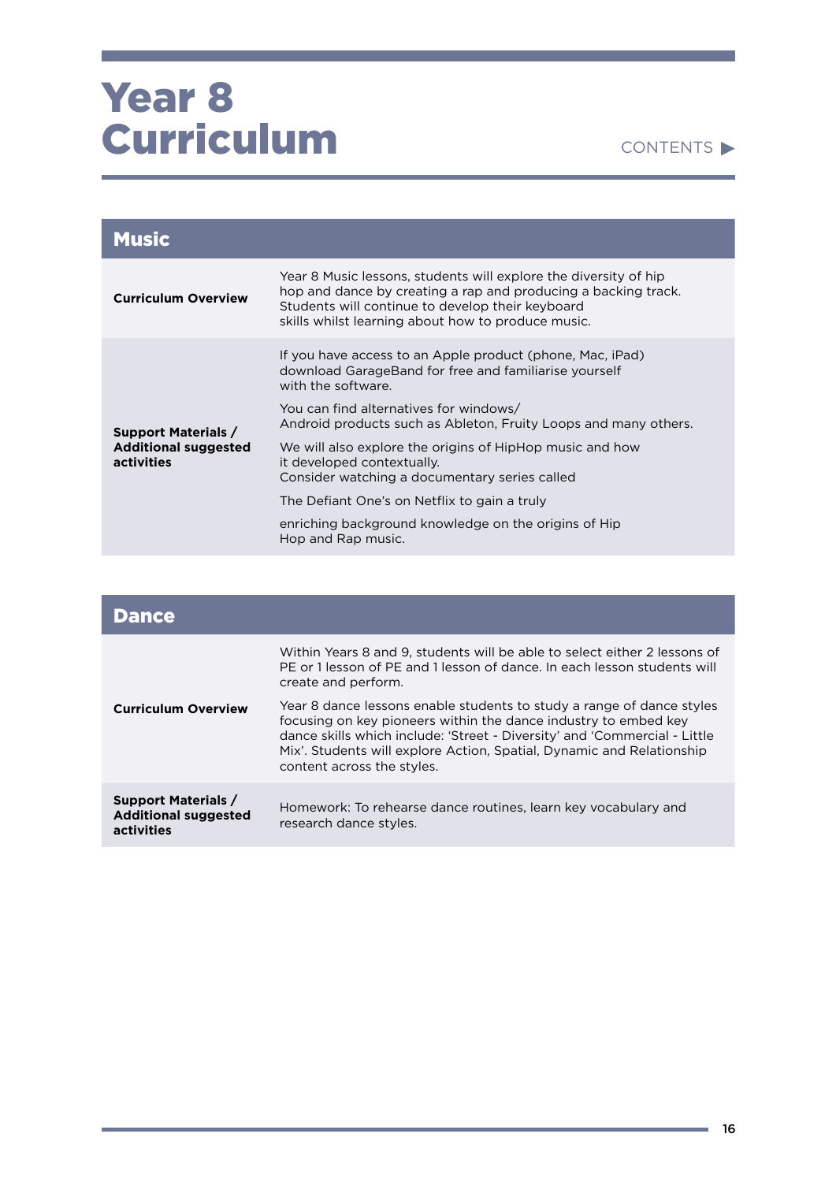# Year 8 Curriculum

CONTENTS ▶

## Music

| | |
|---|---|
| **Curriculum Overview** | Year 8 Music lessons, students will explore the diversity of hip hop and dance by creating a rap and producing a backing track. Students will continue to develop their keyboard skills whilst learning about how to produce music. |
| **Support Materials / Additional suggested activities** | If you have access to an Apple product (phone, Mac, iPad) download GarageBand for free and familiarise yourself with the software.<br><br>You can find alternatives for windows/ Android products such as Ableton, Fruity Loops and many others.<br><br>We will also explore the origins of HipHop music and how it developed contextually. Consider watching a documentary series called<br><br>The Defiant One's on Netflix to gain a truly<br><br>enriching background knowledge on the origins of Hip Hop and Rap music. |

## Dance

| | |
|---|---|
| **Curriculum Overview** | Within Years 8 and 9, students will be able to select either 2 lessons of PE or 1 lesson of PE and 1 lesson of dance. In each lesson students will create and perform.<br><br>Year 8 dance lessons enable students to study a range of dance styles focusing on key pioneers within the dance industry to embed key dance skills which include: 'Street - Diversity' and 'Commercial - Little Mix'. Students will explore Action, Spatial, Dynamic and Relationship content across the styles. |
| **Support Materials / Additional suggested activities** | Homework: To rehearse dance routines, learn key vocabulary and research dance styles. |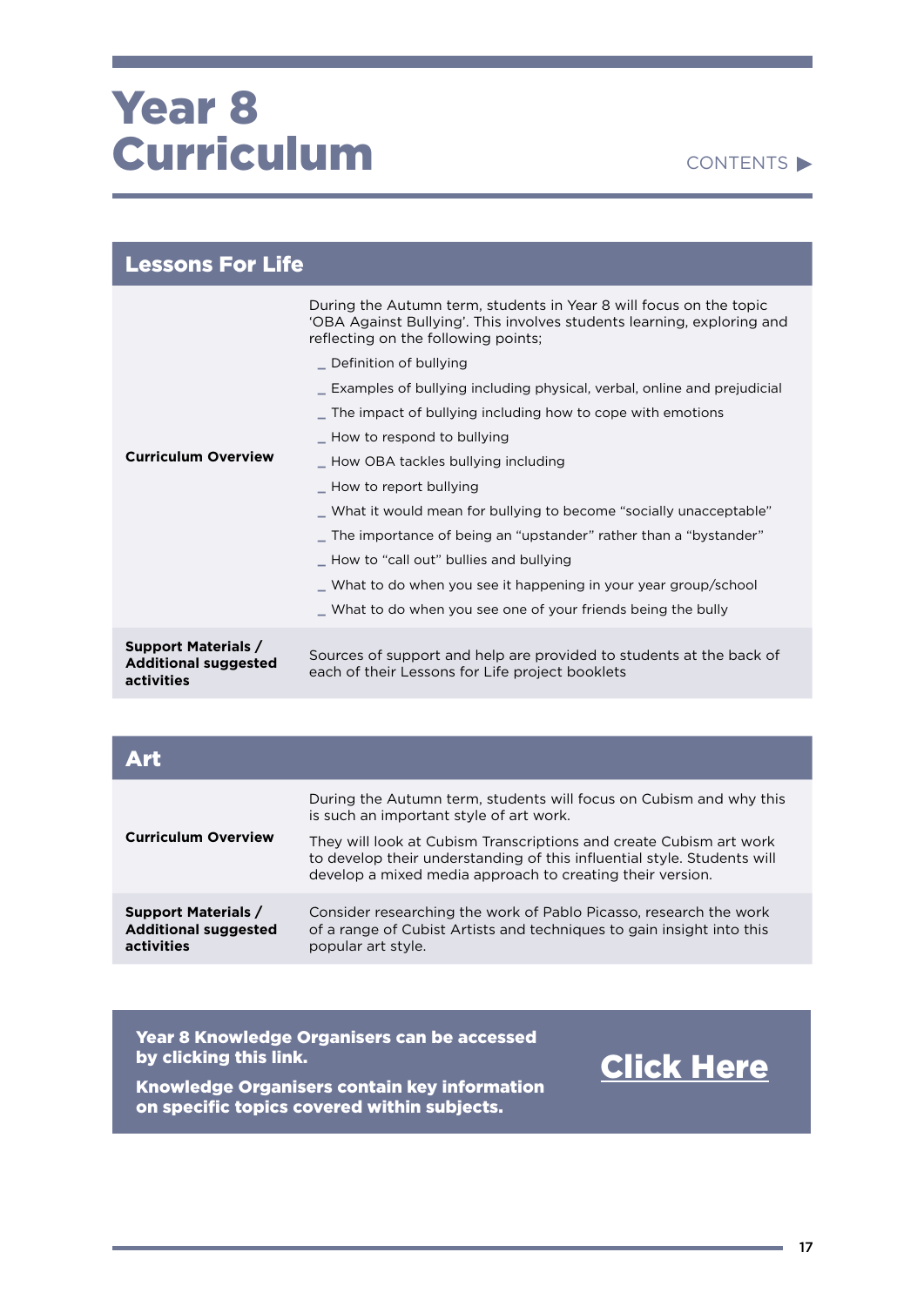# Year 8 Curriculum

CONTENTS ▶

## Lessons For Life

| | |
|---|---|
| **Curriculum Overview** | During the Autumn term, students in Year 8 will focus on the topic 'OBA Against Bullying'. This involves students learning, exploring and reflecting on the following points;<br>_ Definition of bullying<br>_ Examples of bullying including physical, verbal, online and prejudicial<br>_ The impact of bullying including how to cope with emotions<br>_ How to respond to bullying<br>_ How OBA tackles bullying including<br>_ How to report bullying<br>_ What it would mean for bullying to become "socially unacceptable"<br>_ The importance of being an "upstander" rather than a "bystander"<br>_ How to "call out" bullies and bullying<br>_ What to do when you see it happening in your year group/school<br>_ What to do when you see one of your friends being the bully |
| **Support Materials / Additional suggested activities** | Sources of support and help are provided to students at the back of each of their Lessons for Life project booklets |

## Art

| | |
|---|---|
| **Curriculum Overview** | During the Autumn term, students will focus on Cubism and why this is such an important style of art work.<br>They will look at Cubism Transcriptions and create Cubism art work to develop their understanding of this influential style. Students will develop a mixed media approach to creating their version. |
| **Support Materials / Additional suggested activities** | Consider researching the work of Pablo Picasso, research the work of a range of Cubist Artists and techniques to gain insight into this popular art style. |

**Year 8 Knowledge Organisers can be accessed by clicking this link.**

**Knowledge Organisers contain key information on specific topics covered within subjects.**

**Click Here**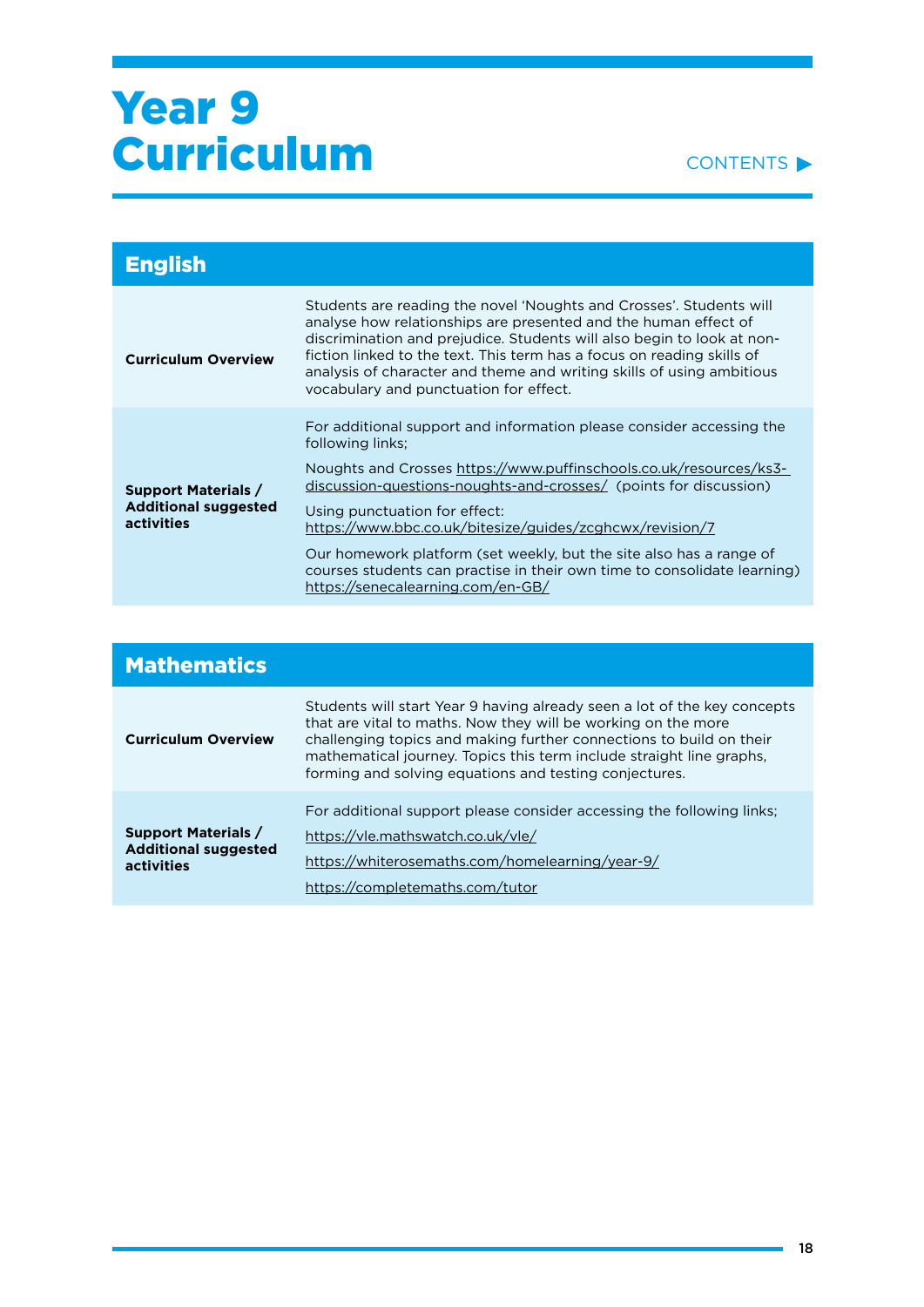# Year 9 Curriculum

CONTENTS ▶

## English

| | |
|---|---|
| **Curriculum Overview** | Students are reading the novel 'Noughts and Crosses'. Students will analyse how relationships are presented and the human effect of discrimination and prejudice. Students will also begin to look at non-fiction linked to the text. This term has a focus on reading skills of analysis of character and theme and writing skills of using ambitious vocabulary and punctuation for effect. |
| **Support Materials / Additional suggested activities** | For additional support and information please consider accessing the following links;<br><br>Noughts and Crosses https://www.puffinschools.co.uk/resources/ks3-discussion-questions-noughts-and-crosses/ (points for discussion)<br><br>Using punctuation for effect: https://www.bbc.co.uk/bitesize/guides/zcghcwx/revision/7<br><br>Our homework platform (set weekly, but the site also has a range of courses students can practise in their own time to consolidate learning) https://senecalearning.com/en-GB/ |

## Mathematics

| | |
|---|---|
| **Curriculum Overview** | Students will start Year 9 having already seen a lot of the key concepts that are vital to maths. Now they will be working on the more challenging topics and making further connections to build on their mathematical journey. Topics this term include straight line graphs, forming and solving equations and testing conjectures. |
| **Support Materials / Additional suggested activities** | For additional support please consider accessing the following links;<br><br>https://vle.mathswatch.co.uk/vle/<br><br>https://whiterosemaths.com/homelearning/year-9/<br><br>https://completemaths.com/tutor |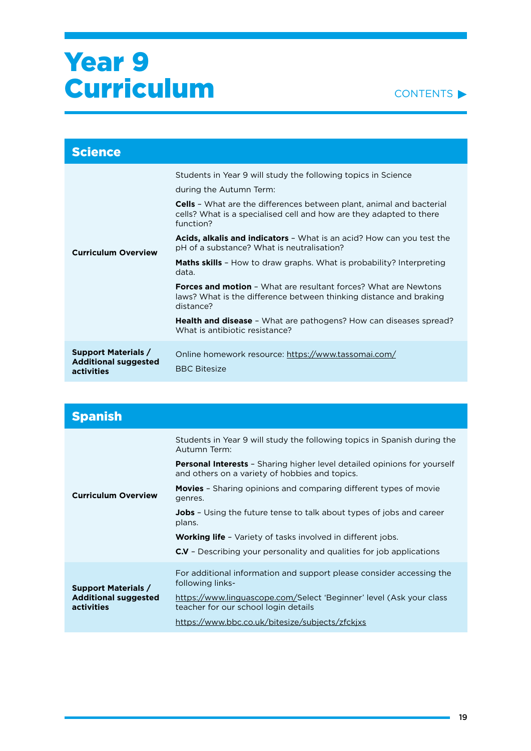# Year 9 Curriculum

CONTENTS ▶

## Science

| | |
|---|---|
| **Curriculum Overview** | Students in Year 9 will study the following topics in Science during the Autumn Term:<br><br>**Cells** – What are the differences between plant, animal and bacterial cells? What is a specialised cell and how are they adapted to there function?<br><br>**Acids, alkalis and indicators** – What is an acid? How can you test the pH of a substance? What is neutralisation?<br><br>**Maths skills** – How to draw graphs. What is probability? Interpreting data.<br><br>**Forces and motion** – What are resultant forces? What are Newtons laws? What is the difference between thinking distance and braking distance?<br><br>**Health and disease** – What are pathogens? How can diseases spread? What is antibiotic resistance? |
| **Support Materials / Additional suggested activities** | Online homework resource: https://www.tassomai.com/<br><br>BBC Bitesize |

## Spanish

| | |
|---|---|
| **Curriculum Overview** | Students in Year 9 will study the following topics in Spanish during the Autumn Term:<br><br>**Personal Interests** – Sharing higher level detailed opinions for yourself and others on a variety of hobbies and topics.<br><br>**Movies** – Sharing opinions and comparing different types of movie genres.<br><br>**Jobs** – Using the future tense to talk about types of jobs and career plans.<br><br>**Working life** – Variety of tasks involved in different jobs.<br><br>**C.V** – Describing your personality and qualities for job applications |
| **Support Materials / Additional suggested activities** | For additional information and support please consider accessing the following links-<br><br>https://www.linguascope.com/Select 'Beginner' level (Ask your class teacher for our school login details<br><br>https://www.bbc.co.uk/bitesize/subjects/zfckjxs |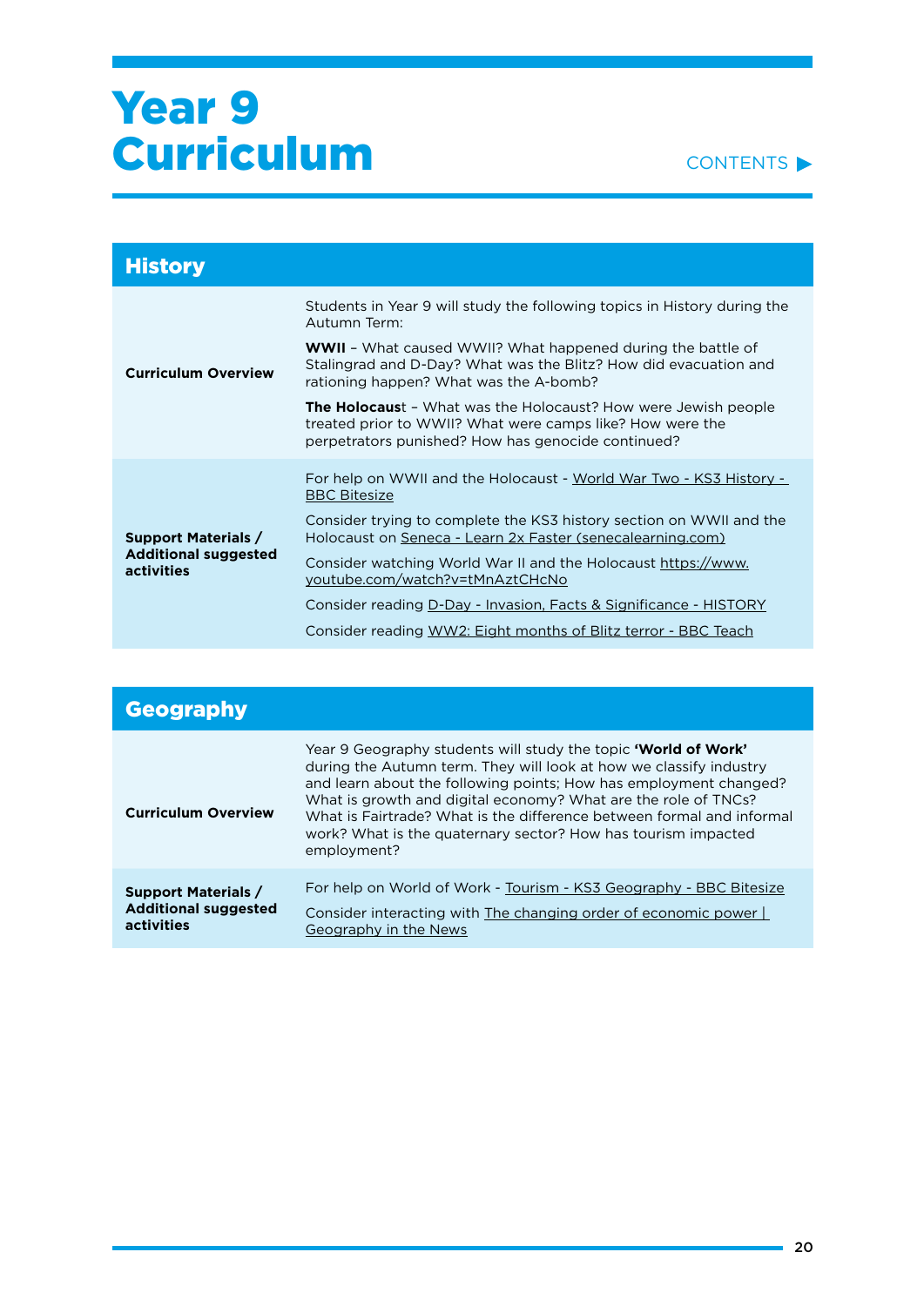# Year 9 Curriculum

CONTENTS ▶

## History

| | |
|---|---|
| **Curriculum Overview** | Students in Year 9 will study the following topics in History during the Autumn Term:<br><br>**WWII** – What caused WWII? What happened during the battle of Stalingrad and D-Day? What was the Blitz? How did evacuation and rationing happen? What was the A-bomb?<br><br>**The Holocaus**t – What was the Holocaust? How were Jewish people treated prior to WWII? What were camps like? How were the perpetrators punished? How has genocide continued? |
| **Support Materials / Additional suggested activities** | For help on WWII and the Holocaust - World War Two - KS3 History - BBC Bitesize<br><br>Consider trying to complete the KS3 history section on WWII and the Holocaust on Seneca - Learn 2x Faster (senecalearning.com)<br><br>Consider watching World War II and the Holocaust https://www.youtube.com/watch?v=tMnAztCHcNo<br><br>Consider reading D-Day - Invasion, Facts & Significance - HISTORY<br><br>Consider reading WW2: Eight months of Blitz terror - BBC Teach |

## Geography

| | |
|---|---|
| **Curriculum Overview** | Year 9 Geography students will study the topic **'World of Work'** during the Autumn term. They will look at how we classify industry and learn about the following points; How has employment changed? What is growth and digital economy? What are the role of TNCs? What is Fairtrade? What is the difference between formal and informal work? What is the quaternary sector? How has tourism impacted employment? |
| **Support Materials / Additional suggested activities** | For help on World of Work - Tourism - KS3 Geography - BBC Bitesize<br><br>Consider interacting with The changing order of economic power \| Geography in the News |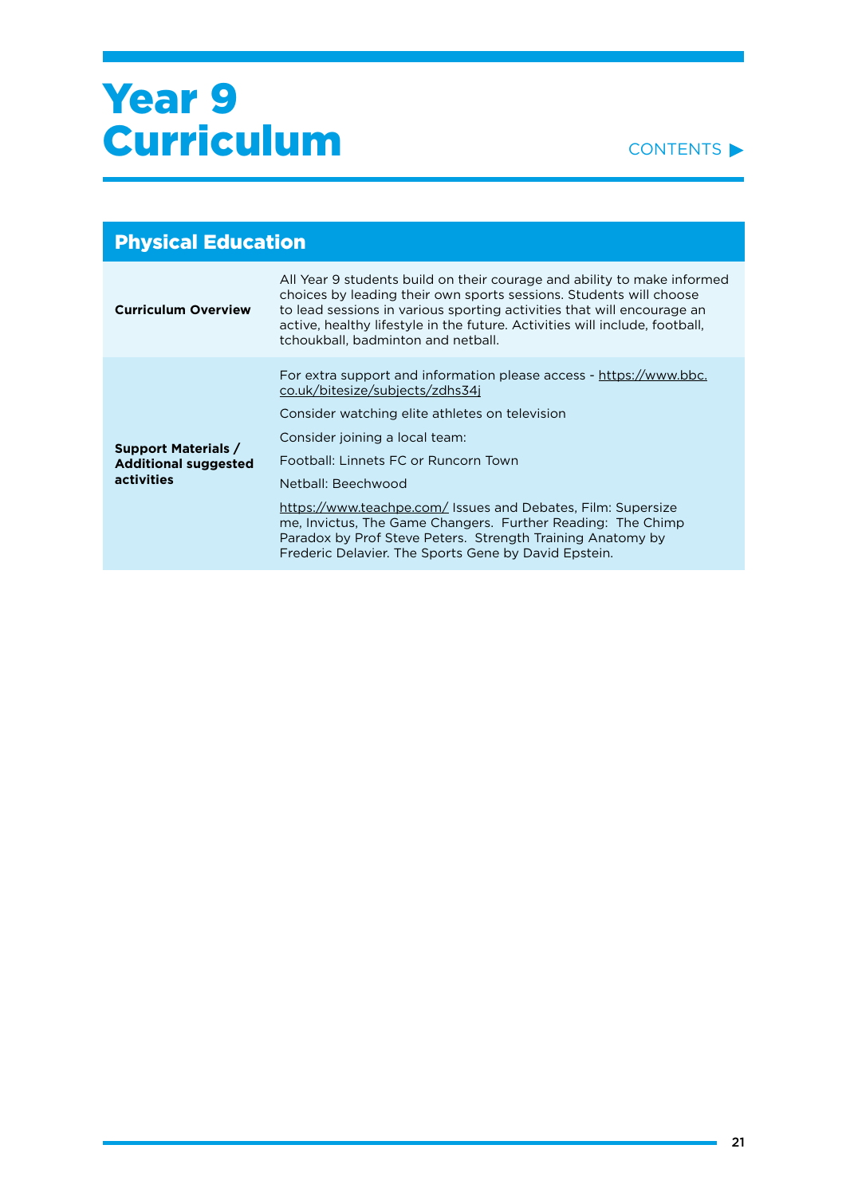# Year 9 Curriculum

## Physical Education

| | |
|---|---|
| **Curriculum Overview** | All Year 9 students build on their courage and ability to make informed choices by leading their own sports sessions. Students will choose to lead sessions in various sporting activities that will encourage an active, healthy lifestyle in the future. Activities will include, football, tchoukball, badminton and netball. |
| **Support Materials / Additional suggested activities** | For extra support and information please access - https://www.bbc.co.uk/bitesize/subjects/zdhs34j<br><br>Consider watching elite athletes on television<br><br>Consider joining a local team:<br><br>Football: Linnets FC or Runcorn Town<br><br>Netball: Beechwood<br><br>https://www.teachpe.com/ Issues and Debates, Film: Supersize me, Invictus, The Game Changers. Further Reading: The Chimp Paradox by Prof Steve Peters. Strength Training Anatomy by Frederic Delavier. The Sports Gene by David Epstein. |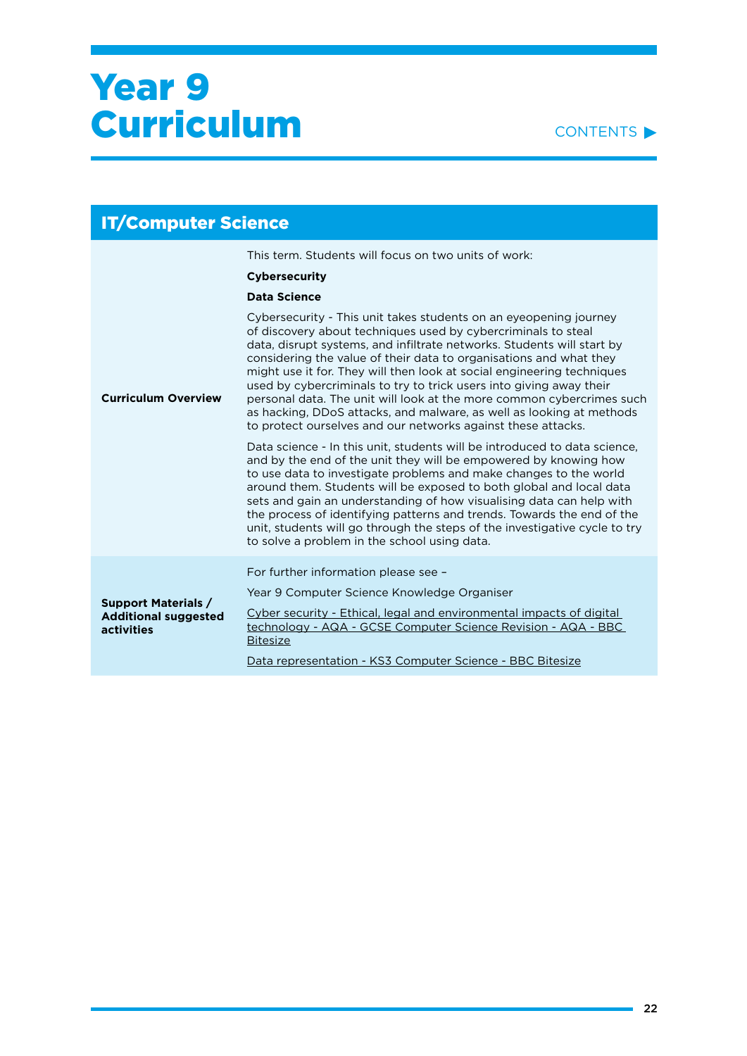# Year 9 Curriculum

CONTENTS ▶

## IT/Computer Science

| | |
|---|---|
| **Curriculum Overview** | This term. Students will focus on two units of work:<br><br>**Cybersecurity**<br><br>**Data Science**<br><br>Cybersecurity - This unit takes students on an eyeopening journey of discovery about techniques used by cybercriminals to steal data, disrupt systems, and infiltrate networks. Students will start by considering the value of their data to organisations and what they might use it for. They will then look at social engineering techniques used by cybercriminals to try to trick users into giving away their personal data. The unit will look at the more common cybercrimes such as hacking, DDoS attacks, and malware, as well as looking at methods to protect ourselves and our networks against these attacks.<br><br>Data science - In this unit, students will be introduced to data science, and by the end of the unit they will be empowered by knowing how to use data to investigate problems and make changes to the world around them. Students will be exposed to both global and local data sets and gain an understanding of how visualising data can help with the process of identifying patterns and trends. Towards the end of the unit, students will go through the steps of the investigative cycle to try to solve a problem in the school using data. |
| **Support Materials / Additional suggested activities** | For further information please see –<br><br>Year 9 Computer Science Knowledge Organiser<br><br>Cyber security - Ethical, legal and environmental impacts of digital technology - AQA - GCSE Computer Science Revision - AQA - BBC Bitesize<br><br>Data representation - KS3 Computer Science - BBC Bitesize |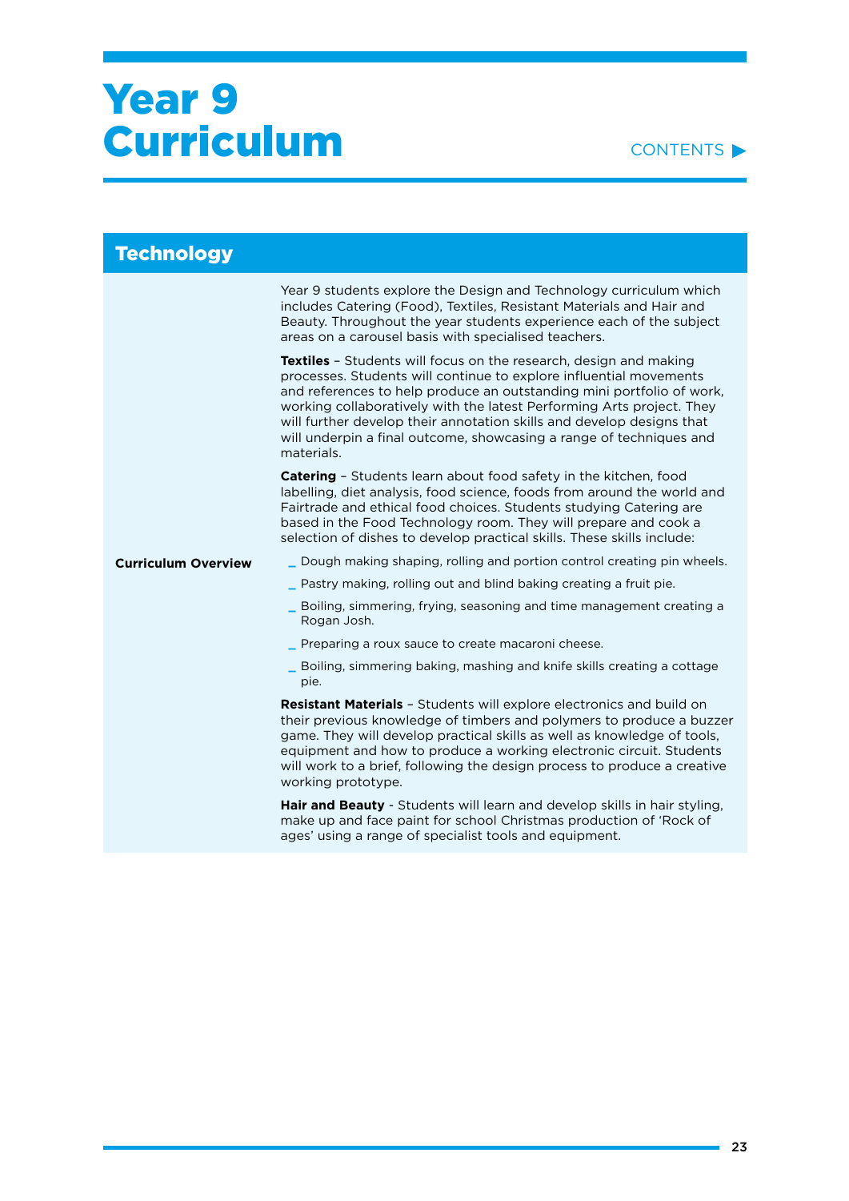# Year 9 Curriculum

CONTENTS ▶

## Technology

**Curriculum Overview**

Year 9 students explore the Design and Technology curriculum which includes Catering (Food), Textiles, Resistant Materials and Hair and Beauty. Throughout the year students experience each of the subject areas on a carousel basis with specialised teachers.

**Textiles** – Students will focus on the research, design and making processes. Students will continue to explore influential movements and references to help produce an outstanding mini portfolio of work, working collaboratively with the latest Performing Arts project. They will further develop their annotation skills and develop designs that will underpin a final outcome, showcasing a range of techniques and materials.

**Catering** – Students learn about food safety in the kitchen, food labelling, diet analysis, food science, foods from around the world and Fairtrade and ethical food choices. Students studying Catering are based in the Food Technology room. They will prepare and cook a selection of dishes to develop practical skills. These skills include:

- Dough making shaping, rolling and portion control creating pin wheels.
- Pastry making, rolling out and blind baking creating a fruit pie.
- Boiling, simmering, frying, seasoning and time management creating a Rogan Josh.
- Preparing a roux sauce to create macaroni cheese.
- Boiling, simmering baking, mashing and knife skills creating a cottage pie.

**Resistant Materials** – Students will explore electronics and build on their previous knowledge of timbers and polymers to produce a buzzer game. They will develop practical skills as well as knowledge of tools, equipment and how to produce a working electronic circuit. Students will work to a brief, following the design process to produce a creative working prototype.

**Hair and Beauty** - Students will learn and develop skills in hair styling, make up and face paint for school Christmas production of 'Rock of ages' using a range of specialist tools and equipment.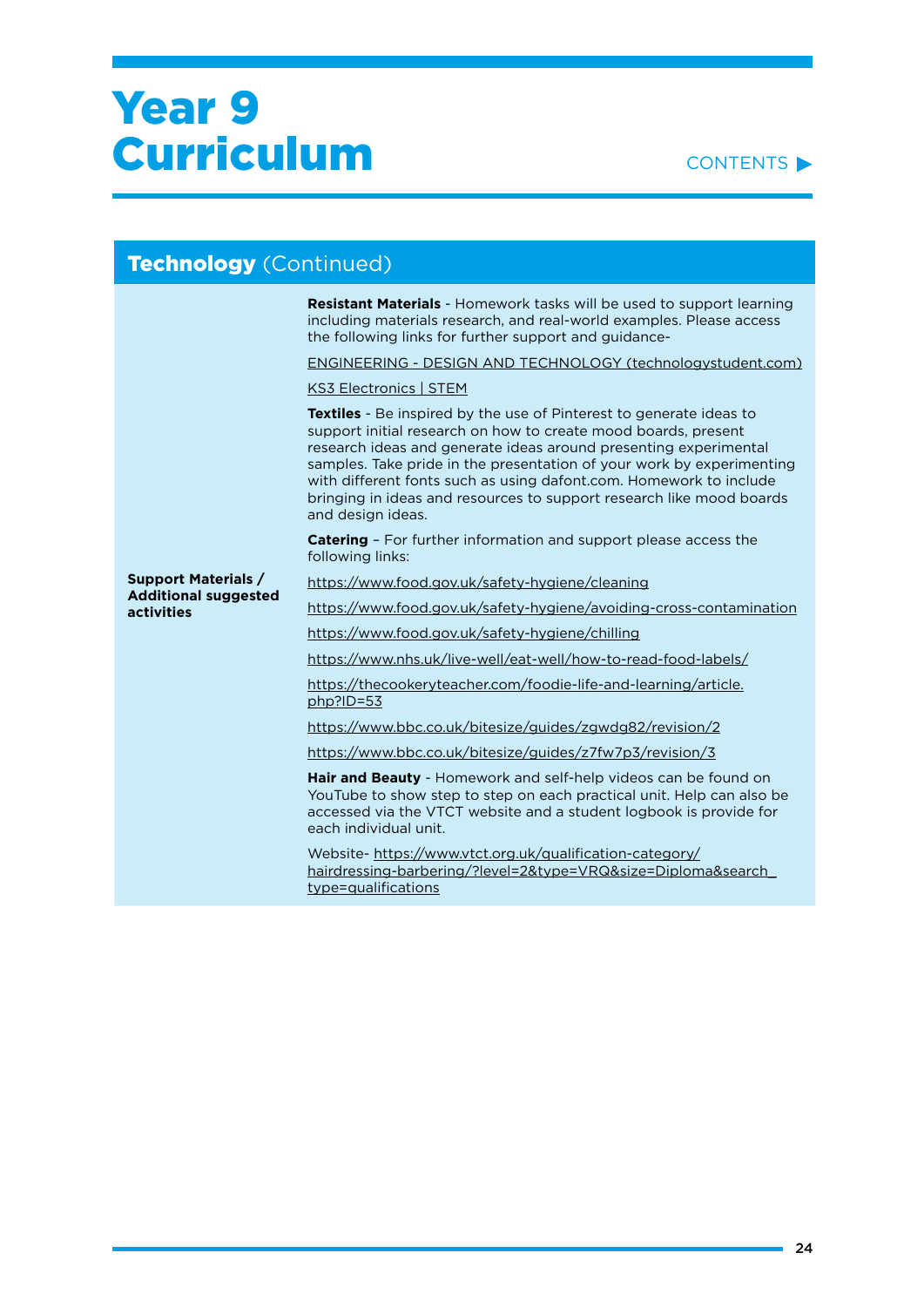# Year 9 Curriculum

## Technology (Continued)

| | |
|---|---|
| **Support Materials / Additional suggested activities** | **Resistant Materials** - Homework tasks will be used to support learning including materials research, and real-world examples. Please access the following links for further support and guidance-<br><br>ENGINEERING - DESIGN AND TECHNOLOGY (technologystudent.com)<br><br>KS3 Electronics \| STEM<br><br>**Textiles** - Be inspired by the use of Pinterest to generate ideas to support initial research on how to create mood boards, present research ideas and generate ideas around presenting experimental samples. Take pride in the presentation of your work by experimenting with different fonts such as using dafont.com. Homework to include bringing in ideas and resources to support research like mood boards and design ideas.<br><br>**Catering** – For further information and support please access the following links:<br><br>https://www.food.gov.uk/safety-hygiene/cleaning<br><br>https://www.food.gov.uk/safety-hygiene/avoiding-cross-contamination<br><br>https://www.food.gov.uk/safety-hygiene/chilling<br><br>https://www.nhs.uk/live-well/eat-well/how-to-read-food-labels/<br><br>https://thecookeryteacher.com/foodie-life-and-learning/article.php?ID=53<br><br>https://www.bbc.co.uk/bitesize/guides/zgwdg82/revision/2<br><br>https://www.bbc.co.uk/bitesize/guides/z7fw7p3/revision/3<br><br>**Hair and Beauty** - Homework and self-help videos can be found on YouTube to show step to step on each practical unit. Help can also be accessed via the VTCT website and a student logbook is provide for each individual unit.<br><br>Website- https://www.vtct.org.uk/qualification-category/hairdressing-barbering/?level=2&type=VRQ&size=Diploma&search_type=qualifications |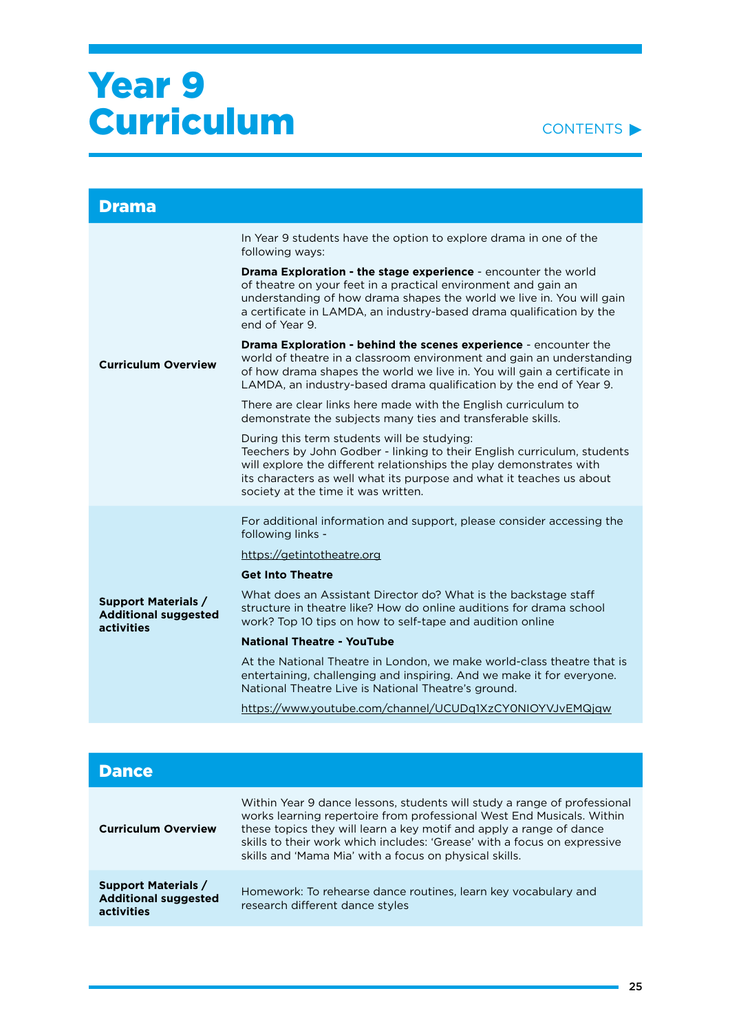# Year 9 Curriculum

CONTENTS ▶

## Drama

| | |
|---|---|
| **Curriculum Overview** | In Year 9 students have the option to explore drama in one of the following ways:<br><br>**Drama Exploration - the stage experience** - encounter the world of theatre on your feet in a practical environment and gain an understanding of how drama shapes the world we live in. You will gain a certificate in LAMDA, an industry-based drama qualification by the end of Year 9.<br><br>**Drama Exploration - behind the scenes experience** - encounter the world of theatre in a classroom environment and gain an understanding of how drama shapes the world we live in. You will gain a certificate in LAMDA, an industry-based drama qualification by the end of Year 9.<br><br>There are clear links here made with the English curriculum to demonstrate the subjects many ties and transferable skills.<br><br>During this term students will be studying:<br>Teechers by John Godber - linking to their English curriculum, students will explore the different relationships the play demonstrates with its characters as well what its purpose and what it teaches us about society at the time it was written. |
| **Support Materials / Additional suggested activities** | For additional information and support, please consider accessing the following links -<br><br>https://getintotheatre.org<br><br>**Get Into Theatre**<br><br>What does an Assistant Director do? What is the backstage staff structure in theatre like? How do online auditions for drama school work? Top 10 tips on how to self-tape and audition online<br><br>**National Theatre - YouTube**<br><br>At the National Theatre in London, we make world-class theatre that is entertaining, challenging and inspiring. And we make it for everyone. National Theatre Live is National Theatre's ground.<br><br>https://www.youtube.com/channel/UCUDq1XzCY0NIOYVJvEMQjqw |

## Dance

| | |
|---|---|
| **Curriculum Overview** | Within Year 9 dance lessons, students will study a range of professional works learning repertoire from professional West End Musicals. Within these topics they will learn a key motif and apply a range of dance skills to their work which includes: 'Grease' with a focus on expressive skills and 'Mama Mia' with a focus on physical skills. |
| **Support Materials / Additional suggested activities** | Homework: To rehearse dance routines, learn key vocabulary and research different dance styles |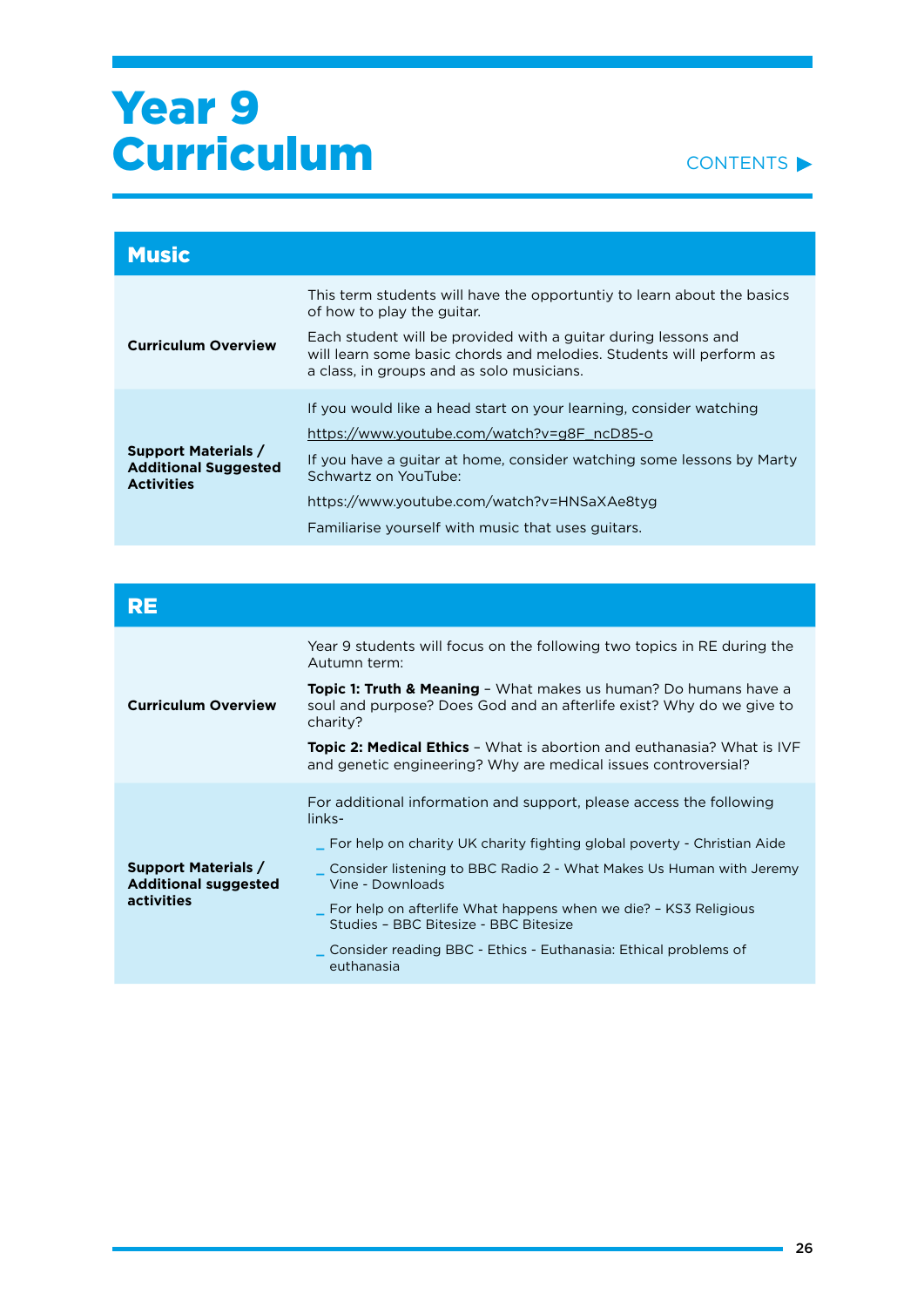# Year 9 Curriculum

CONTENTS ▶

## Music

| | |
|---|---|
| **Curriculum Overview** | This term students will have the opportuntiy to learn about the basics of how to play the guitar.<br><br>Each student will be provided with a guitar during lessons and will learn some basic chords and melodies. Students will perform as a class, in groups and as solo musicians. |
| **Support Materials / Additional Suggested Activities** | If you would like a head start on your learning, consider watching<br><br>https://www.youtube.com/watch?v=g8F_ncD85-o<br><br>If you have a guitar at home, consider watching some lessons by Marty Schwartz on YouTube:<br><br>https://www.youtube.com/watch?v=HNSaXAe8tyg<br><br>Familiarise yourself with music that uses guitars. |

## RE

| | |
|---|---|
| **Curriculum Overview** | Year 9 students will focus on the following two topics in RE during the Autumn term:<br><br>**Topic 1: Truth & Meaning** – What makes us human? Do humans have a soul and purpose? Does God and an afterlife exist? Why do we give to charity?<br><br>**Topic 2: Medical Ethics** – What is abortion and euthanasia? What is IVF and genetic engineering? Why are medical issues controversial? |
| **Support Materials / Additional suggested activities** | For additional information and support, please access the following links-<br><br>_ For help on charity UK charity fighting global poverty - Christian Aide<br><br>_ Consider listening to BBC Radio 2 - What Makes Us Human with Jeremy Vine - Downloads<br><br>_ For help on afterlife What happens when we die? – KS3 Religious Studies – BBC Bitesize - BBC Bitesize<br><br>_ Consider reading BBC - Ethics - Euthanasia: Ethical problems of euthanasia |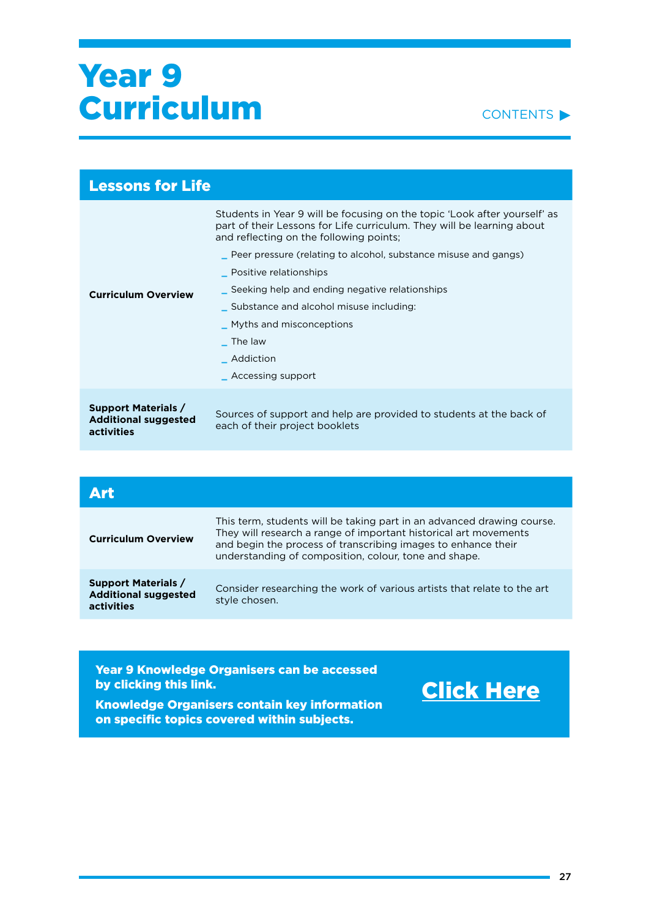# Year 9 Curriculum

CONTENTS ▶

## Lessons for Life

| | |
|---|---|
| **Curriculum Overview** | Students in Year 9 will be focusing on the topic 'Look after yourself' as part of their Lessons for Life curriculum. They will be learning about and reflecting on the following points;<br>_ Peer pressure (relating to alcohol, substance misuse and gangs)<br>_ Positive relationships<br>_ Seeking help and ending negative relationships<br>_ Substance and alcohol misuse including:<br>_ Myths and misconceptions<br>_ The law<br>_ Addiction<br>_ Accessing support |
| **Support Materials / Additional suggested activities** | Sources of support and help are provided to students at the back of each of their project booklets |

## Art

| | |
|---|---|
| **Curriculum Overview** | This term, students will be taking part in an advanced drawing course. They will research a range of important historical art movements and begin the process of transcribing images to enhance their understanding of composition, colour, tone and shape. |
| **Support Materials / Additional suggested activities** | Consider researching the work of various artists that relate to the art style chosen. |

**Year 9 Knowledge Organisers can be accessed by clicking this link.**

**Knowledge Organisers contain key information on specific topics covered within subjects.**

**Click Here**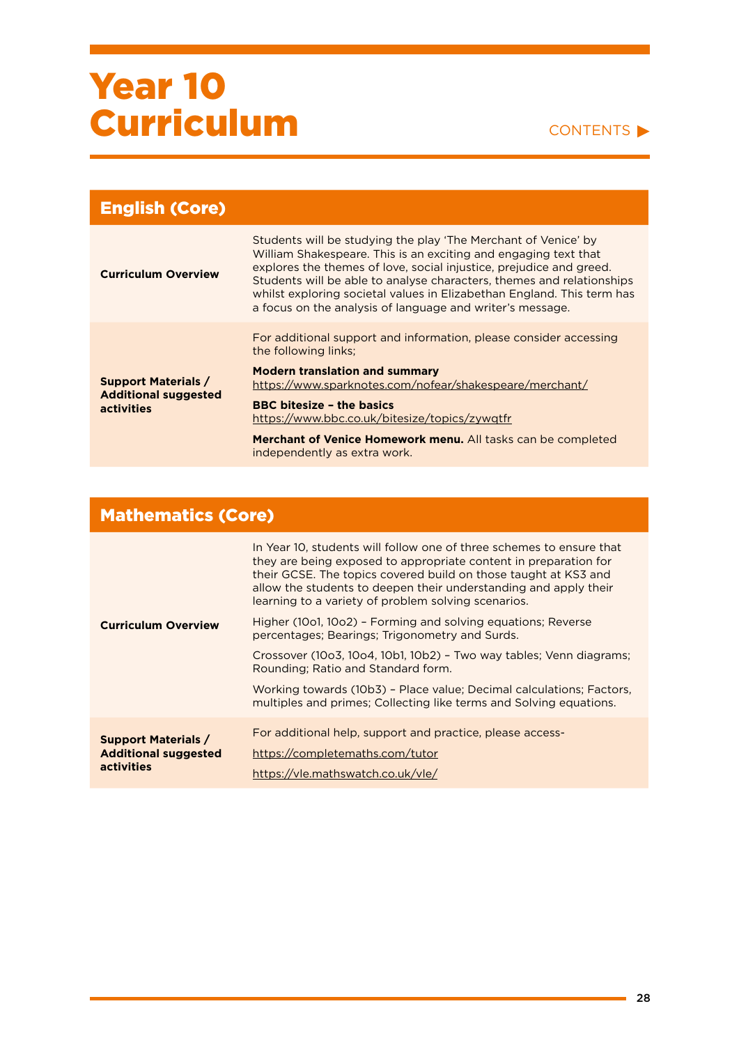# Year 10 Curriculum

CONTENTS ▶

## English (Core)

| | |
|---|---|
| **Curriculum Overview** | Students will be studying the play 'The Merchant of Venice' by William Shakespeare. This is an exciting and engaging text that explores the themes of love, social injustice, prejudice and greed. Students will be able to analyse characters, themes and relationships whilst exploring societal values in Elizabethan England. This term has a focus on the analysis of language and writer's message. |
| **Support Materials / Additional suggested activities** | For additional support and information, please consider accessing the following links; <br><br> **Modern translation and summary** <br> https://www.sparknotes.com/nofear/shakespeare/merchant/ <br><br> **BBC bitesize – the basics** <br> https://www.bbc.co.uk/bitesize/topics/zywqtfr <br><br> **Merchant of Venice Homework menu.** All tasks can be completed independently as extra work. |

## Mathematics (Core)

| | |
|---|---|
| **Curriculum Overview** | In Year 10, students will follow one of three schemes to ensure that they are being exposed to appropriate content in preparation for their GCSE. The topics covered build on those taught at KS3 and allow the students to deepen their understanding and apply their learning to a variety of problem solving scenarios. <br><br> Higher (10o1, 10o2) – Forming and solving equations; Reverse percentages; Bearings; Trigonometry and Surds. <br><br> Crossover (10o3, 10o4, 10b1, 10b2) – Two way tables; Venn diagrams; Rounding; Ratio and Standard form. <br><br> Working towards (10b3) – Place value; Decimal calculations; Factors, multiples and primes; Collecting like terms and Solving equations. |
| **Support Materials / Additional suggested activities** | For additional help, support and practice, please access- <br><br> https://completemaths.com/tutor <br><br> https://vle.mathswatch.co.uk/vle/ |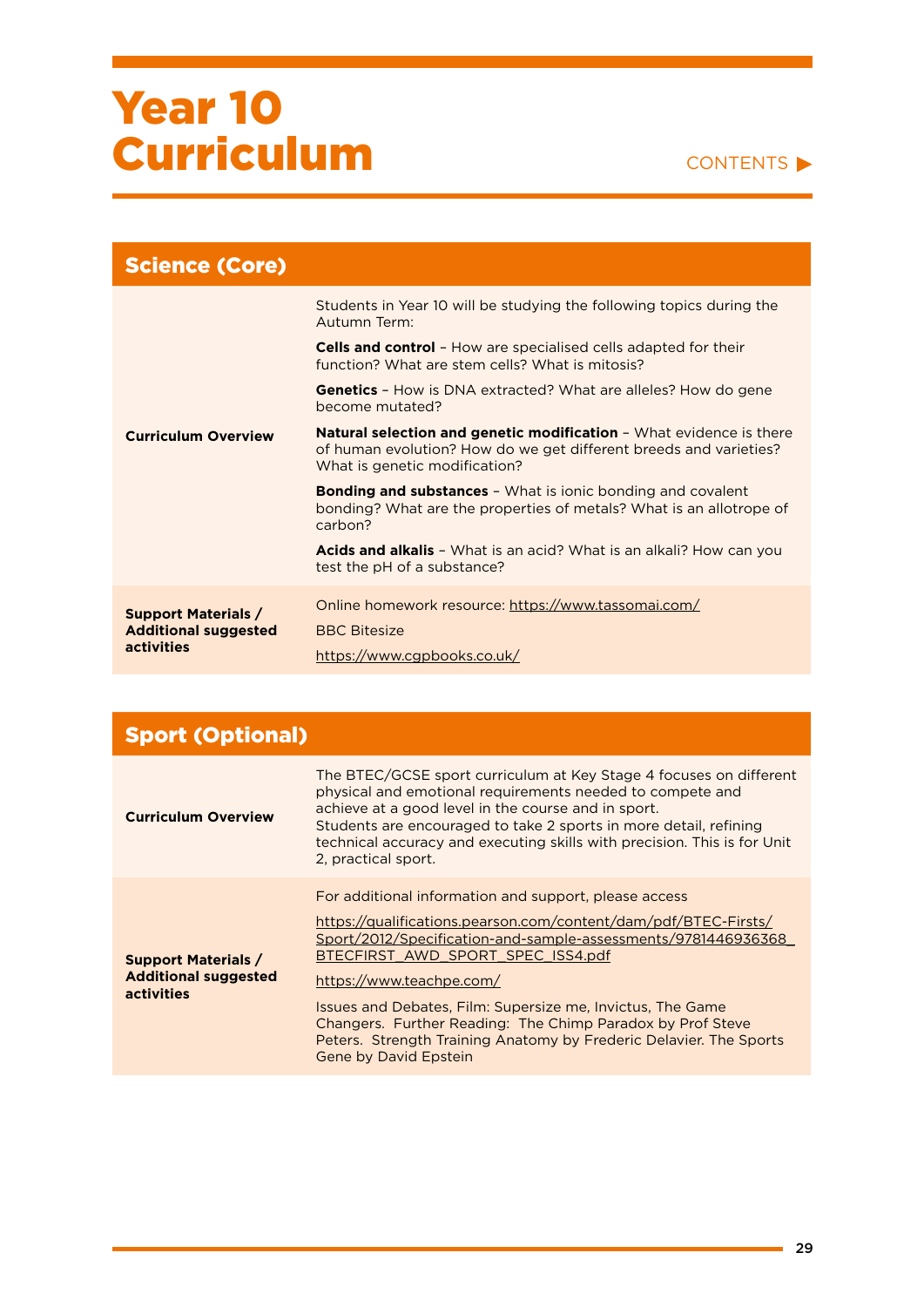# Year 10 Curriculum

CONTENTS ▶

## Science (Core)

| | |
|---|---|
| **Curriculum Overview** | Students in Year 10 will be studying the following topics during the Autumn Term:<br><br>**Cells and control** – How are specialised cells adapted for their function? What are stem cells? What is mitosis?<br><br>**Genetics** – How is DNA extracted? What are alleles? How do gene become mutated?<br><br>**Natural selection and genetic modification** – What evidence is there of human evolution? How do we get different breeds and varieties? What is genetic modification?<br><br>**Bonding and substances** – What is ionic bonding and covalent bonding? What are the properties of metals? What is an allotrope of carbon?<br><br>**Acids and alkalis** – What is an acid? What is an alkali? How can you test the pH of a substance? |
| **Support Materials / Additional suggested activities** | Online homework resource: https://www.tassomai.com/<br><br>BBC Bitesize<br><br>https://www.cgpbooks.co.uk/ |

## Sport (Optional)

| | |
|---|---|
| **Curriculum Overview** | The BTEC/GCSE sport curriculum at Key Stage 4 focuses on different physical and emotional requirements needed to compete and achieve at a good level in the course and in sport.<br>Students are encouraged to take 2 sports in more detail, refining technical accuracy and executing skills with precision. This is for Unit 2, practical sport. |
| **Support Materials / Additional suggested activities** | For additional information and support, please access<br><br>https://qualifications.pearson.com/content/dam/pdf/BTEC-Firsts/Sport/2012/Specification-and-sample-assessments/9781446936368_BTECFIRST_AWD_SPORT_SPEC_ISS4.pdf<br><br>https://www.teachpe.com/<br><br>Issues and Debates, Film: Supersize me, Invictus, The Game Changers. Further Reading: The Chimp Paradox by Prof Steve Peters. Strength Training Anatomy by Frederic Delavier. The Sports Gene by David Epstein |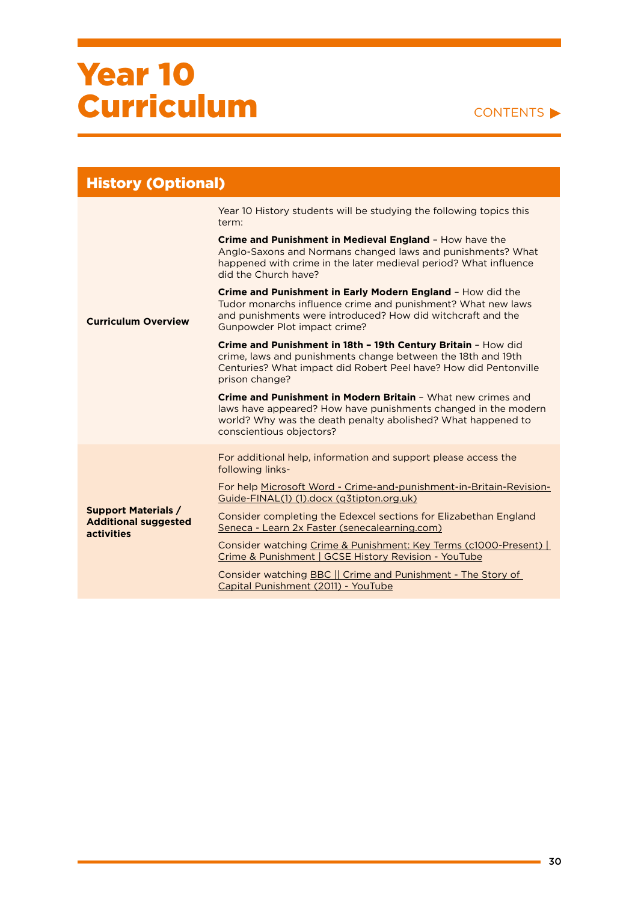# Year 10 Curriculum

CONTENTS ▶

## History (Optional)

| | |
|---|---|
| **Curriculum Overview** | Year 10 History students will be studying the following topics this term:<br><br>**Crime and Punishment in Medieval England** – How have the Anglo-Saxons and Normans changed laws and punishments? What happened with crime in the later medieval period? What influence did the Church have?<br><br>**Crime and Punishment in Early Modern England** – How did the Tudor monarchs influence crime and punishment? What new laws and punishments were introduced? How did witchcraft and the Gunpowder Plot impact crime?<br><br>**Crime and Punishment in 18th – 19th Century Britain** – How did crime, laws and punishments change between the 18th and 19th Centuries? What impact did Robert Peel have? How did Pentonville prison change?<br><br>**Crime and Punishment in Modern Britain** – What new crimes and laws have appeared? How have punishments changed in the modern world? Why was the death penalty abolished? What happened to conscientious objectors? |
| **Support Materials / Additional suggested activities** | For additional help, information and support please access the following links-<br><br>For help Microsoft Word - Crime-and-punishment-in-Britain-Revision-Guide-FINAL(1) (1).docx (q3tipton.org.uk)<br><br>Consider completing the Edexcel sections for Elizabethan England Seneca - Learn 2x Faster (senecalearning.com)<br><br>Consider watching Crime & Punishment: Key Terms (c1000-Present) \| Crime & Punishment \| GCSE History Revision - YouTube<br><br>Consider watching BBC \|\| Crime and Punishment - The Story of Capital Punishment (2011) - YouTube |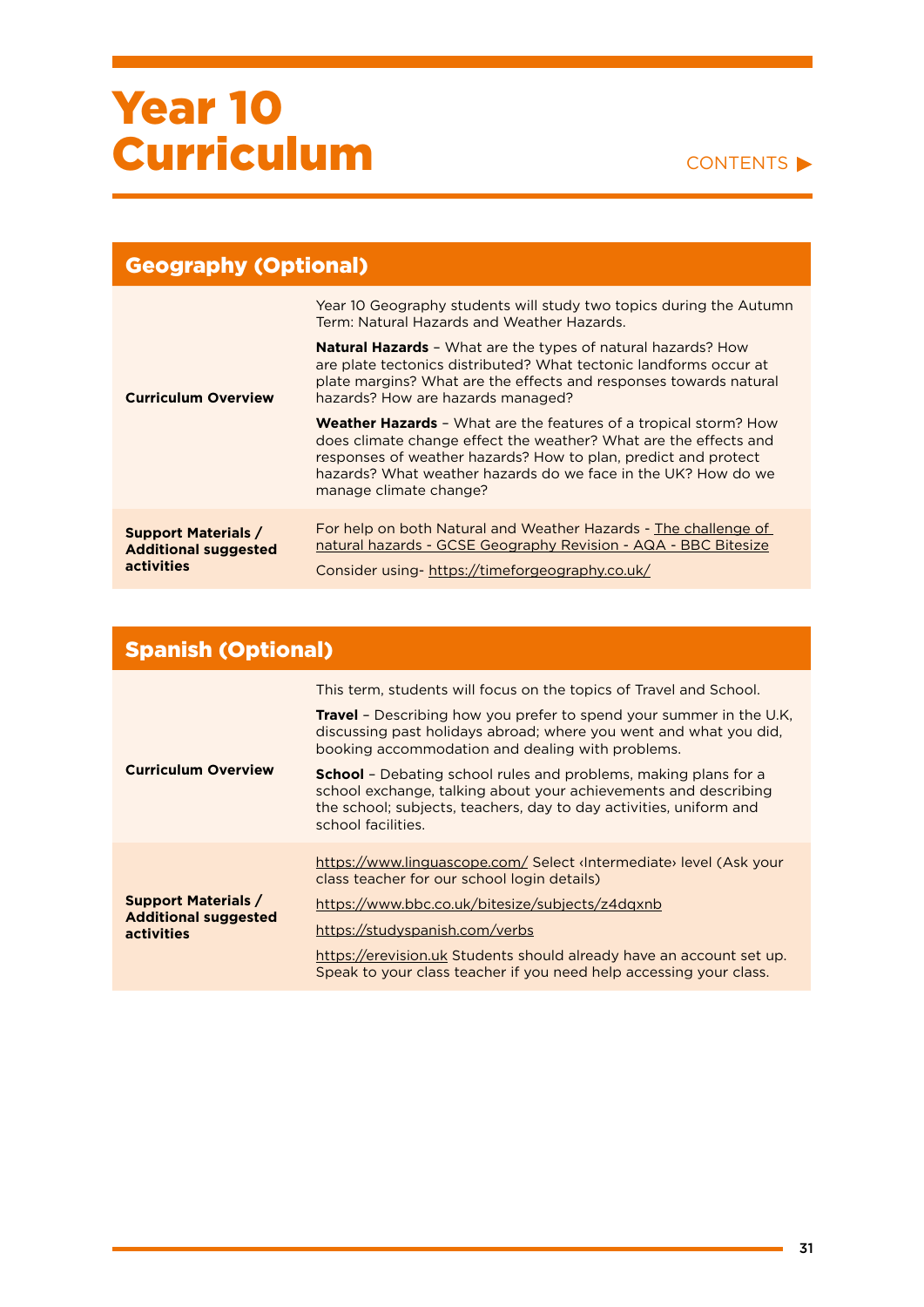# Year 10 Curriculum

CONTENTS ▶

## Geography (Optional)

| | |
|---|---|
| **Curriculum Overview** | Year 10 Geography students will study two topics during the Autumn Term: Natural Hazards and Weather Hazards.<br><br>**Natural Hazards** – What are the types of natural hazards? How are plate tectonics distributed? What tectonic landforms occur at plate margins? What are the effects and responses towards natural hazards? How are hazards managed?<br><br>**Weather Hazards** – What are the features of a tropical storm? How does climate change effect the weather? What are the effects and responses of weather hazards? How to plan, predict and protect hazards? What weather hazards do we face in the UK? How do we manage climate change? |
| **Support Materials / Additional suggested activities** | For help on both Natural and Weather Hazards - The challenge of natural hazards - GCSE Geography Revision - AQA - BBC Bitesize<br><br>Consider using- https://timeforgeography.co.uk/ |

## Spanish (Optional)

| | |
|---|---|
| **Curriculum Overview** | This term, students will focus on the topics of Travel and School.<br><br>**Travel** – Describing how you prefer to spend your summer in the U.K, discussing past holidays abroad; where you went and what you did, booking accommodation and dealing with problems.<br><br>**School** – Debating school rules and problems, making plans for a school exchange, talking about your achievements and describing the school; subjects, teachers, day to day activities, uniform and school facilities. |
| **Support Materials / Additional suggested activities** | https://www.linguascope.com/ Select ‹Intermediate› level (Ask your class teacher for our school login details)<br><br>https://www.bbc.co.uk/bitesize/subjects/z4dqxnb<br><br>https://studyspanish.com/verbs<br><br>https://erevision.uk Students should already have an account set up. Speak to your class teacher if you need help accessing your class. |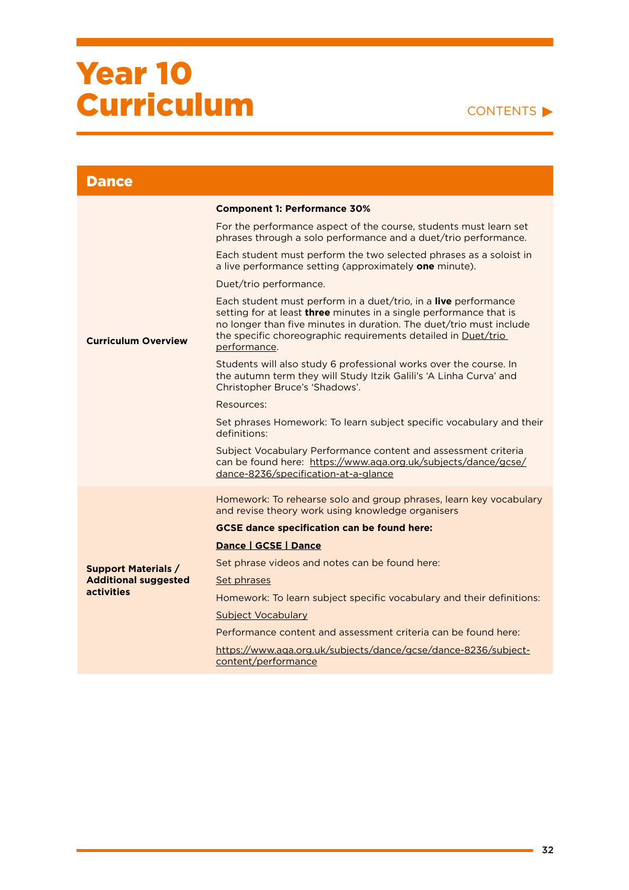# Year 10 Curriculum

CONTENTS ▶

| Dance | |
|---|---|
| **Curriculum Overview** | **Component 1: Performance 30%**<br><br>For the performance aspect of the course, students must learn set phrases through a solo performance and a duet/trio performance.<br><br>Each student must perform the two selected phrases as a soloist in a live performance setting (approximately **one** minute).<br><br>Duet/trio performance.<br><br>Each student must perform in a duet/trio, in a **live** performance setting for at least **three** minutes in a single performance that is no longer than five minutes in duration. The duet/trio must include the specific choreographic requirements detailed in Duet/trio performance.<br><br>Students will also study 6 professional works over the course. In the autumn term they will Study Itzik Galili's 'A Linha Curva' and Christopher Bruce's 'Shadows'.<br><br>Resources:<br><br>Set phrases Homework: To learn subject specific vocabulary and their definitions:<br><br>Subject Vocabulary Performance content and assessment criteria can be found here: https://www.aqa.org.uk/subjects/dance/gcse/dance-8236/specification-at-a-glance |
| **Support Materials / Additional suggested activities** | Homework: To rehearse solo and group phrases, learn key vocabulary and revise theory work using knowledge organisers<br><br>**GCSE dance specification can be found here:**<br><br>**Dance \| GCSE \| Dance**<br><br>Set phrase videos and notes can be found here:<br><br>Set phrases<br><br>Homework: To learn subject specific vocabulary and their definitions:<br><br>Subject Vocabulary<br><br>Performance content and assessment criteria can be found here:<br><br>https://www.aqa.org.uk/subjects/dance/gcse/dance-8236/subject-content/performance |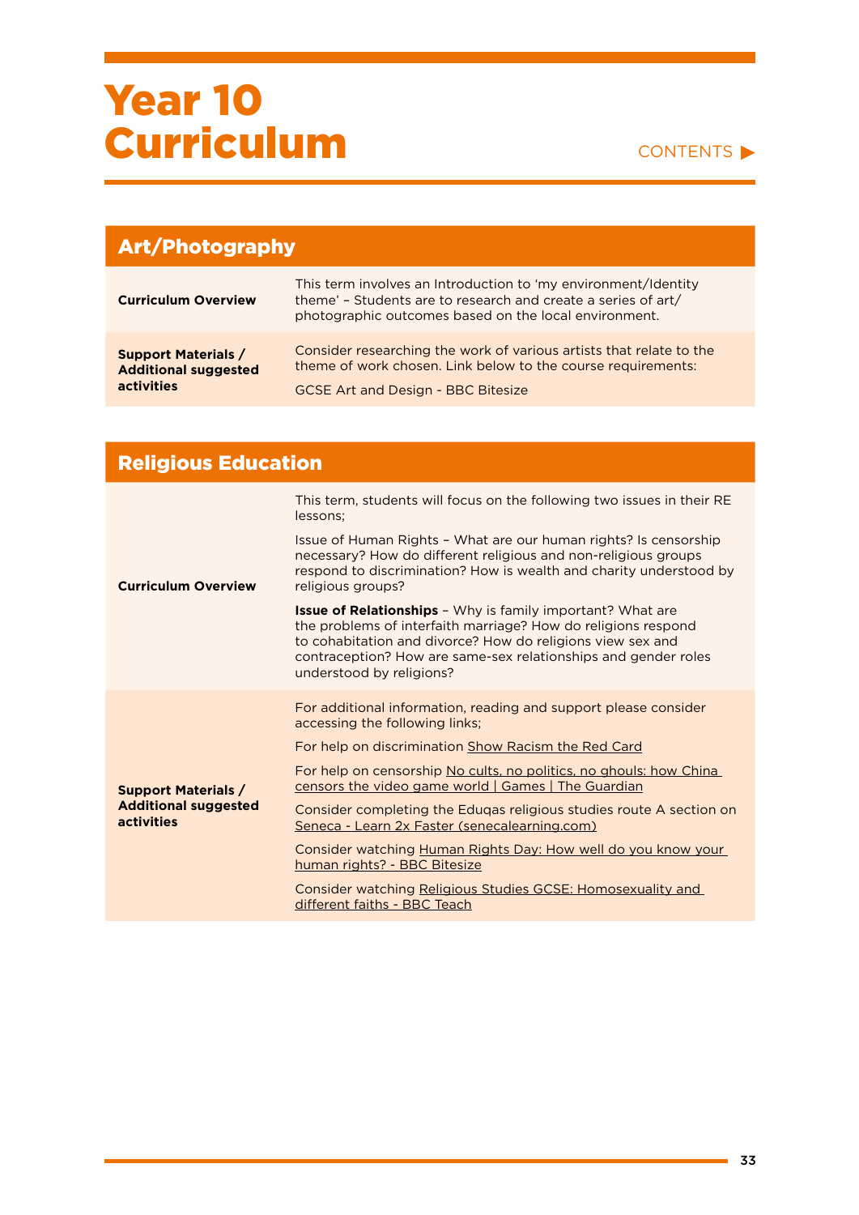# Year 10 Curriculum

CONTENTS ▶

## Art/Photography

| | |
|---|---|
| **Curriculum Overview** | This term involves an Introduction to 'my environment/Identity theme' – Students are to research and create a series of art/photographic outcomes based on the local environment. |
| **Support Materials / Additional suggested activities** | Consider researching the work of various artists that relate to the theme of work chosen. Link below to the course requirements:<br><br>GCSE Art and Design - BBC Bitesize |

## Religious Education

| | |
|---|---|
| **Curriculum Overview** | This term, students will focus on the following two issues in their RE lessons;<br><br>Issue of Human Rights – What are our human rights? Is censorship necessary? How do different religious and non-religious groups respond to discrimination? How is wealth and charity understood by religious groups?<br><br>**Issue of Relationships** – Why is family important? What are the problems of interfaith marriage? How do religions respond to cohabitation and divorce? How do religions view sex and contraception? How are same-sex relationships and gender roles understood by religions? |
| **Support Materials / Additional suggested activities** | For additional information, reading and support please consider accessing the following links;<br><br>For help on discrimination Show Racism the Red Card<br><br>For help on censorship No cults, no politics, no ghouls: how China censors the video game world \| Games \| The Guardian<br><br>Consider completing the Eduqas religious studies route A section on Seneca - Learn 2x Faster (senecalearning.com)<br><br>Consider watching Human Rights Day: How well do you know your human rights? - BBC Bitesize<br><br>Consider watching Religious Studies GCSE: Homosexuality and different faiths - BBC Teach |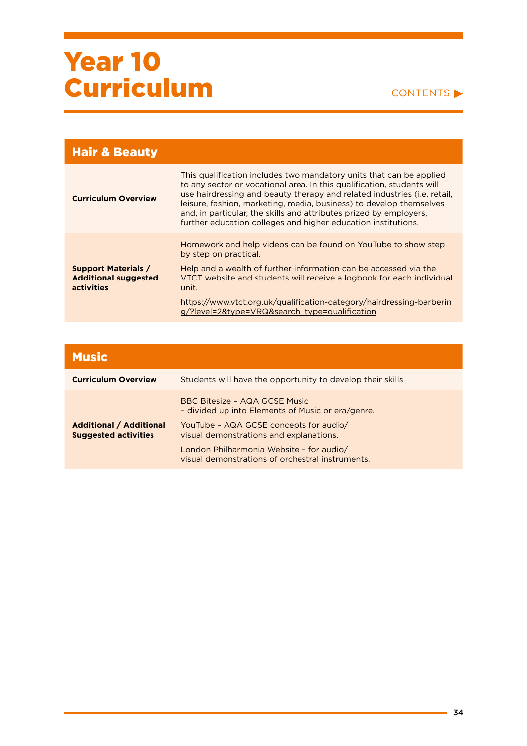# Year 10 Curriculum

CONTENTS ▶

## Hair & Beauty

| | |
|---|---|
| **Curriculum Overview** | This qualification includes two mandatory units that can be applied to any sector or vocational area. In this qualification, students will use hairdressing and beauty therapy and related industries (i.e. retail, leisure, fashion, marketing, media, business) to develop themselves and, in particular, the skills and attributes prized by employers, further education colleges and higher education institutions. |
| **Support Materials / Additional suggested activities** | Homework and help videos can be found on YouTube to show step by step on practical.<br><br>Help and a wealth of further information can be accessed via the VTCT website and students will receive a logbook for each individual unit.<br><br>https://www.vtct.org.uk/qualification-category/hairdressing-barbering/?level=2&type=VRQ&search_type=qualification |

## Music

| | |
|---|---|
| **Curriculum Overview** | Students will have the opportunity to develop their skills |
| **Additional / Additional Suggested activities** | BBC Bitesize – AQA GCSE Music – divided up into Elements of Music or era/genre.<br><br>YouTube – AQA GCSE concepts for audio/ visual demonstrations and explanations.<br><br>London Philharmonia Website – for audio/ visual demonstrations of orchestral instruments. |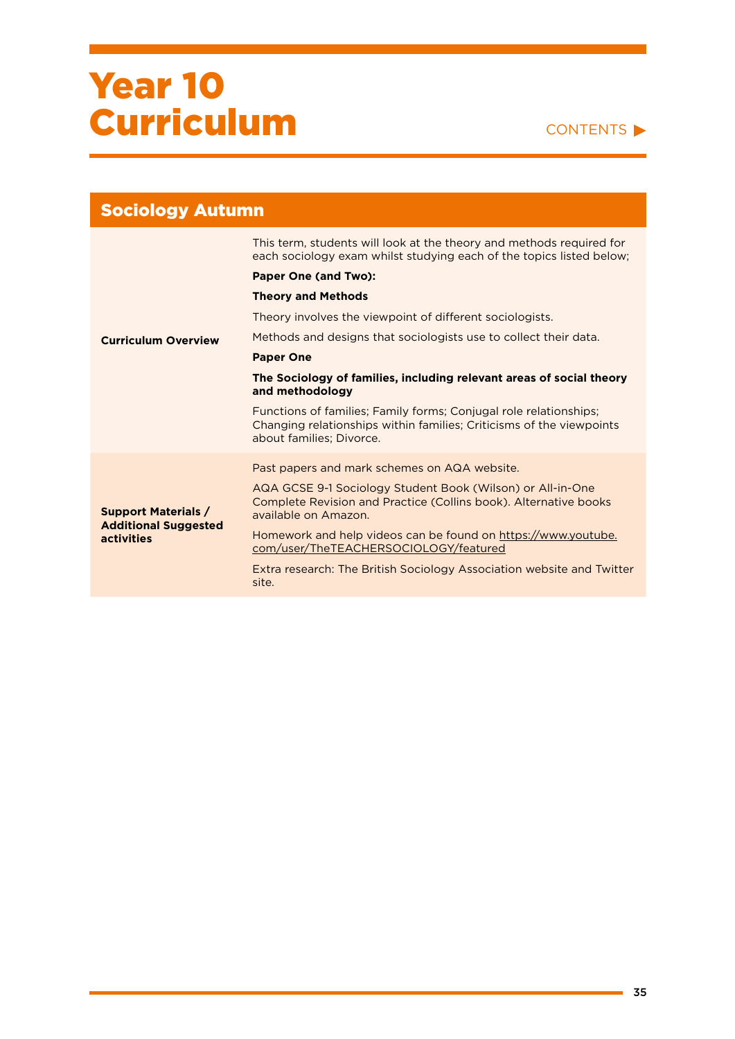# Year 10 Curriculum

CONTENTS ▶

## Sociology Autumn

| | |
|---|---|
| **Curriculum Overview** | This term, students will look at the theory and methods required for each sociology exam whilst studying each of the topics listed below;<br><br>**Paper One (and Two):**<br><br>**Theory and Methods**<br><br>Theory involves the viewpoint of different sociologists.<br><br>Methods and designs that sociologists use to collect their data.<br><br>**Paper One**<br><br>**The Sociology of families, including relevant areas of social theory and methodology**<br><br>Functions of families; Family forms; Conjugal role relationships; Changing relationships within families; Criticisms of the viewpoints about families; Divorce. |
| **Support Materials / Additional Suggested activities** | Past papers and mark schemes on AQA website.<br><br>AQA GCSE 9-1 Sociology Student Book (Wilson) or All-in-One Complete Revision and Practice (Collins book). Alternative books available on Amazon.<br><br>Homework and help videos can be found on https://www.youtube.com/user/TheTEACHERSOCIOLOGY/featured<br><br>Extra research: The British Sociology Association website and Twitter site. |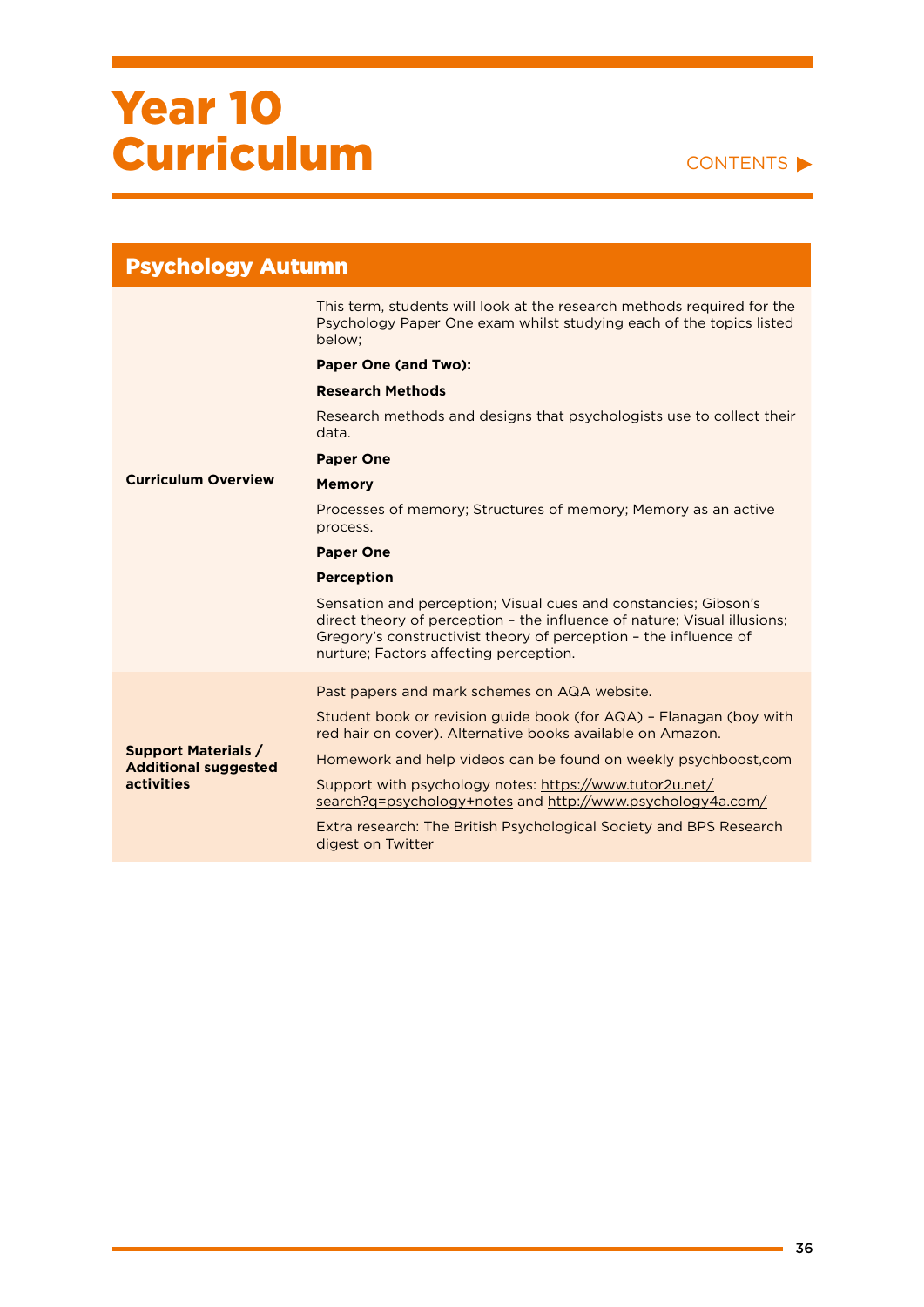# Year 10 Curriculum

CONTENTS ▶

## Psychology Autumn

| | |
|---|---|
| **Curriculum Overview** | This term, students will look at the research methods required for the Psychology Paper One exam whilst studying each of the topics listed below;<br><br>**Paper One (and Two):**<br><br>**Research Methods**<br><br>Research methods and designs that psychologists use to collect their data.<br><br>**Paper One**<br><br>**Memory**<br><br>Processes of memory; Structures of memory; Memory as an active process.<br><br>**Paper One**<br><br>**Perception**<br><br>Sensation and perception; Visual cues and constancies; Gibson's direct theory of perception – the influence of nature; Visual illusions; Gregory's constructivist theory of perception – the influence of nurture; Factors affecting perception. |
| **Support Materials / Additional suggested activities** | Past papers and mark schemes on AQA website.<br><br>Student book or revision guide book (for AQA) – Flanagan (boy with red hair on cover). Alternative books available on Amazon.<br><br>Homework and help videos can be found on weekly psychboost,com<br><br>Support with psychology notes: https://www.tutor2u.net/search?q=psychology+notes and http://www.psychology4a.com/<br><br>Extra research: The British Psychological Society and BPS Research digest on Twitter |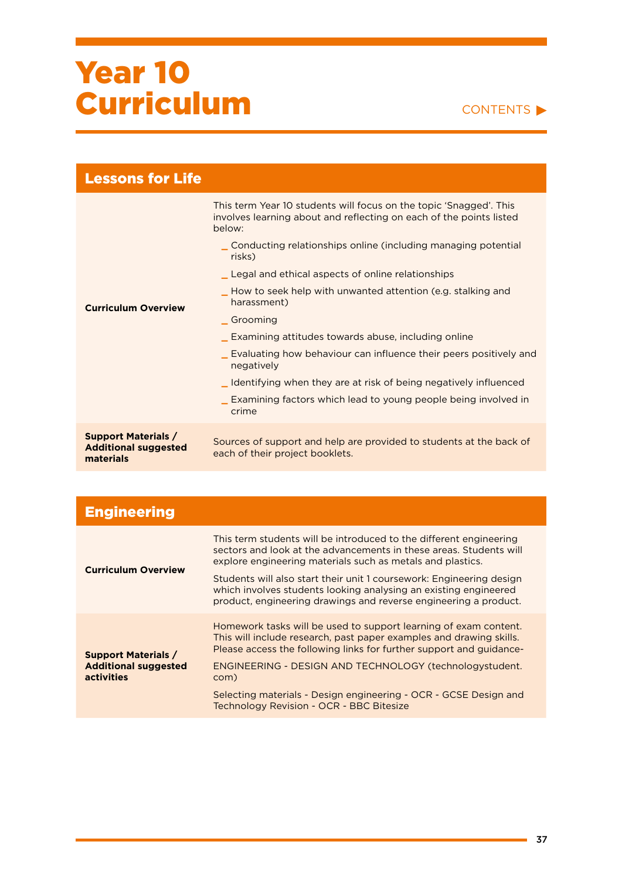# Year 10 Curriculum

CONTENTS ▶

| Lessons for Life | |
|---|---|
| **Curriculum Overview** | This term Year 10 students will focus on the topic 'Snagged'. This involves learning about and reflecting on each of the points listed below:<br>_ Conducting relationships online (including managing potential risks)<br>_ Legal and ethical aspects of online relationships<br>_ How to seek help with unwanted attention (e.g. stalking and harassment)<br>_ Grooming<br>_ Examining attitudes towards abuse, including online<br>_ Evaluating how behaviour can influence their peers positively and negatively<br>_ Identifying when they are at risk of being negatively influenced<br>_ Examining factors which lead to young people being involved in crime |
| **Support Materials / Additional suggested materials** | Sources of support and help are provided to students at the back of each of their project booklets. |

| Engineering | |
|---|---|
| **Curriculum Overview** | This term students will be introduced to the different engineering sectors and look at the advancements in these areas. Students will explore engineering materials such as metals and plastics.<br>Students will also start their unit 1 coursework: Engineering design which involves students looking analysing an existing engineered product, engineering drawings and reverse engineering a product. |
| **Support Materials / Additional suggested activities** | Homework tasks will be used to support learning of exam content. This will include research, past paper examples and drawing skills. Please access the following links for further support and guidance-<br>ENGINEERING - DESIGN AND TECHNOLOGY (technologystudent.com)<br>Selecting materials - Design engineering - OCR - GCSE Design and Technology Revision - OCR - BBC Bitesize |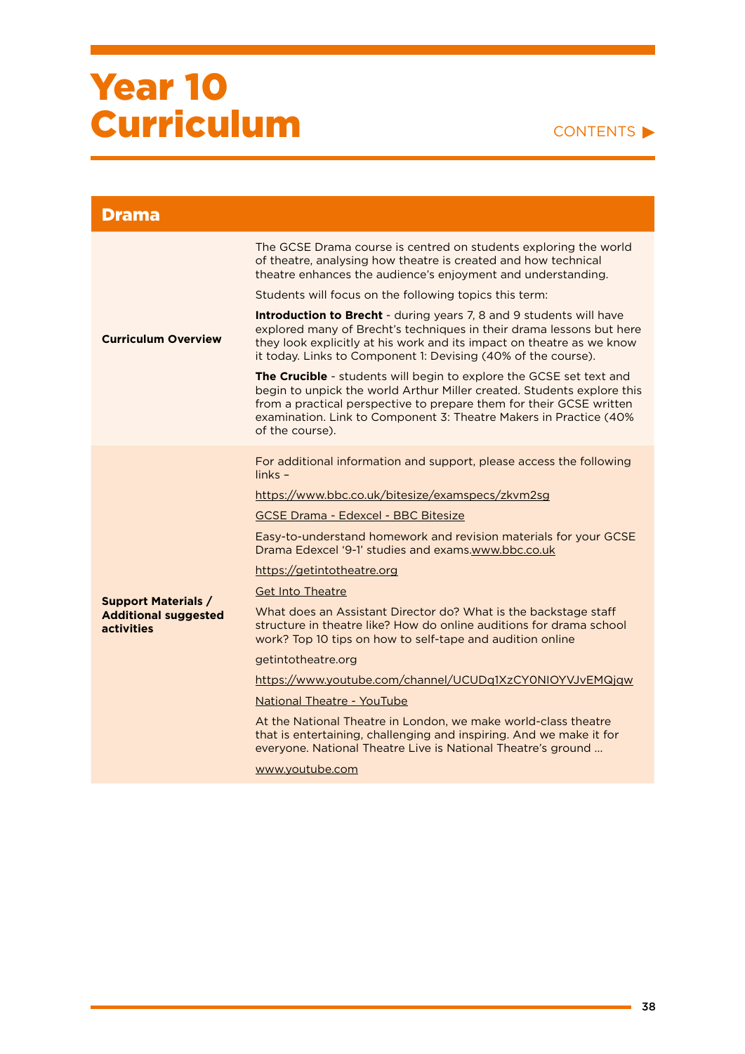# Year 10 Curriculum

CONTENTS ▶

## Drama

| | |
|---|---|
| **Curriculum Overview** | The GCSE Drama course is centred on students exploring the world of theatre, analysing how theatre is created and how technical theatre enhances the audience's enjoyment and understanding.<br><br>Students will focus on the following topics this term:<br><br>**Introduction to Brecht** - during years 7, 8 and 9 students will have explored many of Brecht's techniques in their drama lessons but here they look explicitly at his work and its impact on theatre as we know it today. Links to Component 1: Devising (40% of the course).<br><br>**The Crucible** - students will begin to explore the GCSE set text and begin to unpick the world Arthur Miller created. Students explore this from a practical perspective to prepare them for their GCSE written examination. Link to Component 3: Theatre Makers in Practice (40% of the course). |
| **Support Materials / Additional suggested activities** | For additional information and support, please access the following links –<br><br>https://www.bbc.co.uk/bitesize/examspecs/zkvm2sg<br><br>GCSE Drama - Edexcel - BBC Bitesize<br><br>Easy-to-understand homework and revision materials for your GCSE Drama Edexcel '9-1' studies and exams.www.bbc.co.uk<br><br>https://getintotheatre.org<br><br>Get Into Theatre<br><br>What does an Assistant Director do? What is the backstage staff structure in theatre like? How do online auditions for drama school work? Top 10 tips on how to self-tape and audition online<br><br>getintotheatre.org<br><br>https://www.youtube.com/channel/UCUDq1XzCY0NIOYVJvEMQjqw<br><br>National Theatre - YouTube<br><br>At the National Theatre in London, we make world-class theatre that is entertaining, challenging and inspiring. And we make it for everyone. National Theatre Live is National Theatre's ground ...<br><br>www.youtube.com |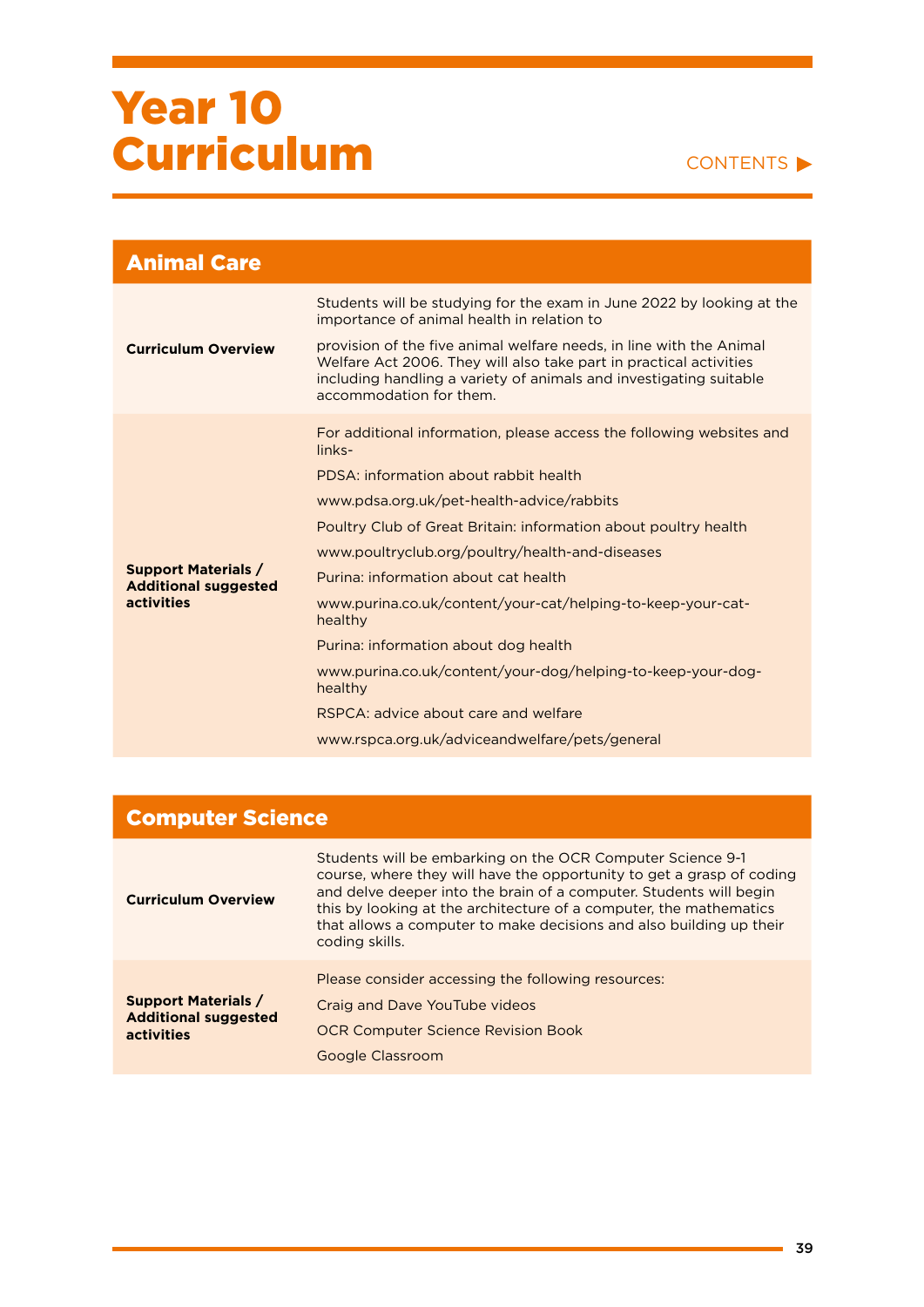# Year 10 Curriculum

CONTENTS ▶

## Animal Care

| | |
|---|---|
| **Curriculum Overview** | Students will be studying for the exam in June 2022 by looking at the importance of animal health in relation to<br><br>provision of the five animal welfare needs, in line with the Animal Welfare Act 2006. They will also take part in practical activities including handling a variety of animals and investigating suitable accommodation for them. |
| **Support Materials / Additional suggested activities** | For additional information, please access the following websites and links-<br><br>PDSA: information about rabbit health<br><br>www.pdsa.org.uk/pet-health-advice/rabbits<br><br>Poultry Club of Great Britain: information about poultry health<br><br>www.poultryclub.org/poultry/health-and-diseases<br><br>Purina: information about cat health<br><br>www.purina.co.uk/content/your-cat/helping-to-keep-your-cat-healthy<br><br>Purina: information about dog health<br><br>www.purina.co.uk/content/your-dog/helping-to-keep-your-dog-healthy<br><br>RSPCA: advice about care and welfare<br><br>www.rspca.org.uk/adviceandwelfare/pets/general |

## Computer Science

| | |
|---|---|
| **Curriculum Overview** | Students will be embarking on the OCR Computer Science 9-1 course, where they will have the opportunity to get a grasp of coding and delve deeper into the brain of a computer. Students will begin this by looking at the architecture of a computer, the mathematics that allows a computer to make decisions and also building up their coding skills. |
| **Support Materials / Additional suggested activities** | Please consider accessing the following resources:<br><br>Craig and Dave YouTube videos<br><br>OCR Computer Science Revision Book<br><br>Google Classroom |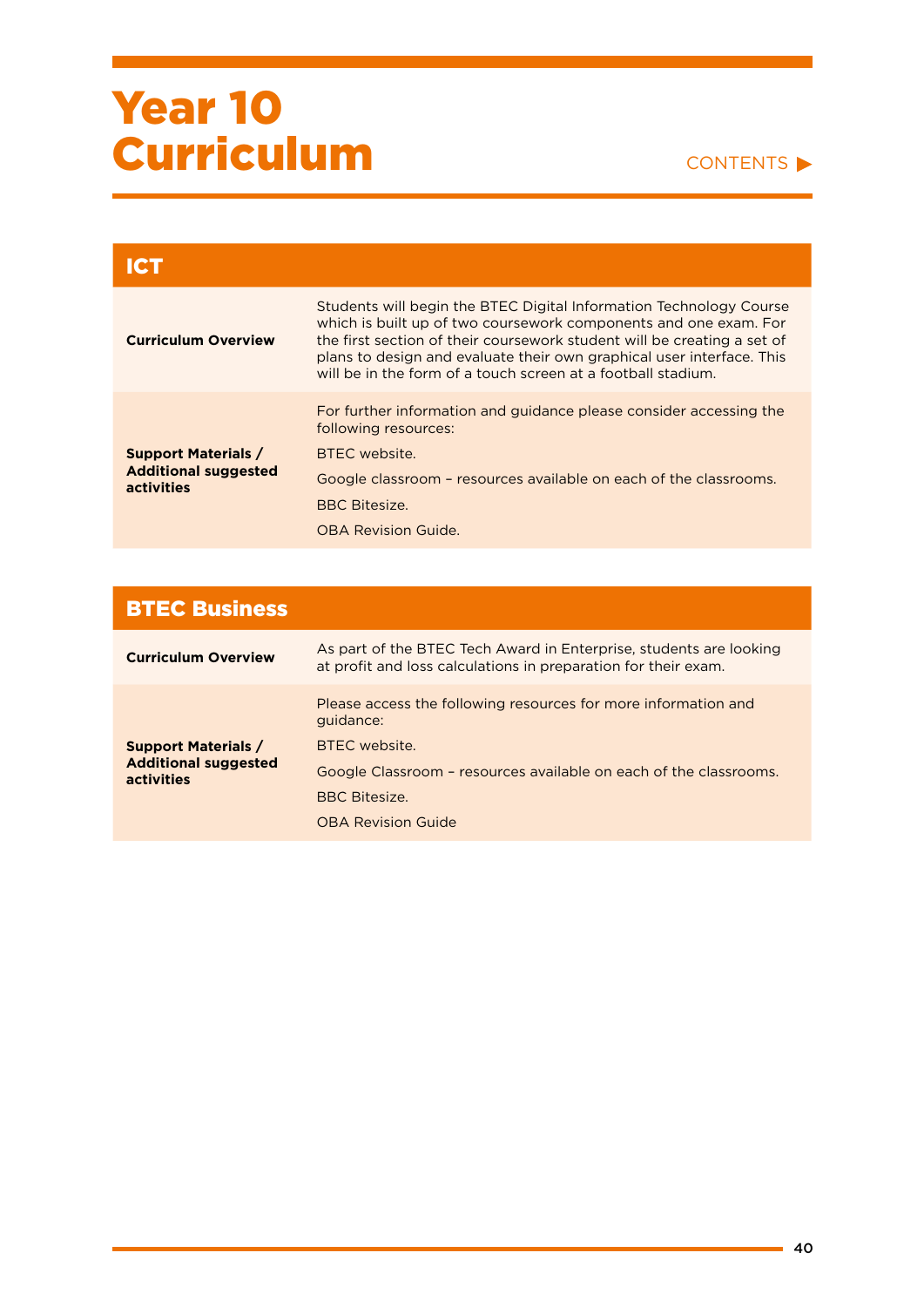# Year 10 Curriculum

CONTENTS ▶

| ICT | |
|---|---|
| **Curriculum Overview** | Students will begin the BTEC Digital Information Technology Course which is built up of two coursework components and one exam. For the first section of their coursework student will be creating a set of plans to design and evaluate their own graphical user interface. This will be in the form of a touch screen at a football stadium. |
| **Support Materials / Additional suggested activities** | For further information and guidance please consider accessing the following resources:<br>BTEC website.<br>Google classroom – resources available on each of the classrooms.<br>BBC Bitesize.<br>OBA Revision Guide. |

| BTEC Business | |
|---|---|
| **Curriculum Overview** | As part of the BTEC Tech Award in Enterprise, students are looking at profit and loss calculations in preparation for their exam. |
| **Support Materials / Additional suggested activities** | Please access the following resources for more information and guidance:<br>BTEC website.<br>Google Classroom – resources available on each of the classrooms.<br>BBC Bitesize.<br>OBA Revision Guide |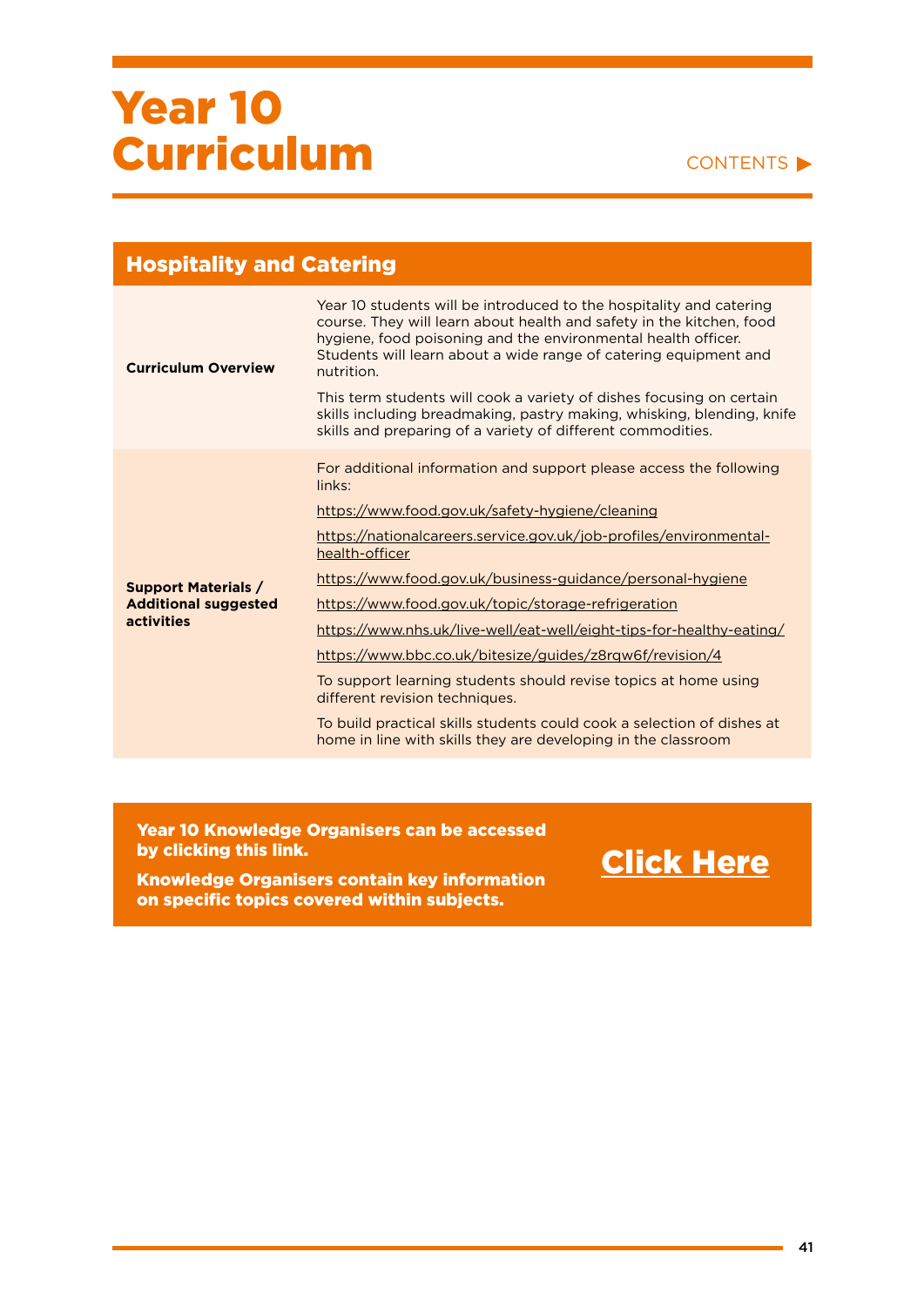# Year 10 Curriculum

CONTENTS ▶

## Hospitality and Catering

| | |
|---|---|
| **Curriculum Overview** | Year 10 students will be introduced to the hospitality and catering course. They will learn about health and safety in the kitchen, food hygiene, food poisoning and the environmental health officer. Students will learn about a wide range of catering equipment and nutrition.<br><br>This term students will cook a variety of dishes focusing on certain skills including breadmaking, pastry making, whisking, blending, knife skills and preparing of a variety of different commodities. |
| **Support Materials / Additional suggested activities** | For additional information and support please access the following links:<br><br>https://www.food.gov.uk/safety-hygiene/cleaning<br><br>https://nationalcareers.service.gov.uk/job-profiles/environmental-health-officer<br><br>https://www.food.gov.uk/business-guidance/personal-hygiene<br><br>https://www.food.gov.uk/topic/storage-refrigeration<br><br>https://www.nhs.uk/live-well/eat-well/eight-tips-for-healthy-eating/<br><br>https://www.bbc.co.uk/bitesize/guides/z8rqw6f/revision/4<br><br>To support learning students should revise topics at home using different revision techniques.<br><br>To build practical skills students could cook a selection of dishes at home in line with skills they are developing in the classroom |

**Year 10 Knowledge Organisers can be accessed by clicking this link.**

**Knowledge Organisers contain key information on specific topics covered within subjects.**

**Click Here**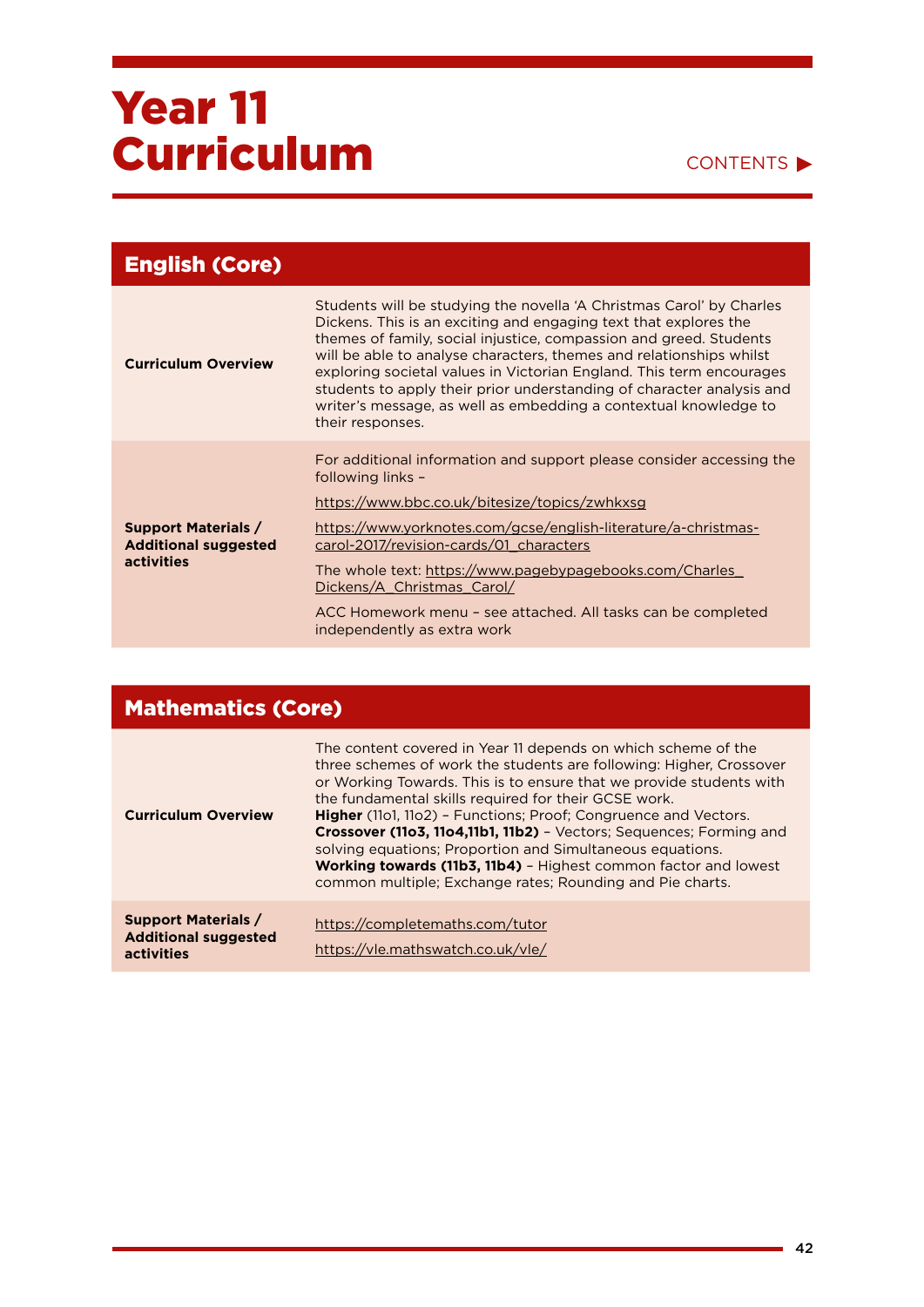# Year 11 Curriculum

CONTENTS ▶

## English (Core)

| | |
|---|---|
| **Curriculum Overview** | Students will be studying the novella 'A Christmas Carol' by Charles Dickens. This is an exciting and engaging text that explores the themes of family, social injustice, compassion and greed. Students will be able to analyse characters, themes and relationships whilst exploring societal values in Victorian England. This term encourages students to apply their prior understanding of character analysis and writer's message, as well as embedding a contextual knowledge to their responses. |
| **Support Materials / Additional suggested activities** | For additional information and support please consider accessing the following links – <br> https://www.bbc.co.uk/bitesize/topics/zwhkxsg <br> https://www.yorknotes.com/gcse/english-literature/a-christmas-carol-2017/revision-cards/01_characters <br> The whole text: https://www.pagebypagebooks.com/Charles_Dickens/A_Christmas_Carol/ <br> ACC Homework menu – see attached. All tasks can be completed independently as extra work |

## Mathematics (Core)

| | |
|---|---|
| **Curriculum Overview** | The content covered in Year 11 depends on which scheme of the three schemes of work the students are following: Higher, Crossover or Working Towards. This is to ensure that we provide students with the fundamental skills required for their GCSE work. <br> **Higher** (11o1, 11o2) – Functions; Proof; Congruence and Vectors. <br> **Crossover (11o3, 11o4,11b1, 11b2)** – Vectors; Sequences; Forming and solving equations; Proportion and Simultaneous equations. <br> **Working towards (11b3, 11b4)** – Highest common factor and lowest common multiple; Exchange rates; Rounding and Pie charts. |
| **Support Materials / Additional suggested activities** | https://completemaths.com/tutor <br> https://vle.mathswatch.co.uk/vle/ |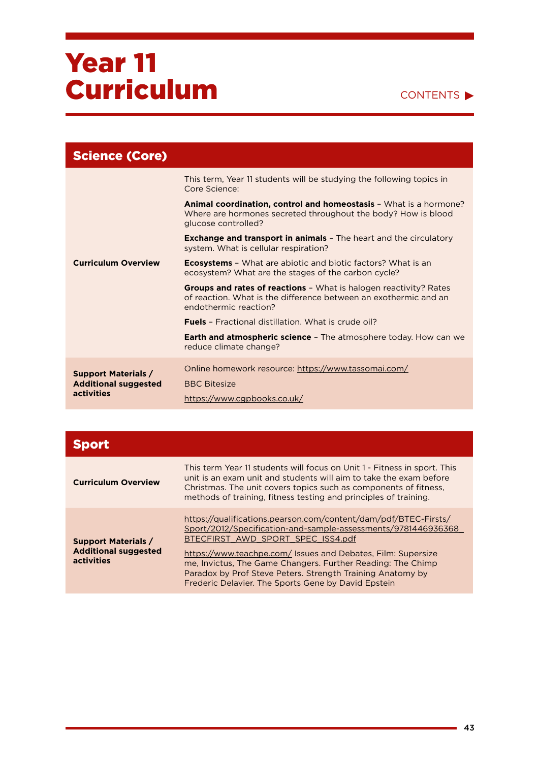# Year 11 Curriculum

## Science (Core)

| | |
|---|---|
| **Curriculum Overview** | This term, Year 11 students will be studying the following topics in Core Science:<br><br>**Animal coordination, control and homeostasis** – What is a hormone? Where are hormones secreted throughout the body? How is blood glucose controlled?<br><br>**Exchange and transport in animals** – The heart and the circulatory system. What is cellular respiration?<br><br>**Ecosystems** – What are abiotic and biotic factors? What is an ecosystem? What are the stages of the carbon cycle?<br><br>**Groups and rates of reactions** – What is halogen reactivity? Rates of reaction. What is the difference between an exothermic and an endothermic reaction?<br><br>**Fuels** – Fractional distillation. What is crude oil?<br><br>**Earth and atmospheric science** – The atmosphere today. How can we reduce climate change? |
| **Support Materials / Additional suggested activities** | Online homework resource: https://www.tassomai.com/<br><br>BBC Bitesize<br><br>https://www.cgpbooks.co.uk/ |

## Sport

| | |
|---|---|
| **Curriculum Overview** | This term Year 11 students will focus on Unit 1 - Fitness in sport. This unit is an exam unit and students will aim to take the exam before Christmas. The unit covers topics such as components of fitness, methods of training, fitness testing and principles of training. |
| **Support Materials / Additional suggested activities** | https://qualifications.pearson.com/content/dam/pdf/BTEC-Firsts/Sport/2012/Specification-and-sample-assessments/9781446936368_BTECFIRST_AWD_SPORT_SPEC_ISS4.pdf<br><br>https://www.teachpe.com/ Issues and Debates, Film: Supersize me, Invictus, The Game Changers. Further Reading: The Chimp Paradox by Prof Steve Peters. Strength Training Anatomy by Frederic Delavier. The Sports Gene by David Epstein |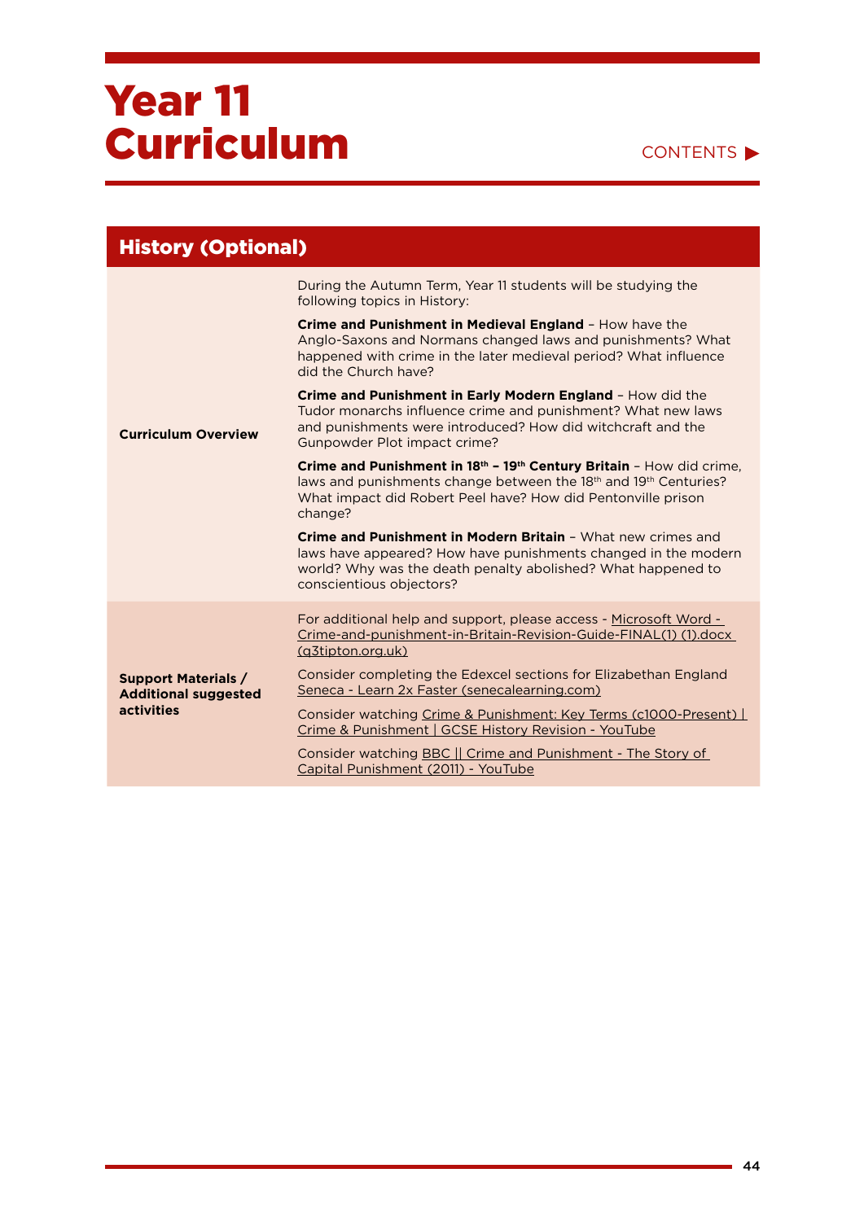# Year 11 Curriculum

CONTENTS ▶

## History (Optional)

| | |
|---|---|
| **Curriculum Overview** | During the Autumn Term, Year 11 students will be studying the following topics in History:<br><br>**Crime and Punishment in Medieval England** – How have the Anglo-Saxons and Normans changed laws and punishments? What happened with crime in the later medieval period? What influence did the Church have?<br><br>**Crime and Punishment in Early Modern England** – How did the Tudor monarchs influence crime and punishment? What new laws and punishments were introduced? How did witchcraft and the Gunpowder Plot impact crime?<br><br>**Crime and Punishment in 18th – 19th Century Britain** – How did crime, laws and punishments change between the 18th and 19th Centuries? What impact did Robert Peel have? How did Pentonville prison change?<br><br>**Crime and Punishment in Modern Britain** – What new crimes and laws have appeared? How have punishments changed in the modern world? Why was the death penalty abolished? What happened to conscientious objectors? |
| **Support Materials / Additional suggested activities** | For additional help and support, please access - Microsoft Word - Crime-and-punishment-in-Britain-Revision-Guide-FINAL(1) (1).docx (q3tipton.org.uk)<br><br>Consider completing the Edexcel sections for Elizabethan England Seneca - Learn 2x Faster (senecalearning.com)<br><br>Consider watching Crime & Punishment: Key Terms (c1000-Present) \| Crime & Punishment \| GCSE History Revision - YouTube<br><br>Consider watching BBC \|\| Crime and Punishment - The Story of Capital Punishment (2011) - YouTube |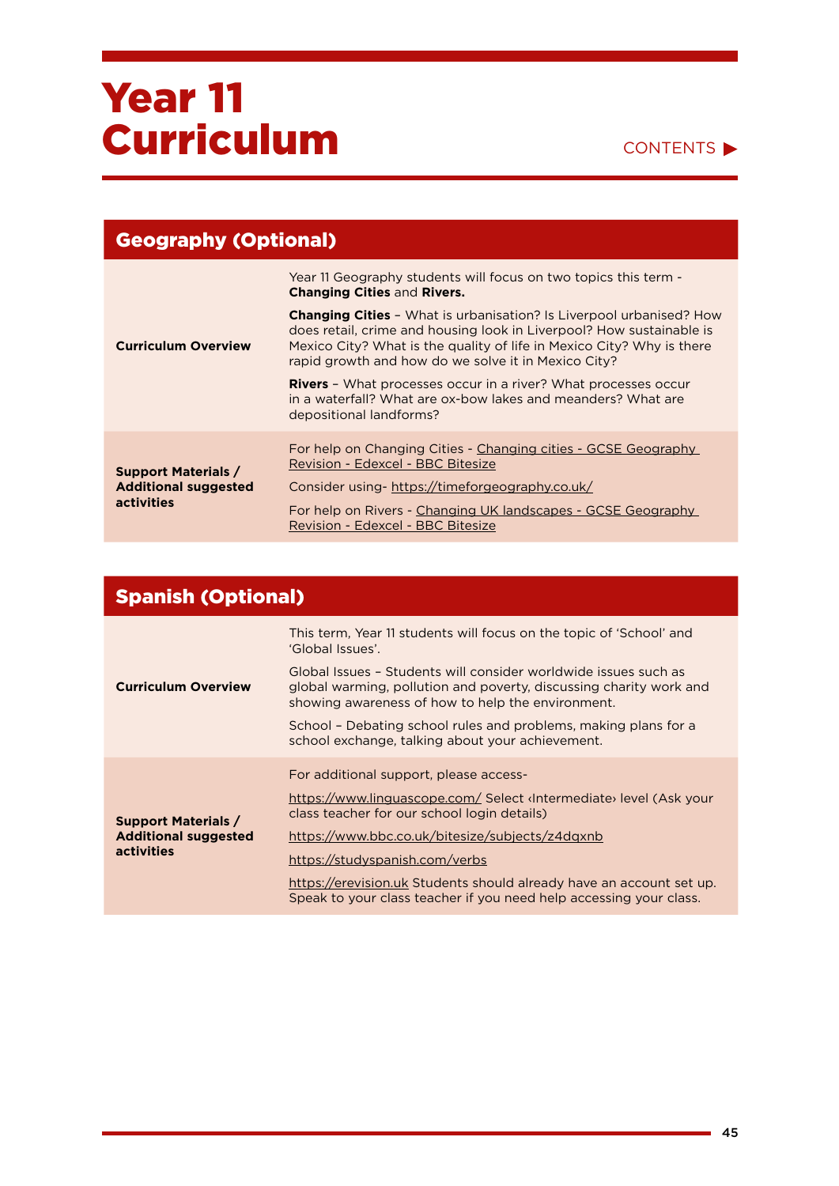# Year 11 Curriculum

CONTENTS ▶

## Geography (Optional)

| | |
|---|---|
| **Curriculum Overview** | Year 11 Geography students will focus on two topics this term - **Changing Cities** and **Rivers.**<br><br>**Changing Cities** – What is urbanisation? Is Liverpool urbanised? How does retail, crime and housing look in Liverpool? How sustainable is Mexico City? What is the quality of life in Mexico City? Why is there rapid growth and how do we solve it in Mexico City?<br><br>**Rivers** – What processes occur in a river? What processes occur in a waterfall? What are ox-bow lakes and meanders? What are depositional landforms? |
| **Support Materials / Additional suggested activities** | For help on Changing Cities - Changing cities - GCSE Geography Revision - Edexcel - BBC Bitesize<br><br>Consider using- https://timeforgeography.co.uk/<br><br>For help on Rivers - Changing UK landscapes - GCSE Geography Revision - Edexcel - BBC Bitesize |

## Spanish (Optional)

| | |
|---|---|
| **Curriculum Overview** | This term, Year 11 students will focus on the topic of 'School' and 'Global Issues'.<br><br>Global Issues – Students will consider worldwide issues such as global warming, pollution and poverty, discussing charity work and showing awareness of how to help the environment.<br><br>School – Debating school rules and problems, making plans for a school exchange, talking about your achievement. |
| **Support Materials / Additional suggested activities** | For additional support, please access-<br><br>https://www.linguascope.com/ Select ‹Intermediate› level (Ask your class teacher for our school login details)<br><br>https://www.bbc.co.uk/bitesize/subjects/z4dqxnb<br><br>https://studyspanish.com/verbs<br><br>https://erevision.uk Students should already have an account set up. Speak to your class teacher if you need help accessing your class. |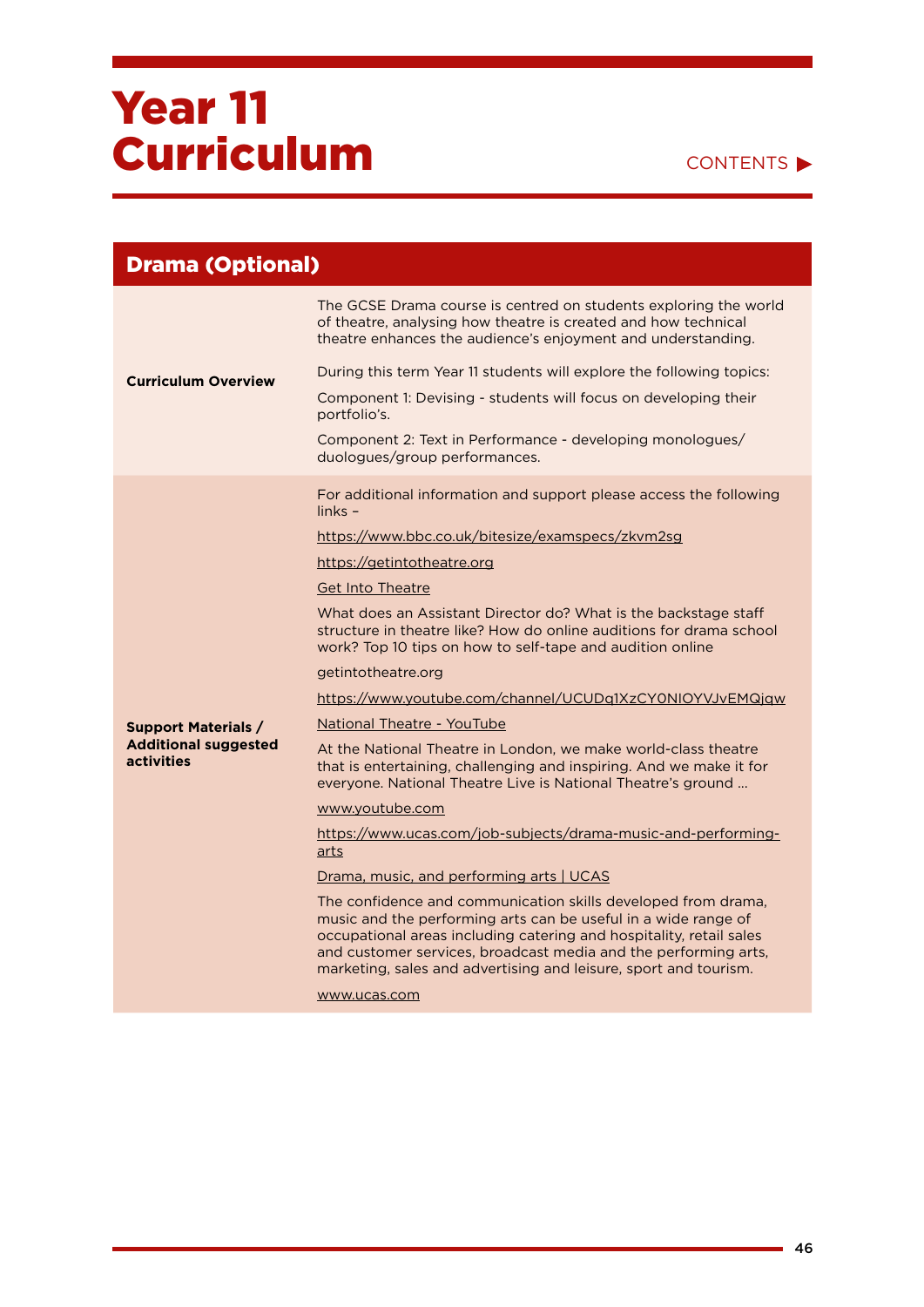# Year 11 Curriculum

CONTENTS ▶

## Drama (Optional)

| | |
|---|---|
| **Curriculum Overview** | The GCSE Drama course is centred on students exploring the world of theatre, analysing how theatre is created and how technical theatre enhances the audience's enjoyment and understanding.<br><br>During this term Year 11 students will explore the following topics:<br><br>Component 1: Devising - students will focus on developing their portfolio's.<br><br>Component 2: Text in Performance - developing monologues/ duologues/group performances. |
| **Support Materials / Additional suggested activities** | For additional information and support please access the following links –<br><br>https://www.bbc.co.uk/bitesize/examspecs/zkvm2sg<br><br>https://getintotheatre.org<br><br>Get Into Theatre<br><br>What does an Assistant Director do? What is the backstage staff structure in theatre like? How do online auditions for drama school work? Top 10 tips on how to self-tape and audition online<br><br>getintotheatre.org<br><br>https://www.youtube.com/channel/UCUDq1XzCY0NIOYVJvEMQjqw<br><br>National Theatre - YouTube<br><br>At the National Theatre in London, we make world-class theatre that is entertaining, challenging and inspiring. And we make it for everyone. National Theatre Live is National Theatre's ground ...<br><br>www.youtube.com<br><br>https://www.ucas.com/job-subjects/drama-music-and-performing-arts<br><br>Drama, music, and performing arts \| UCAS<br><br>The confidence and communication skills developed from drama, music and the performing arts can be useful in a wide range of occupational areas including catering and hospitality, retail sales and customer services, broadcast media and the performing arts, marketing, sales and advertising and leisure, sport and tourism.<br><br>www.ucas.com |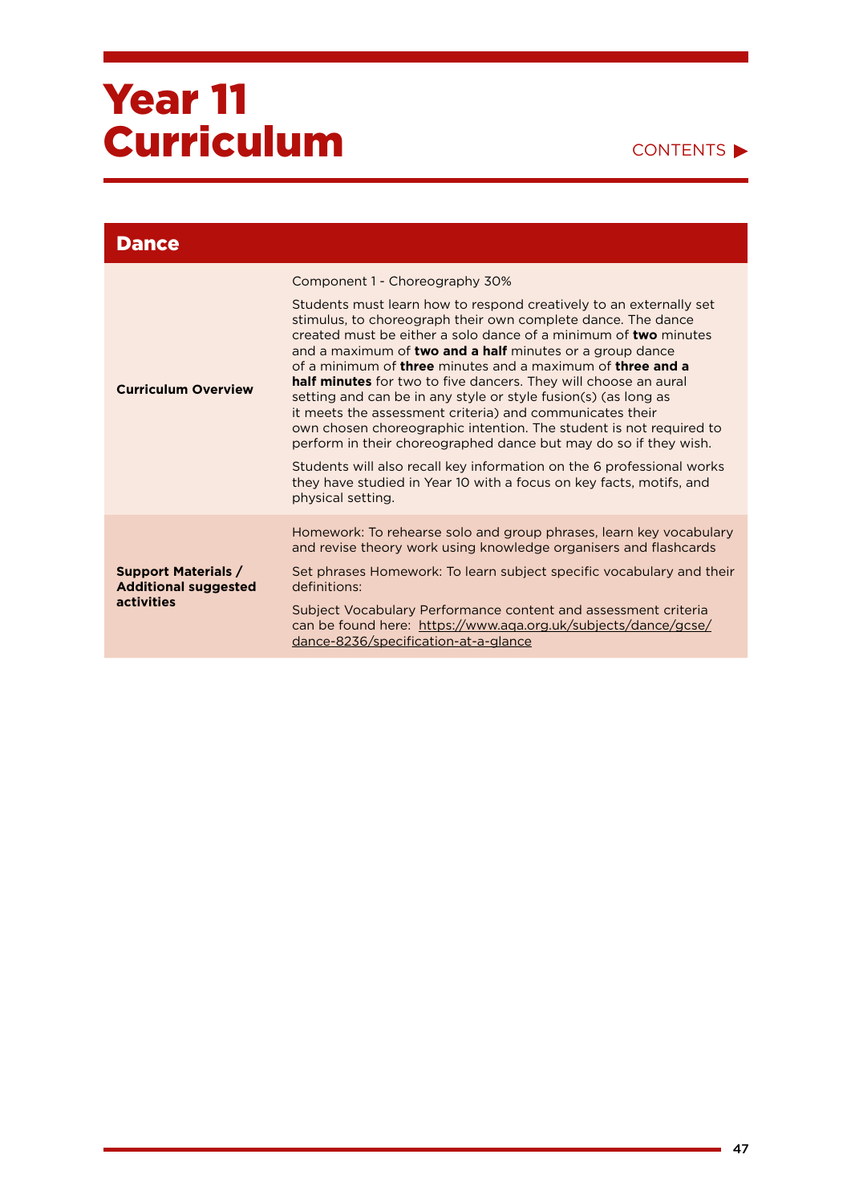# Year 11 Curriculum

CONTENTS ▶

## Dance

| | |
|---|---|
| **Curriculum Overview** | Component 1 - Choreography 30%<br><br>Students must learn how to respond creatively to an externally set stimulus, to choreograph their own complete dance. The dance created must be either a solo dance of a minimum of **two** minutes and a maximum of **two and a half** minutes or a group dance of a minimum of **three** minutes and a maximum of **three and a half minutes** for two to five dancers. They will choose an aural setting and can be in any style or style fusion(s) (as long as it meets the assessment criteria) and communicates their own chosen choreographic intention. The student is not required to perform in their choreographed dance but may do so if they wish.<br><br>Students will also recall key information on the 6 professional works they have studied in Year 10 with a focus on key facts, motifs, and physical setting. |
| **Support Materials / Additional suggested activities** | Homework: To rehearse solo and group phrases, learn key vocabulary and revise theory work using knowledge organisers and flashcards<br><br>Set phrases Homework: To learn subject specific vocabulary and their definitions:<br><br>Subject Vocabulary Performance content and assessment criteria can be found here: https://www.aqa.org.uk/subjects/dance/gcse/dance-8236/specification-at-a-glance |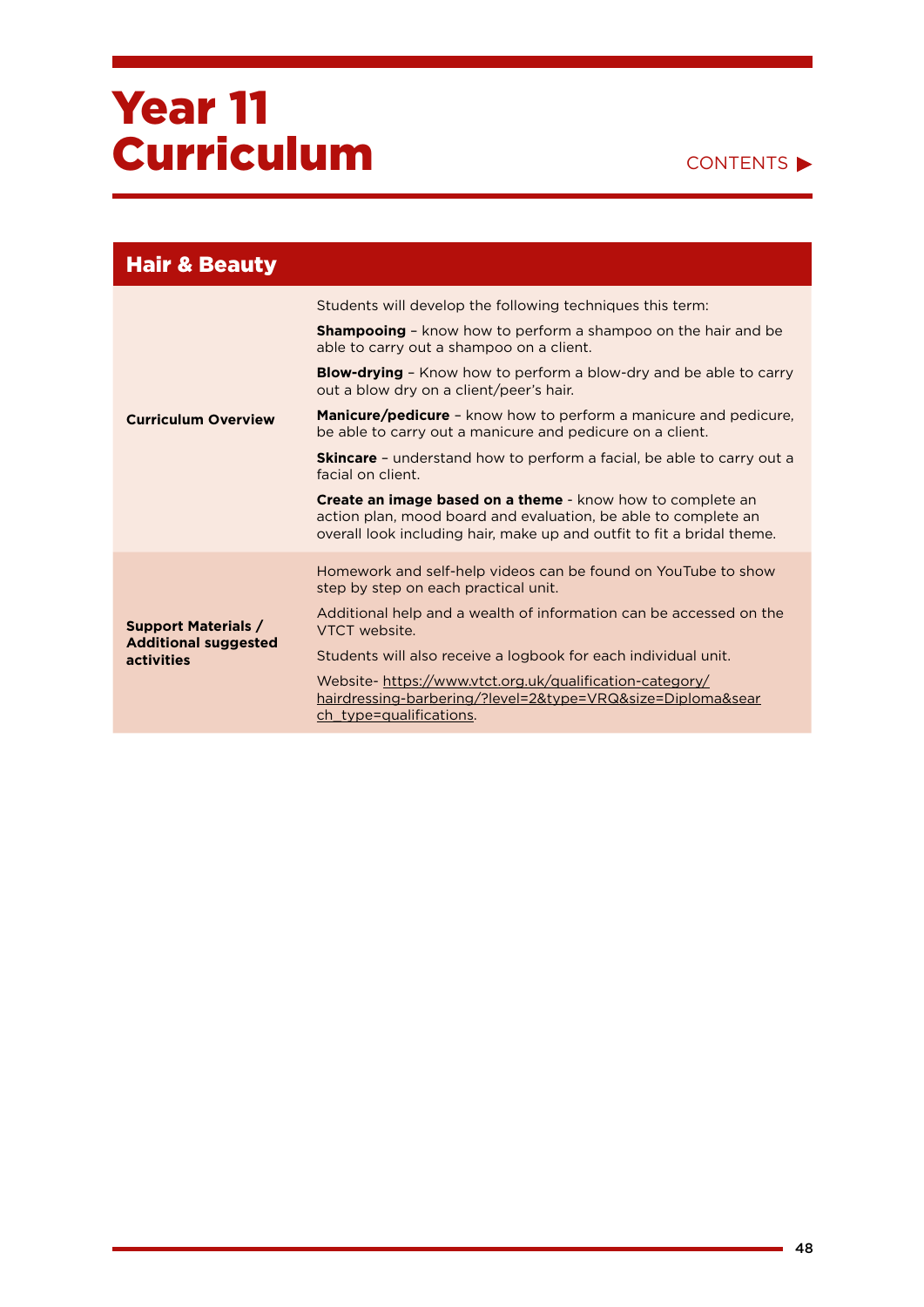# Year 11 Curriculum

CONTENTS ▶

## Hair & Beauty

| | |
|---|---|
| **Curriculum Overview** | Students will develop the following techniques this term:<br><br>**Shampooing** – know how to perform a shampoo on the hair and be able to carry out a shampoo on a client.<br><br>**Blow-drying** – Know how to perform a blow-dry and be able to carry out a blow dry on a client/peer's hair.<br><br>**Manicure/pedicure** – know how to perform a manicure and pedicure, be able to carry out a manicure and pedicure on a client.<br><br>**Skincare** – understand how to perform a facial, be able to carry out a facial on client.<br><br>**Create an image based on a theme** - know how to complete an action plan, mood board and evaluation, be able to complete an overall look including hair, make up and outfit to fit a bridal theme. |
| **Support Materials / Additional suggested activities** | Homework and self-help videos can be found on YouTube to show step by step on each practical unit.<br><br>Additional help and a wealth of information can be accessed on the VTCT website.<br><br>Students will also receive a logbook for each individual unit.<br><br>Website- https://www.vtct.org.uk/qualification-category/hairdressing-barbering/?level=2&type=VRQ&size=Diploma&search_type=qualifications. |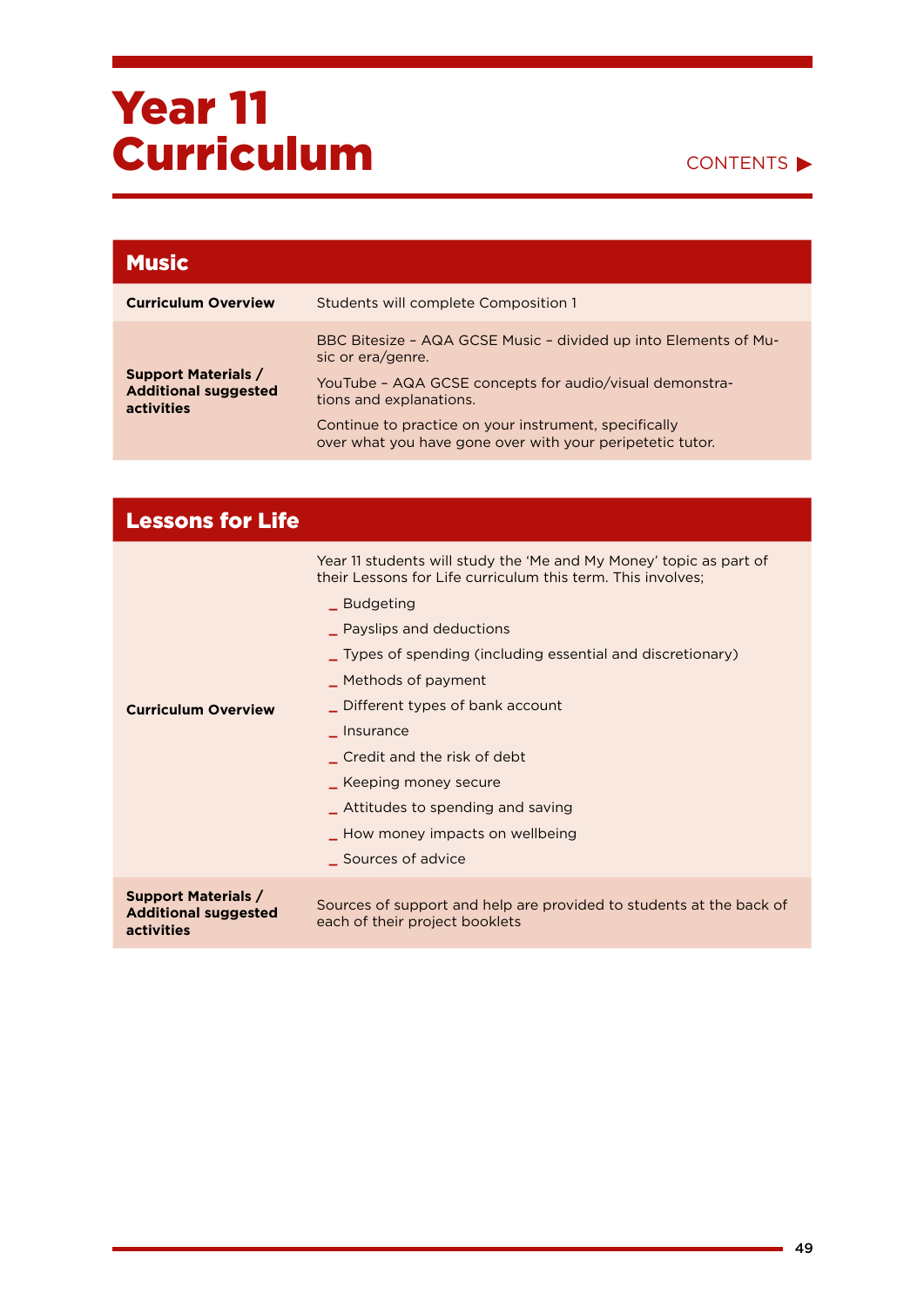# Year 11 Curriculum

CONTENTS ▶

## Music

| | |
|---|---|
| **Curriculum Overview** | Students will complete Composition 1 |
| **Support Materials / Additional suggested activities** | BBC Bitesize – AQA GCSE Music – divided up into Elements of Music or era/genre.<br><br>YouTube – AQA GCSE concepts for audio/visual demonstrations and explanations.<br><br>Continue to practice on your instrument, specifically over what you have gone over with your peripetetic tutor. |

## Lessons for Life

| | |
|---|---|
| **Curriculum Overview** | Year 11 students will study the 'Me and My Money' topic as part of their Lessons for Life curriculum this term. This involves;<br>_ Budgeting<br>_ Payslips and deductions<br>_ Types of spending (including essential and discretionary)<br>_ Methods of payment<br>_ Different types of bank account<br>_ Insurance<br>_ Credit and the risk of debt<br>_ Keeping money secure<br>_ Attitudes to spending and saving<br>_ How money impacts on wellbeing<br>_ Sources of advice |
| **Support Materials / Additional suggested activities** | Sources of support and help are provided to students at the back of each of their project booklets |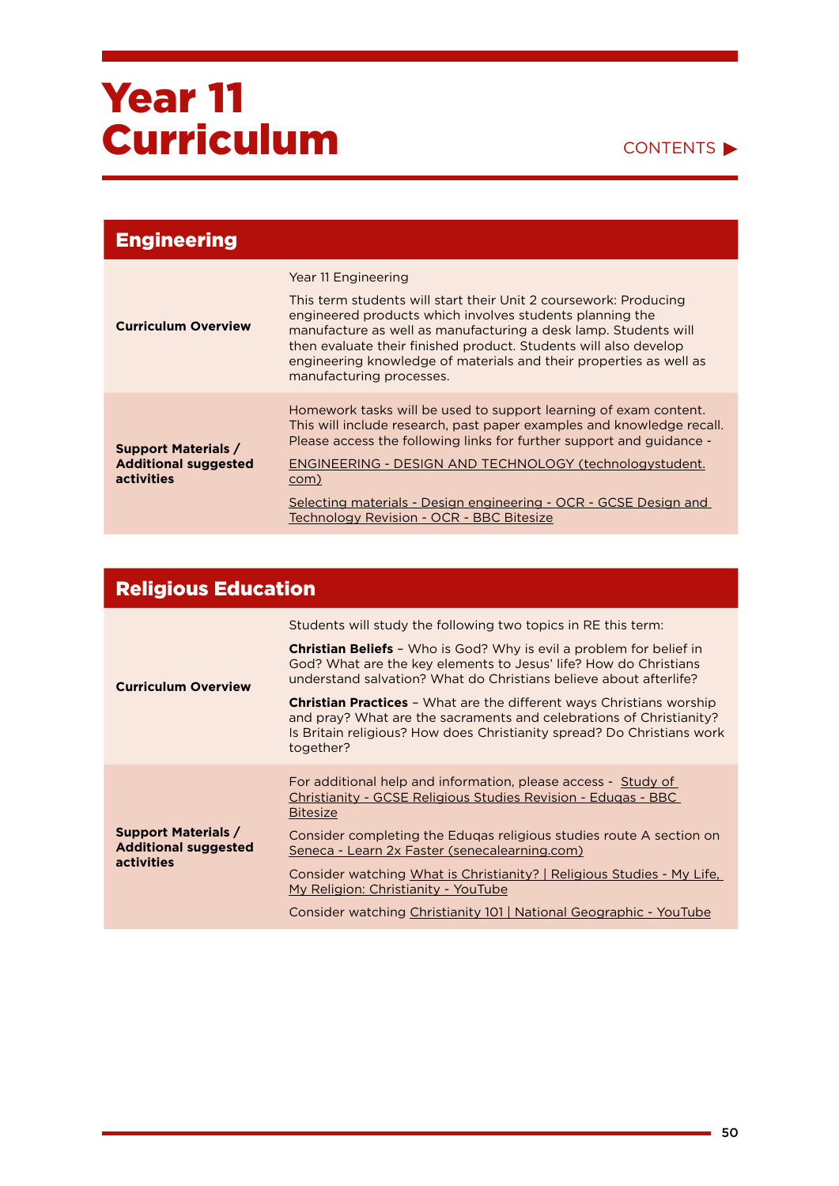# Year 11 Curriculum

CONTENTS ▶

## Engineering

| | |
|---|---|
| **Curriculum Overview** | Year 11 Engineering<br><br>This term students will start their Unit 2 coursework: Producing engineered products which involves students planning the manufacture as well as manufacturing a desk lamp. Students will then evaluate their finished product. Students will also develop engineering knowledge of materials and their properties as well as manufacturing processes. |
| **Support Materials / Additional suggested activities** | Homework tasks will be used to support learning of exam content. This will include research, past paper examples and knowledge recall. Please access the following links for further support and guidance -<br><br>ENGINEERING - DESIGN AND TECHNOLOGY (technologystudent.com)<br><br>Selecting materials - Design engineering - OCR - GCSE Design and Technology Revision - OCR - BBC Bitesize |

## Religious Education

| | |
|---|---|
| **Curriculum Overview** | Students will study the following two topics in RE this term:<br><br>**Christian Beliefs** – Who is God? Why is evil a problem for belief in God? What are the key elements to Jesus' life? How do Christians understand salvation? What do Christians believe about afterlife?<br><br>**Christian Practices** – What are the different ways Christians worship and pray? What are the sacraments and celebrations of Christianity? Is Britain religious? How does Christianity spread? Do Christians work together? |
| **Support Materials / Additional suggested activities** | For additional help and information, please access - Study of Christianity - GCSE Religious Studies Revision - Eduqas - BBC Bitesize<br><br>Consider completing the Eduqas religious studies route A section on Seneca - Learn 2x Faster (senecalearning.com)<br><br>Consider watching What is Christianity? \| Religious Studies - My Life, My Religion: Christianity - YouTube<br><br>Consider watching Christianity 101 \| National Geographic - YouTube |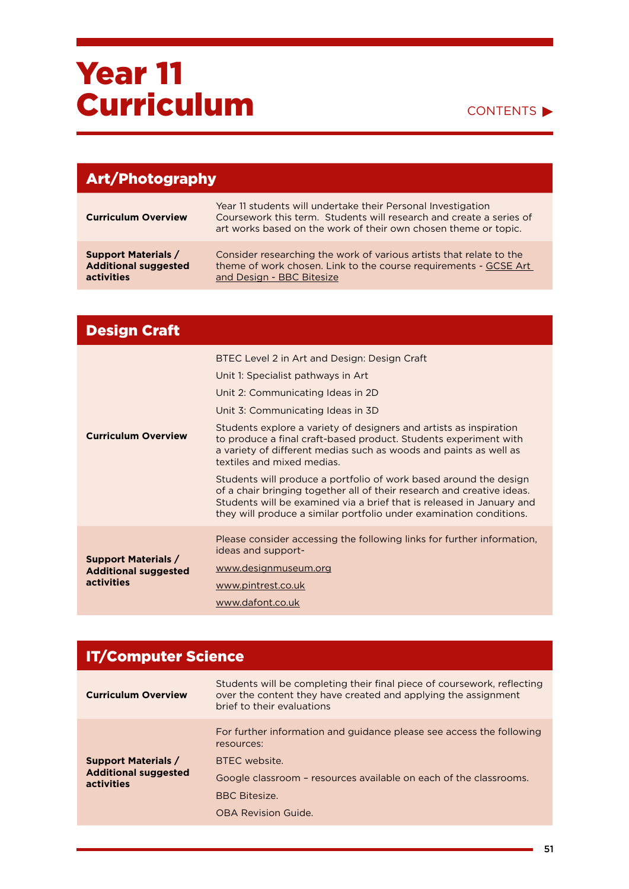# Year 11 Curriculum

CONTENTS ▶

## Art/Photography

| | |
|---|---|
| **Curriculum Overview** | Year 11 students will undertake their Personal Investigation Coursework this term. Students will research and create a series of art works based on the work of their own chosen theme or topic. |
| **Support Materials / Additional suggested activities** | Consider researching the work of various artists that relate to the theme of work chosen. Link to the course requirements - GCSE Art and Design - BBC Bitesize |

## Design Craft

| | |
|---|---|
| **Curriculum Overview** | BTEC Level 2 in Art and Design: Design Craft<br><br>Unit 1: Specialist pathways in Art<br><br>Unit 2: Communicating Ideas in 2D<br><br>Unit 3: Communicating Ideas in 3D<br><br>Students explore a variety of designers and artists as inspiration to produce a final craft-based product. Students experiment with a variety of different medias such as woods and paints as well as textiles and mixed medias.<br><br>Students will produce a portfolio of work based around the design of a chair bringing together all of their research and creative ideas. Students will be examined via a brief that is released in January and they will produce a similar portfolio under examination conditions. |
| **Support Materials / Additional suggested activities** | Please consider accessing the following links for further information, ideas and support-<br><br>www.designmuseum.org<br><br>www.pintrest.co.uk<br><br>www.dafont.co.uk |

## IT/Computer Science

| | |
|---|---|
| **Curriculum Overview** | Students will be completing their final piece of coursework, reflecting over the content they have created and applying the assignment brief to their evaluations |
| **Support Materials / Additional suggested activities** | For further information and guidance please see access the following resources:<br><br>BTEC website.<br><br>Google classroom – resources available on each of the classrooms.<br><br>BBC Bitesize.<br><br>OBA Revision Guide. |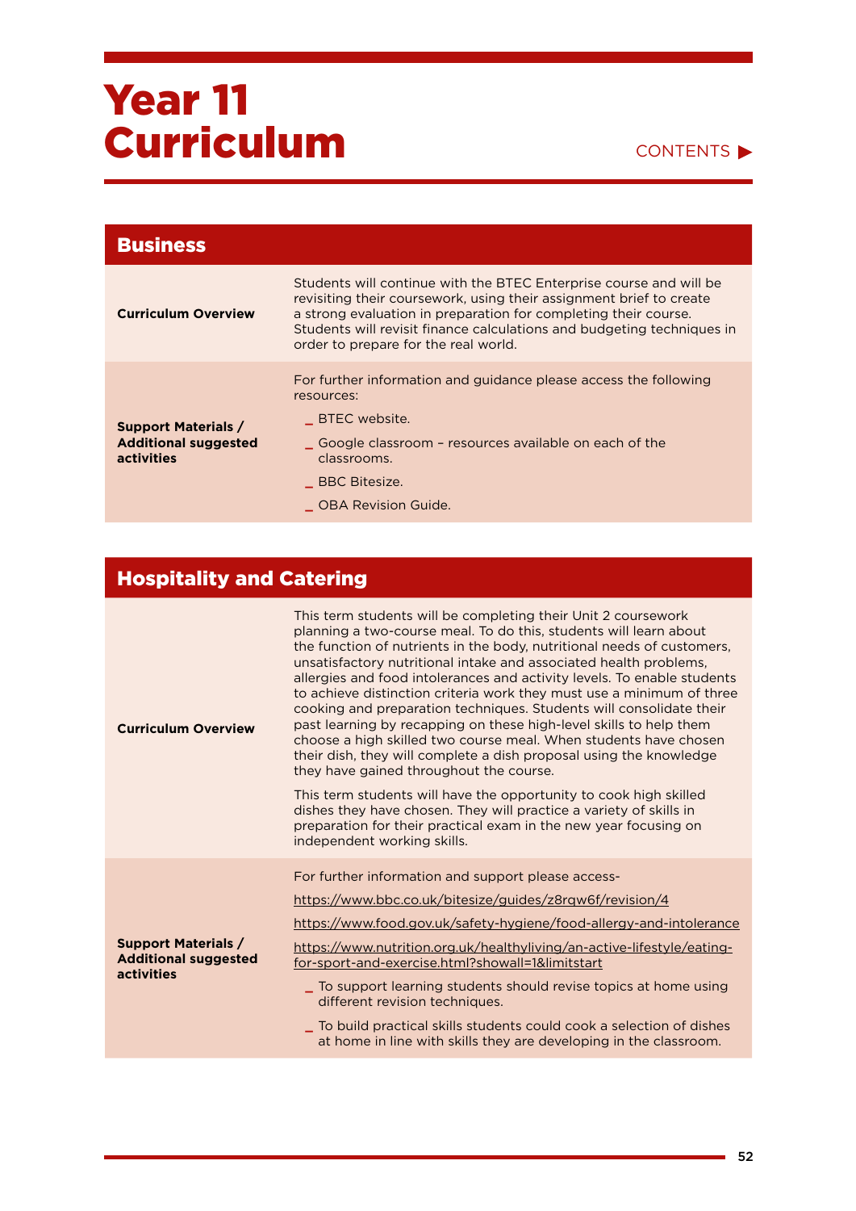# Year 11 Curriculum

CONTENTS ▶

## Business

| | |
|---|---|
| **Curriculum Overview** | Students will continue with the BTEC Enterprise course and will be revisiting their coursework, using their assignment brief to create a strong evaluation in preparation for completing their course. Students will revisit finance calculations and budgeting techniques in order to prepare for the real world. |
| **Support Materials / Additional suggested activities** | For further information and guidance please access the following resources:<br>_ BTEC website.<br>_ Google classroom – resources available on each of the classrooms.<br>_ BBC Bitesize.<br>_ OBA Revision Guide. |

## Hospitality and Catering

| | |
|---|---|
| **Curriculum Overview** | This term students will be completing their Unit 2 coursework planning a two-course meal. To do this, students will learn about the function of nutrients in the body, nutritional needs of customers, unsatisfactory nutritional intake and associated health problems, allergies and food intolerances and activity levels. To enable students to achieve distinction criteria work they must use a minimum of three cooking and preparation techniques. Students will consolidate their past learning by recapping on these high-level skills to help them choose a high skilled two course meal. When students have chosen their dish, they will complete a dish proposal using the knowledge they have gained throughout the course.<br><br>This term students will have the opportunity to cook high skilled dishes they have chosen. They will practice a variety of skills in preparation for their practical exam in the new year focusing on independent working skills. |
| **Support Materials / Additional suggested activities** | For further information and support please access-<br>https://www.bbc.co.uk/bitesize/guides/z8rqw6f/revision/4<br>https://www.food.gov.uk/safety-hygiene/food-allergy-and-intolerance<br>https://www.nutrition.org.uk/healthyliving/an-active-lifestyle/eating-for-sport-and-exercise.html?showall=1&limitstart<br>_ To support learning students should revise topics at home using different revision techniques.<br>_ To build practical skills students could cook a selection of dishes at home in line with skills they are developing in the classroom. |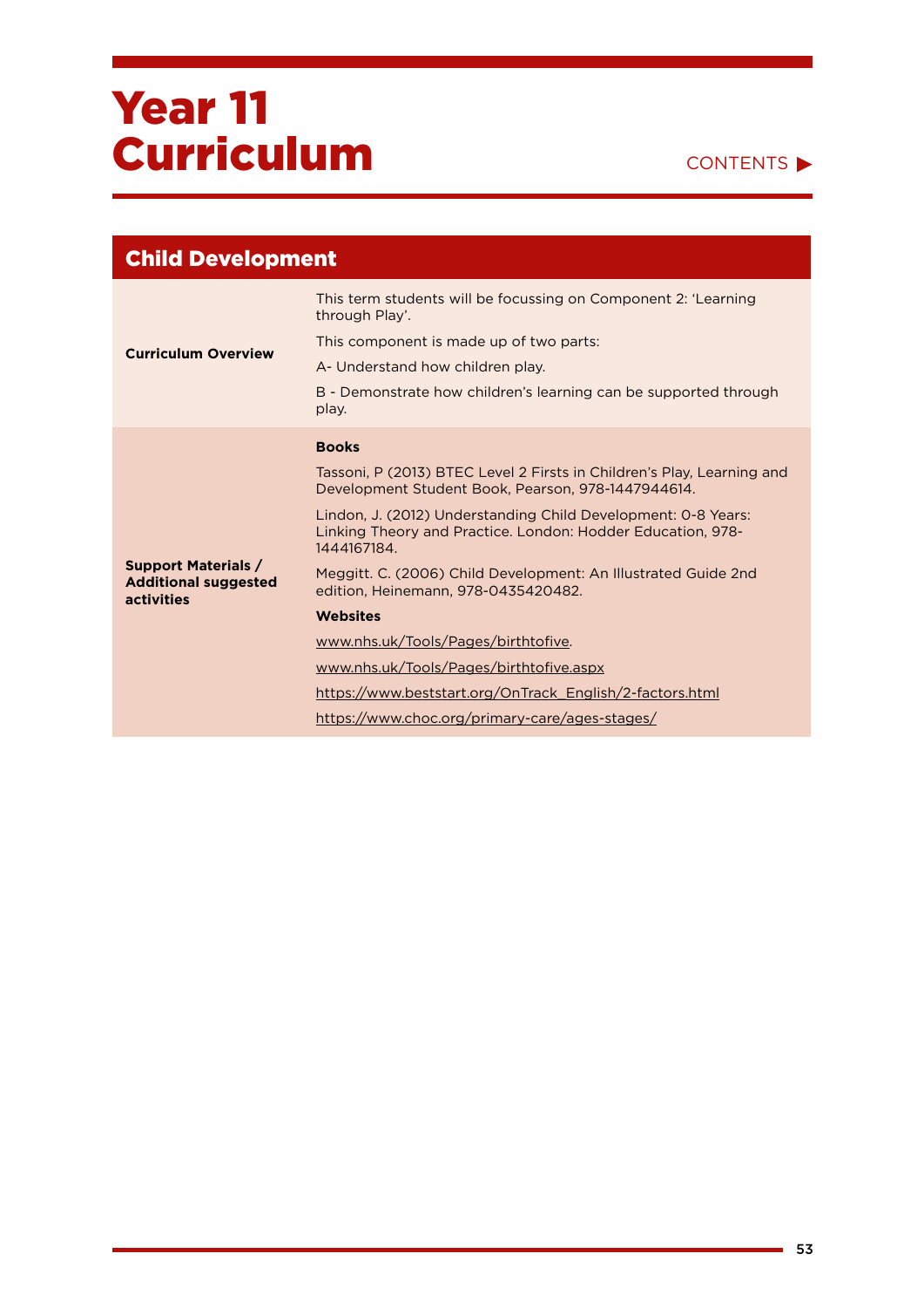# Year 11 Curriculum

CONTENTS ▶

## Child Development

| | |
|---|---|
| **Curriculum Overview** | This term students will be focussing on Component 2: 'Learning through Play'.<br><br>This component is made up of two parts:<br><br>A- Understand how children play.<br><br>B - Demonstrate how children's learning can be supported through play. |
| **Support Materials / Additional suggested activities** | **Books**<br><br>Tassoni, P (2013) BTEC Level 2 Firsts in Children's Play, Learning and Development Student Book, Pearson, 978-1447944614.<br><br>Lindon, J. (2012) Understanding Child Development: 0-8 Years: Linking Theory and Practice. London: Hodder Education, 978-1444167184.<br><br>Meggitt. C. (2006) Child Development: An Illustrated Guide 2nd edition, Heinemann, 978-0435420482.<br><br>**Websites**<br><br>www.nhs.uk/Tools/Pages/birthtofive.<br><br>www.nhs.uk/Tools/Pages/birthtofive.aspx<br><br>https://www.beststart.org/OnTrack_English/2-factors.html<br><br>https://www.choc.org/primary-care/ages-stages/ |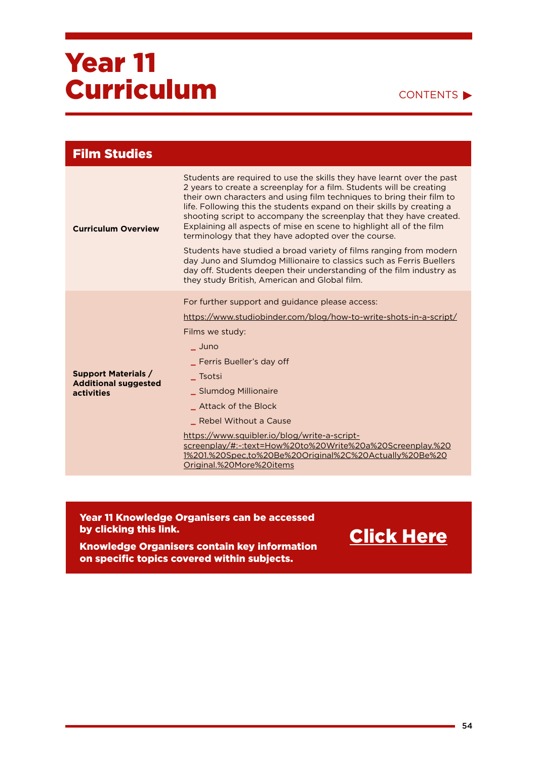# Year 11 Curriculum

CONTENTS ▶

## Film Studies

| | |
|---|---|
| **Curriculum Overview** | Students are required to use the skills they have learnt over the past 2 years to create a screenplay for a film. Students will be creating their own characters and using film techniques to bring their film to life. Following this the students expand on their skills by creating a shooting script to accompany the screenplay that they have created. Explaining all aspects of mise en scene to highlight all of the film terminology that they have adopted over the course.<br><br>Students have studied a broad variety of films ranging from modern day Juno and Slumdog Millionaire to classics such as Ferris Buellers day off. Students deepen their understanding of the film industry as they study British, American and Global film. |
| **Support Materials / Additional suggested activities** | For further support and guidance please access:<br><br>https://www.studiobinder.com/blog/how-to-write-shots-in-a-script/<br><br>Films we study:<br>_ Juno<br>_ Ferris Bueller's day off<br>_ Tsotsi<br>_ Slumdog Millionaire<br>_ Attack of the Block<br>_ Rebel Without a Cause<br><br>https://www.squibler.io/blog/write-a-script-screenplay/#:~:text=How%20to%20Write%20a%20Screenplay.%201%201.%20Spec,to%20Be%20Original%2C%20Actually%20Be%20Original.%20More%20items |

**Year 11 Knowledge Organisers can be accessed by clicking this link.**

**Knowledge Organisers contain key information on specific topics covered within subjects.**

**Click Here**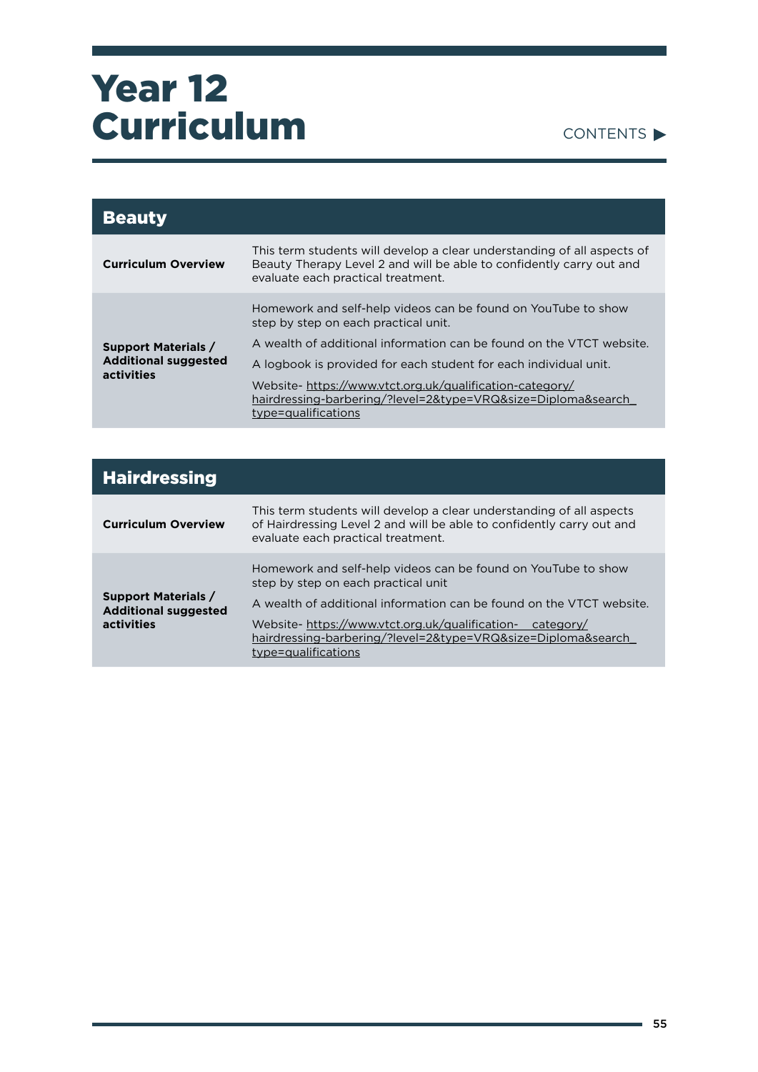# Year 12 Curriculum

CONTENTS ▶

| Beauty | |
|---|---|
| **Curriculum Overview** | This term students will develop a clear understanding of all aspects of Beauty Therapy Level 2 and will be able to confidently carry out and evaluate each practical treatment. |
| **Support Materials / Additional suggested activities** | Homework and self-help videos can be found on YouTube to show step by step on each practical unit.<br><br>A wealth of additional information can be found on the VTCT website.<br><br>A logbook is provided for each student for each individual unit.<br><br>Website- https://www.vtct.org.uk/qualification-category/hairdressing-barbering/?level=2&type=VRQ&size=Diploma&search_type=qualifications |

| Hairdressing | |
|---|---|
| **Curriculum Overview** | This term students will develop a clear understanding of all aspects of Hairdressing Level 2 and will be able to confidently carry out and evaluate each practical treatment. |
| **Support Materials / Additional suggested activities** | Homework and self-help videos can be found on YouTube to show step by step on each practical unit<br><br>A wealth of additional information can be found on the VTCT website.<br><br>Website- https://www.vtct.org.uk/qualification- category/hairdressing-barbering/?level=2&type=VRQ&size=Diploma&search_type=qualifications |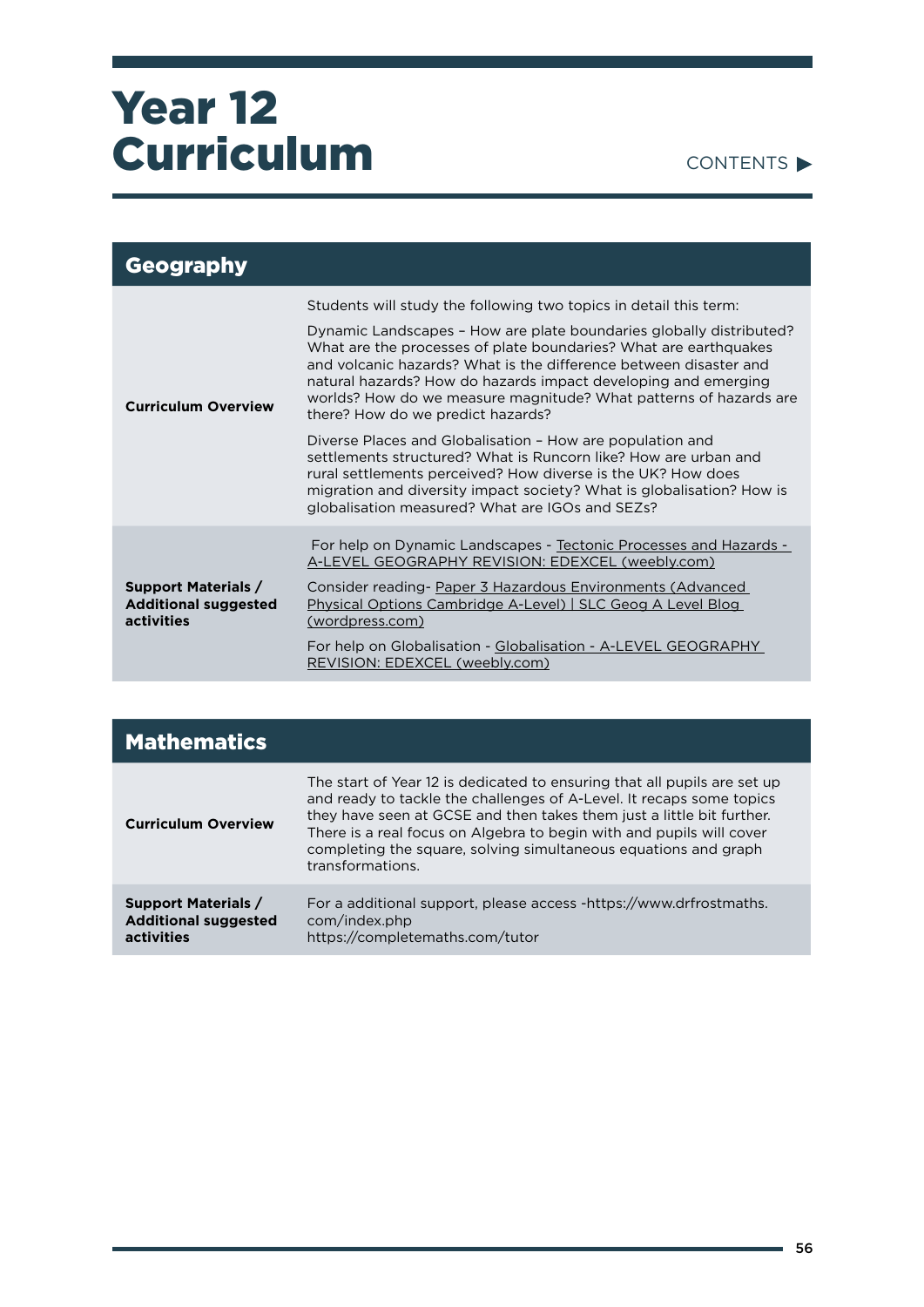# Year 12 Curriculum

CONTENTS ▶

## Geography

| | |
|---|---|
| **Curriculum Overview** | Students will study the following two topics in detail this term:<br><br>Dynamic Landscapes – How are plate boundaries globally distributed? What are the processes of plate boundaries? What are earthquakes and volcanic hazards? What is the difference between disaster and natural hazards? How do hazards impact developing and emerging worlds? How do we measure magnitude? What patterns of hazards are there? How do we predict hazards?<br><br>Diverse Places and Globalisation – How are population and settlements structured? What is Runcorn like? How are urban and rural settlements perceived? How diverse is the UK? How does migration and diversity impact society? What is globalisation? How is globalisation measured? What are IGOs and SEZs? |
| **Support Materials / Additional suggested activities** | For help on Dynamic Landscapes - Tectonic Processes and Hazards - A-LEVEL GEOGRAPHY REVISION: EDEXCEL (weebly.com)<br><br>Consider reading- Paper 3 Hazardous Environments (Advanced Physical Options Cambridge A-Level) \| SLC Geog A Level Blog (wordpress.com)<br><br>For help on Globalisation - Globalisation - A-LEVEL GEOGRAPHY REVISION: EDEXCEL (weebly.com) |

## Mathematics

| | |
|---|---|
| **Curriculum Overview** | The start of Year 12 is dedicated to ensuring that all pupils are set up and ready to tackle the challenges of A-Level. It recaps some topics they have seen at GCSE and then takes them just a little bit further. There is a real focus on Algebra to begin with and pupils will cover completing the square, solving simultaneous equations and graph transformations. |
| **Support Materials / Additional suggested activities** | For a additional support, please access -https://www.drfrostmaths.com/index.php<br>https://completemaths.com/tutor |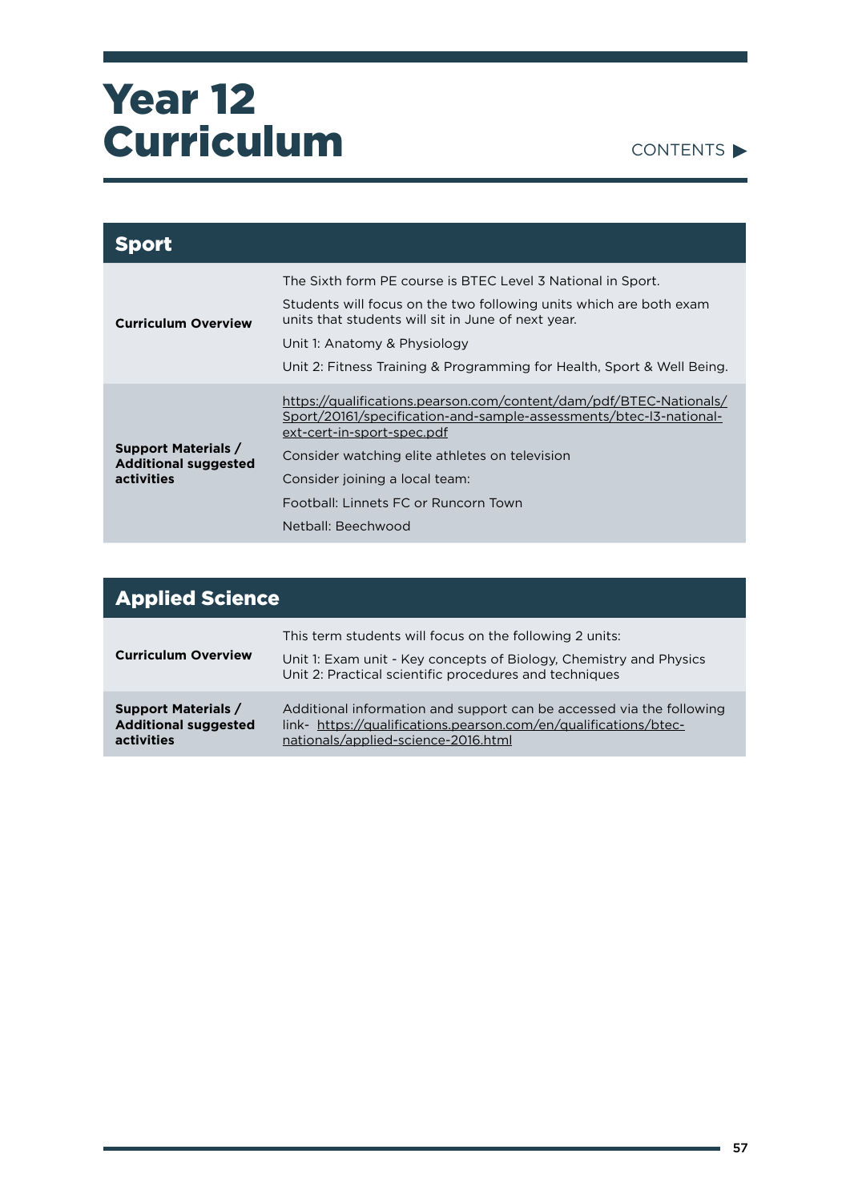# Year 12 Curriculum

CONTENTS ▶

## Sport

| | |
|---|---|
| **Curriculum Overview** | The Sixth form PE course is BTEC Level 3 National in Sport.<br>Students will focus on the two following units which are both exam units that students will sit in June of next year.<br>Unit 1: Anatomy & Physiology<br>Unit 2: Fitness Training & Programming for Health, Sport & Well Being. |
| **Support Materials / Additional suggested activities** | https://qualifications.pearson.com/content/dam/pdf/BTEC-Nationals/Sport/20161/specification-and-sample-assessments/btec-l3-national-ext-cert-in-sport-spec.pdf<br>Consider watching elite athletes on television<br>Consider joining a local team:<br>Football: Linnets FC or Runcorn Town<br>Netball: Beechwood |

## Applied Science

| | |
|---|---|
| **Curriculum Overview** | This term students will focus on the following 2 units:<br>Unit 1: Exam unit - Key concepts of Biology, Chemistry and Physics<br>Unit 2: Practical scientific procedures and techniques |
| **Support Materials / Additional suggested activities** | Additional information and support can be accessed via the following link- https://qualifications.pearson.com/en/qualifications/btec-nationals/applied-science-2016.html |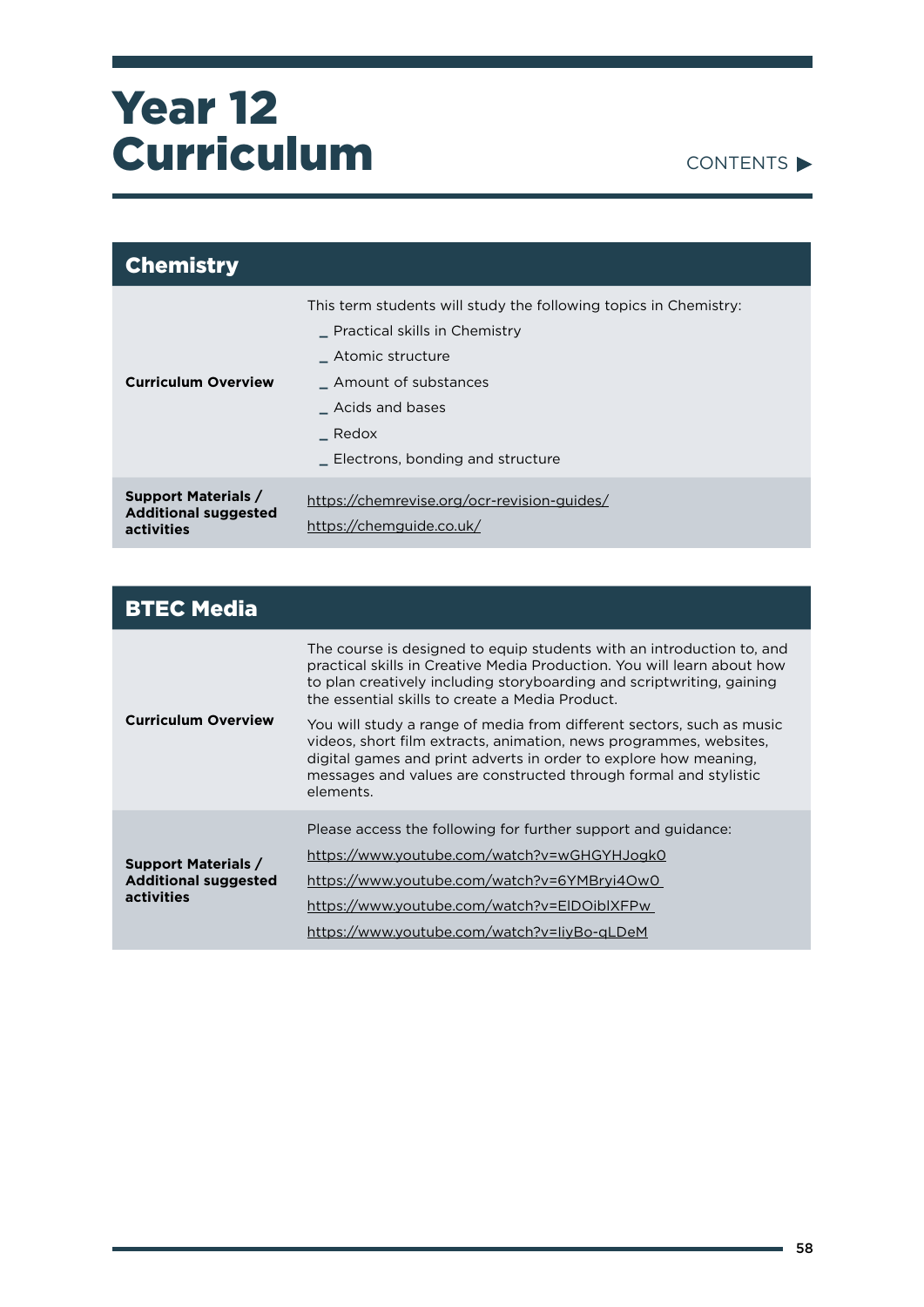# Year 12 Curriculum

CONTENTS ▶

## Chemistry

| | |
|---|---|
| **Curriculum Overview** | This term students will study the following topics in Chemistry:<br>_ Practical skills in Chemistry<br>_ Atomic structure<br>_ Amount of substances<br>_ Acids and bases<br>_ Redox<br>_ Electrons, bonding and structure |
| **Support Materials / Additional suggested activities** | https://chemrevise.org/ocr-revision-guides/<br>https://chemguide.co.uk/ |

## BTEC Media

| | |
|---|---|
| **Curriculum Overview** | The course is designed to equip students with an introduction to, and practical skills in Creative Media Production. You will learn about how to plan creatively including storyboarding and scriptwriting, gaining the essential skills to create a Media Product.<br><br>You will study a range of media from different sectors, such as music videos, short film extracts, animation, news programmes, websites, digital games and print adverts in order to explore how meaning, messages and values are constructed through formal and stylistic elements. |
| **Support Materials / Additional suggested activities** | Please access the following for further support and guidance:<br>https://www.youtube.com/watch?v=wGHGYHJogk0<br>https://www.youtube.com/watch?v=6YMBryi4Ow0<br>https://www.youtube.com/watch?v=ElDOibIXFPw<br>https://www.youtube.com/watch?v=IiyBo-qLDeM |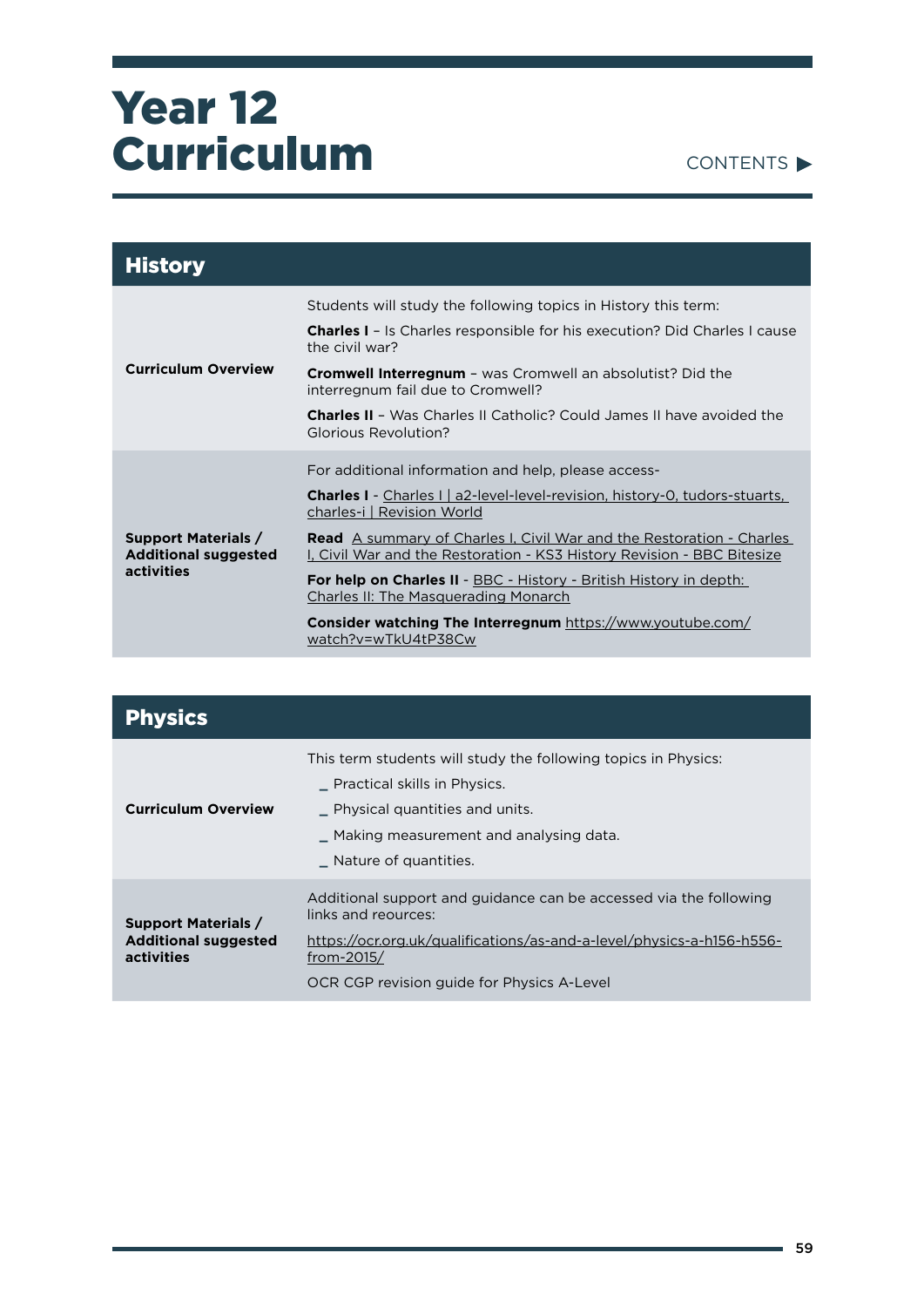# Year 12 Curriculum

CONTENTS ▶

## History

| | |
|---|---|
| **Curriculum Overview** | Students will study the following topics in History this term:<br><br>**Charles I** – Is Charles responsible for his execution? Did Charles I cause the civil war?<br><br>**Cromwell Interregnum** – was Cromwell an absolutist? Did the interregnum fail due to Cromwell?<br><br>**Charles II** – Was Charles II Catholic? Could James II have avoided the Glorious Revolution? |
| **Support Materials / Additional suggested activities** | For additional information and help, please access-<br><br>**Charles I** - Charles I \| a2-level-level-revision, history-0, tudors-stuarts, charles-i \| Revision World<br><br>**Read** A summary of Charles I, Civil War and the Restoration - Charles I, Civil War and the Restoration - KS3 History Revision - BBC Bitesize<br><br>**For help on Charles II** - BBC - History - British History in depth: Charles II: The Masquerading Monarch<br><br>**Consider watching The Interregnum** https://www.youtube.com/watch?v=wTkU4tP38Cw |

## Physics

| | |
|---|---|
| **Curriculum Overview** | This term students will study the following topics in Physics:<br><br>_ Practical skills in Physics.<br><br>_ Physical quantities and units.<br><br>_ Making measurement and analysing data.<br><br>_ Nature of quantities. |
| **Support Materials / Additional suggested activities** | Additional support and guidance can be accessed via the following links and reources:<br><br>https://ocr.org.uk/qualifications/as-and-a-level/physics-a-h156-h556-from-2015/<br><br>OCR CGP revision guide for Physics A-Level |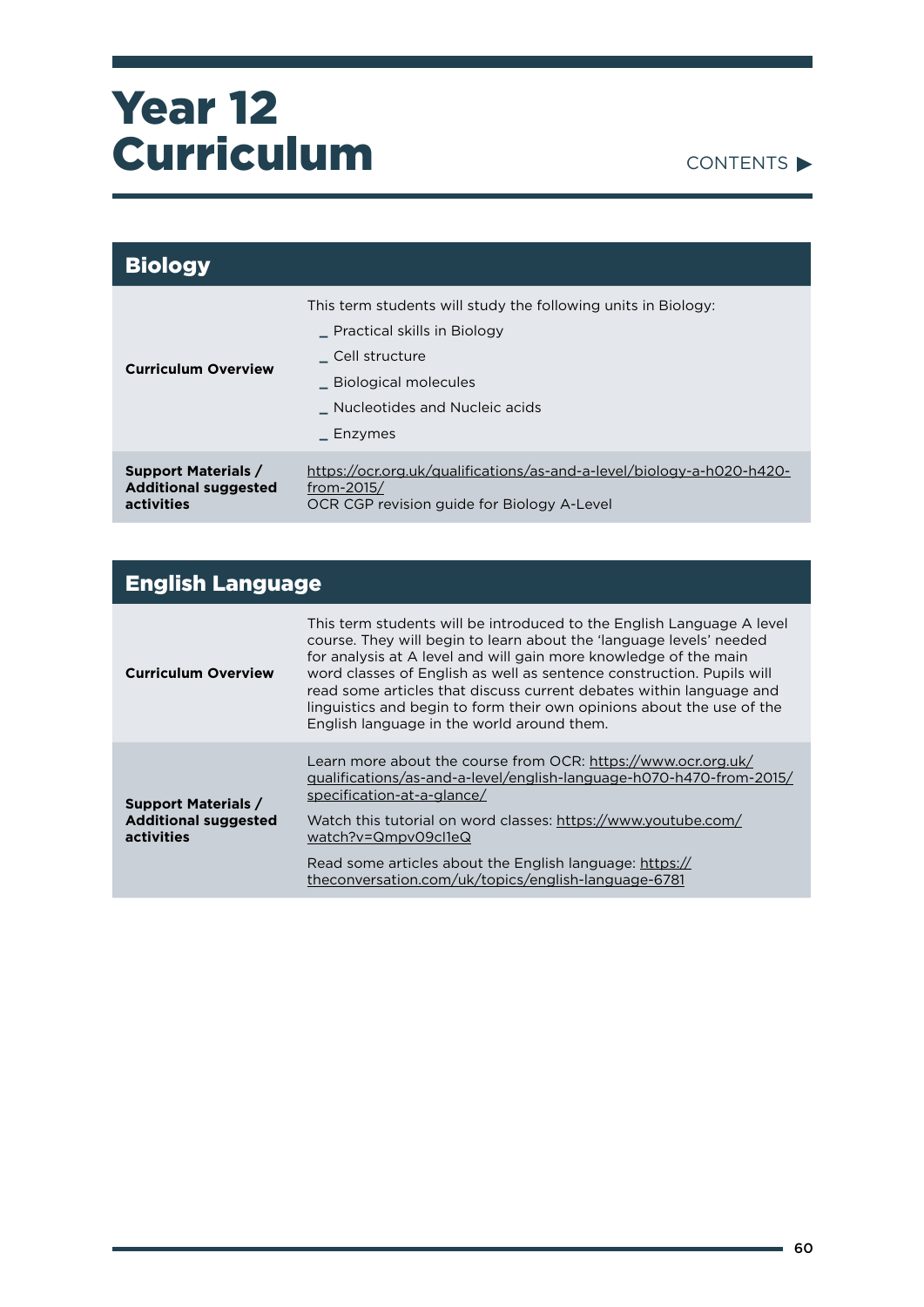# Year 12 Curriculum

CONTENTS ▶

## Biology

| | |
|---|---|
| **Curriculum Overview** | This term students will study the following units in Biology:<br>_ Practical skills in Biology<br>_ Cell structure<br>_ Biological molecules<br>_ Nucleotides and Nucleic acids<br>_ Enzymes |
| **Support Materials / Additional suggested activities** | https://ocr.org.uk/qualifications/as-and-a-level/biology-a-h020-h420-from-2015/<br>OCR CGP revision guide for Biology A-Level |

## English Language

| | |
|---|---|
| **Curriculum Overview** | This term students will be introduced to the English Language A level course. They will begin to learn about the 'language levels' needed for analysis at A level and will gain more knowledge of the main word classes of English as well as sentence construction. Pupils will read some articles that discuss current debates within language and linguistics and begin to form their own opinions about the use of the English language in the world around them. |
| **Support Materials / Additional suggested activities** | Learn more about the course from OCR: https://www.ocr.org.uk/qualifications/as-and-a-level/english-language-h070-h470-from-2015/specification-at-a-glance/<br><br>Watch this tutorial on word classes: https://www.youtube.com/watch?v=Qmpv09cl1eQ<br><br>Read some articles about the English language: https://theconversation.com/uk/topics/english-language-6781 |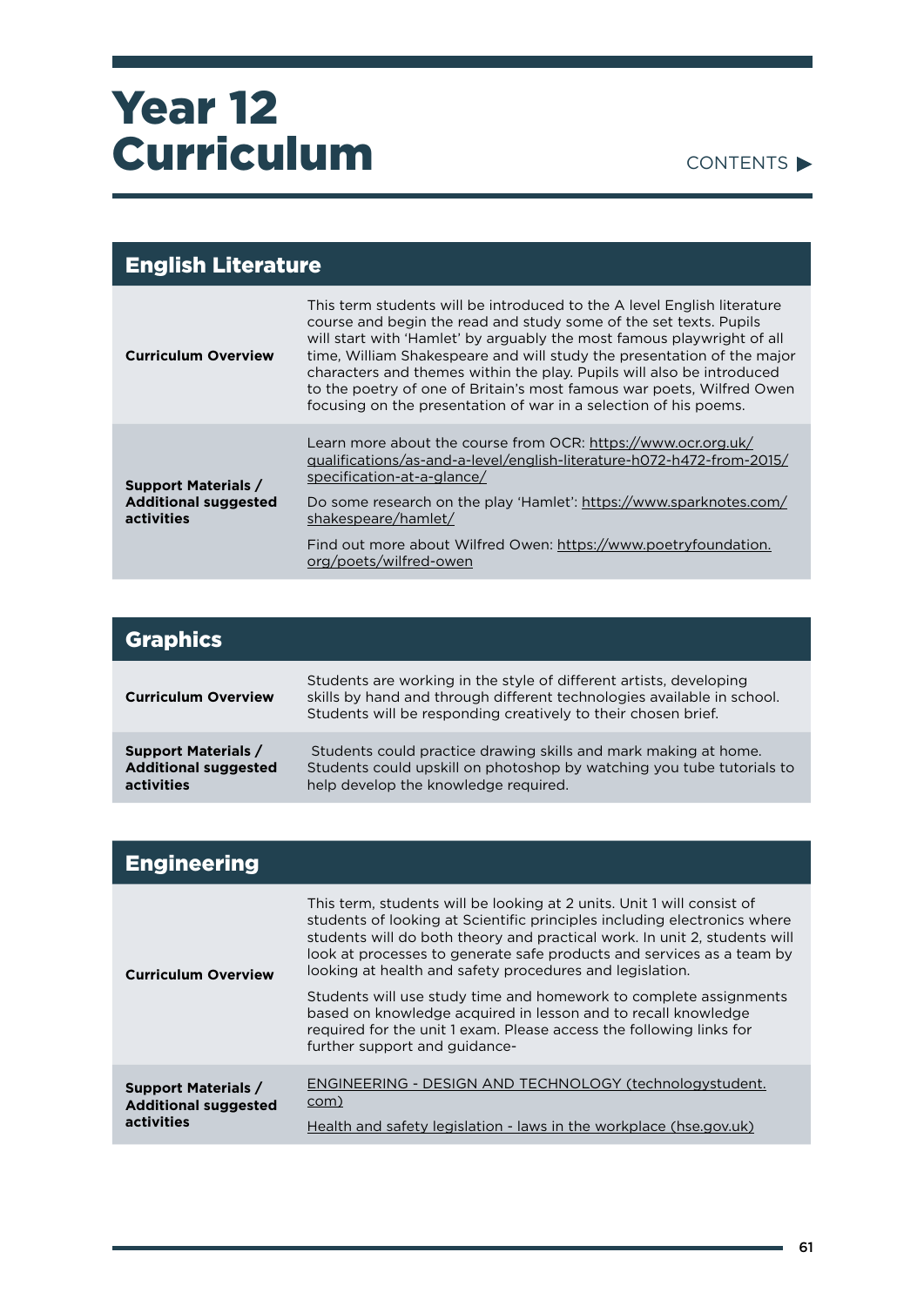# Year 12 Curriculum

CONTENTS ▶

## English Literature

| | |
|---|---|
| **Curriculum Overview** | This term students will be introduced to the A level English literature course and begin the read and study some of the set texts. Pupils will start with 'Hamlet' by arguably the most famous playwright of all time, William Shakespeare and will study the presentation of the major characters and themes within the play. Pupils will also be introduced to the poetry of one of Britain's most famous war poets, Wilfred Owen focusing on the presentation of war in a selection of his poems. |
| **Support Materials / Additional suggested activities** | Learn more about the course from OCR: https://www.ocr.org.uk/qualifications/as-and-a-level/english-literature-h072-h472-from-2015/specification-at-a-glance/<br><br>Do some research on the play 'Hamlet': https://www.sparknotes.com/shakespeare/hamlet/<br><br>Find out more about Wilfred Owen: https://www.poetryfoundation.org/poets/wilfred-owen |

## Graphics

| | |
|---|---|
| **Curriculum Overview** | Students are working in the style of different artists, developing skills by hand and through different technologies available in school. Students will be responding creatively to their chosen brief. |
| **Support Materials / Additional suggested activities** | Students could practice drawing skills and mark making at home. Students could upskill on photoshop by watching you tube tutorials to help develop the knowledge required. |

## Engineering

| | |
|---|---|
| **Curriculum Overview** | This term, students will be looking at 2 units. Unit 1 will consist of students of looking at Scientific principles including electronics where students will do both theory and practical work. In unit 2, students will look at processes to generate safe products and services as a team by looking at health and safety procedures and legislation.<br><br>Students will use study time and homework to complete assignments based on knowledge acquired in lesson and to recall knowledge required for the unit 1 exam. Please access the following links for further support and guidance- |
| **Support Materials / Additional suggested activities** | ENGINEERING - DESIGN AND TECHNOLOGY (technologystudent.com)<br><br>Health and safety legislation - laws in the workplace (hse.gov.uk) |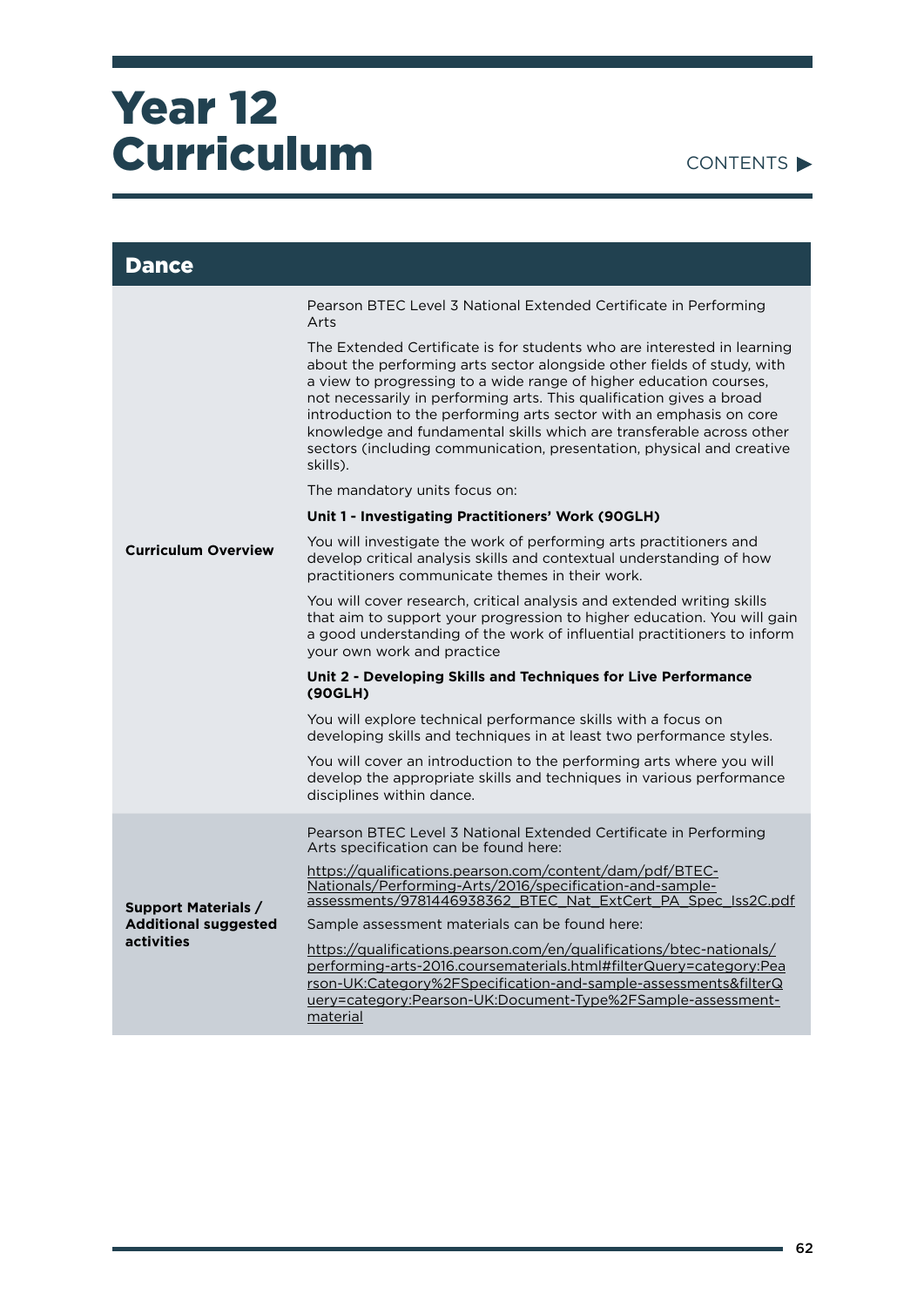# Year 12 Curriculum

CONTENTS ▶

## Dance

| | |
|---|---|
| **Curriculum Overview** | Pearson BTEC Level 3 National Extended Certificate in Performing Arts<br><br>The Extended Certificate is for students who are interested in learning about the performing arts sector alongside other fields of study, with a view to progressing to a wide range of higher education courses, not necessarily in performing arts. This qualification gives a broad introduction to the performing arts sector with an emphasis on core knowledge and fundamental skills which are transferable across other sectors (including communication, presentation, physical and creative skills).<br><br>The mandatory units focus on:<br><br>**Unit 1 - Investigating Practitioners' Work (90GLH)**<br><br>You will investigate the work of performing arts practitioners and develop critical analysis skills and contextual understanding of how practitioners communicate themes in their work.<br><br>You will cover research, critical analysis and extended writing skills that aim to support your progression to higher education. You will gain a good understanding of the work of influential practitioners to inform your own work and practice<br><br>**Unit 2 - Developing Skills and Techniques for Live Performance (90GLH)**<br><br>You will explore technical performance skills with a focus on developing skills and techniques in at least two performance styles.<br><br>You will cover an introduction to the performing arts where you will develop the appropriate skills and techniques in various performance disciplines within dance. |
| **Support Materials / Additional suggested activities** | Pearson BTEC Level 3 National Extended Certificate in Performing Arts specification can be found here:<br><br>https://qualifications.pearson.com/content/dam/pdf/BTEC-Nationals/Performing-Arts/2016/specification-and-sample-assessments/9781446938362_BTEC_Nat_ExtCert_PA_Spec_Iss2C.pdf<br><br>Sample assessment materials can be found here:<br><br>https://qualifications.pearson.com/en/qualifications/btec-nationals/performing-arts-2016.coursematerials.html#filterQuery=category:Pearson-UK:Category%2FSpecification-and-sample-assessments&filterQuery=category:Pearson-UK:Document-Type%2FSample-assessment-material |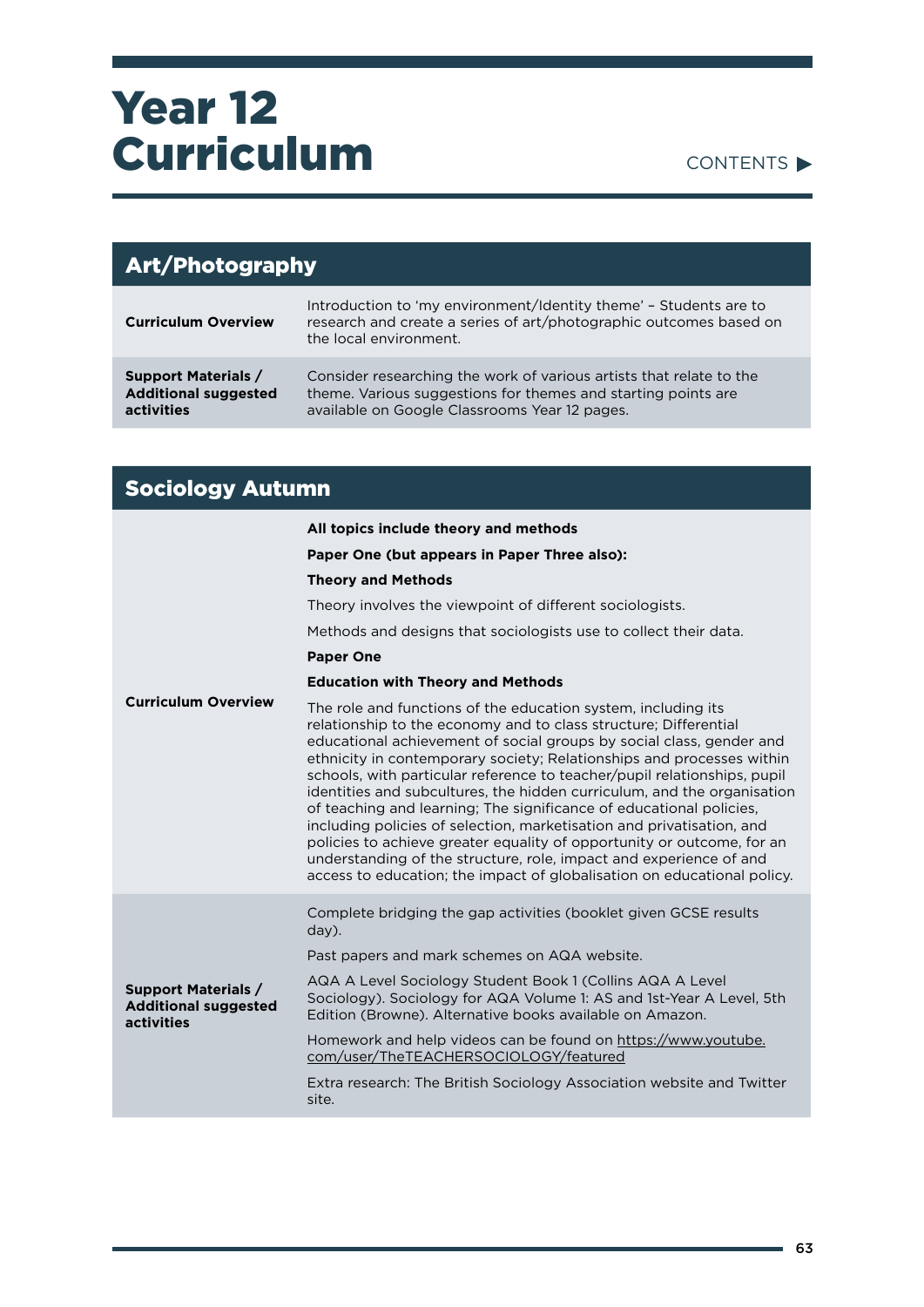# Year 12 Curriculum

CONTENTS ▶

## Art/Photography

| | |
|---|---|
| **Curriculum Overview** | Introduction to 'my environment/Identity theme' – Students are to research and create a series of art/photographic outcomes based on the local environment. |
| **Support Materials / Additional suggested activities** | Consider researching the work of various artists that relate to the theme. Various suggestions for themes and starting points are available on Google Classrooms Year 12 pages. |

## Sociology Autumn

| | |
|---|---|
| **Curriculum Overview** | **All topics include theory and methods**<br><br>**Paper One (but appears in Paper Three also):**<br><br>**Theory and Methods**<br><br>Theory involves the viewpoint of different sociologists.<br><br>Methods and designs that sociologists use to collect their data.<br><br>**Paper One**<br><br>**Education with Theory and Methods**<br><br>The role and functions of the education system, including its relationship to the economy and to class structure; Differential educational achievement of social groups by social class, gender and ethnicity in contemporary society; Relationships and processes within schools, with particular reference to teacher/pupil relationships, pupil identities and subcultures, the hidden curriculum, and the organisation of teaching and learning; The significance of educational policies, including policies of selection, marketisation and privatisation, and policies to achieve greater equality of opportunity or outcome, for an understanding of the structure, role, impact and experience of and access to education; the impact of globalisation on educational policy. |
| **Support Materials / Additional suggested activities** | Complete bridging the gap activities (booklet given GCSE results day).<br><br>Past papers and mark schemes on AQA website.<br><br>AQA A Level Sociology Student Book 1 (Collins AQA A Level Sociology). Sociology for AQA Volume 1: AS and 1st-Year A Level, 5th Edition (Browne). Alternative books available on Amazon.<br><br>Homework and help videos can be found on https://www.youtube.com/user/TheTEACHERSOCIOLOGY/featured<br><br>Extra research: The British Sociology Association website and Twitter site. |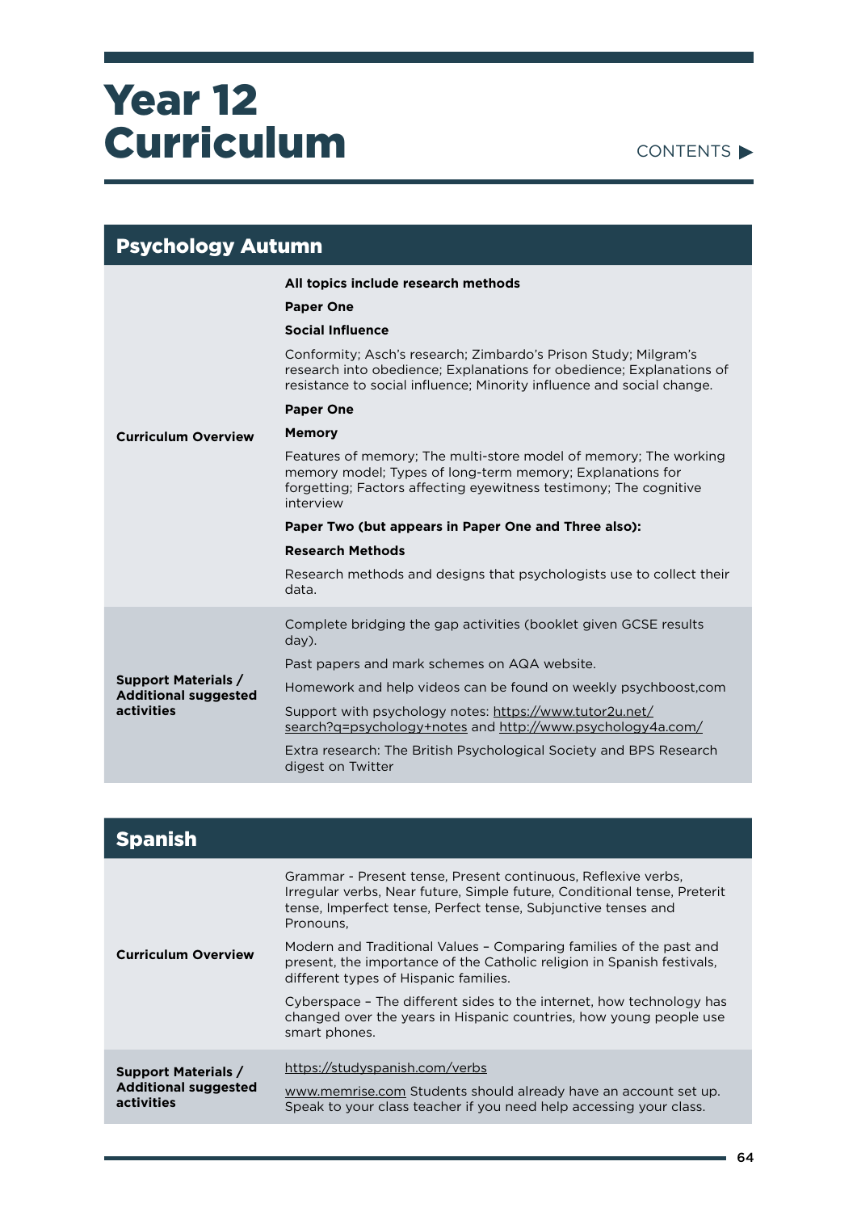# Year 12 Curriculum

CONTENTS ▶

## Psychology Autumn

| | |
|---|---|
| **Curriculum Overview** | **All topics include research methods**<br>**Paper One**<br>**Social Influence**<br>Conformity; Asch's research; Zimbardo's Prison Study; Milgram's research into obedience; Explanations for obedience; Explanations of resistance to social influence; Minority influence and social change.<br>**Paper One**<br>**Memory**<br>Features of memory; The multi-store model of memory; The working memory model; Types of long-term memory; Explanations for forgetting; Factors affecting eyewitness testimony; The cognitive interview<br>**Paper Two (but appears in Paper One and Three also):**<br>**Research Methods**<br>Research methods and designs that psychologists use to collect their data. |
| **Support Materials / Additional suggested activities** | Complete bridging the gap activities (booklet given GCSE results day).<br>Past papers and mark schemes on AQA website.<br>Homework and help videos can be found on weekly psychboost,com<br>Support with psychology notes: https://www.tutor2u.net/search?q=psychology+notes and http://www.psychology4a.com/<br>Extra research: The British Psychological Society and BPS Research digest on Twitter |

## Spanish

| | |
|---|---|
| **Curriculum Overview** | Grammar - Present tense, Present continuous, Reflexive verbs, Irregular verbs, Near future, Simple future, Conditional tense, Preterit tense, Imperfect tense, Perfect tense, Subjunctive tenses and Pronouns,<br>Modern and Traditional Values – Comparing families of the past and present, the importance of the Catholic religion in Spanish festivals, different types of Hispanic families.<br>Cyberspace – The different sides to the internet, how technology has changed over the years in Hispanic countries, how young people use smart phones. |
| **Support Materials / Additional suggested activities** | https://studyspanish.com/verbs<br>www.memrise.com Students should already have an account set up. Speak to your class teacher if you need help accessing your class. |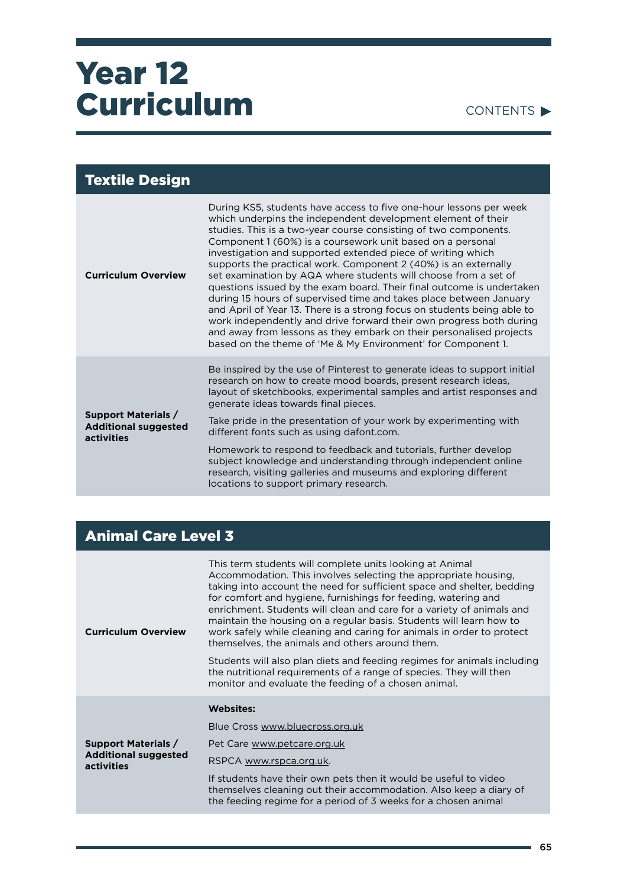# Year 12 Curriculum

CONTENTS ▶

## Textile Design

| | |
|---|---|
| **Curriculum Overview** | During KS5, students have access to five one-hour lessons per week which underpins the independent development element of their studies. This is a two-year course consisting of two components. Component 1 (60%) is a coursework unit based on a personal investigation and supported extended piece of writing which supports the practical work. Component 2 (40%) is an externally set examination by AQA where students will choose from a set of questions issued by the exam board. Their final outcome is undertaken during 15 hours of supervised time and takes place between January and April of Year 13. There is a strong focus on students being able to work independently and drive forward their own progress both during and away from lessons as they embark on their personalised projects based on the theme of 'Me & My Environment' for Component 1. |
| **Support Materials / Additional suggested activities** | Be inspired by the use of Pinterest to generate ideas to support initial research on how to create mood boards, present research ideas, layout of sketchbooks, experimental samples and artist responses and generate ideas towards final pieces.<br><br>Take pride in the presentation of your work by experimenting with different fonts such as using dafont.com.<br><br>Homework to respond to feedback and tutorials, further develop subject knowledge and understanding through independent online research, visiting galleries and museums and exploring different locations to support primary research. |

## Animal Care Level 3

| | |
|---|---|
| **Curriculum Overview** | This term students will complete units looking at Animal Accommodation. This involves selecting the appropriate housing, taking into account the need for sufficient space and shelter, bedding for comfort and hygiene, furnishings for feeding, watering and enrichment. Students will clean and care for a variety of animals and maintain the housing on a regular basis. Students will learn how to work safely while cleaning and caring for animals in order to protect themselves, the animals and others around them.<br><br>Students will also plan diets and feeding regimes for animals including the nutritional requirements of a range of species. They will then monitor and evaluate the feeding of a chosen animal. |
| **Support Materials / Additional suggested activities** | **Websites:**<br><br>Blue Cross www.bluecross.org.uk<br><br>Pet Care www.petcare.org.uk<br><br>RSPCA www.rspca.org.uk.<br><br>If students have their own pets then it would be useful to video themselves cleaning out their accommodation. Also keep a diary of the feeding regime for a period of 3 weeks for a chosen animal |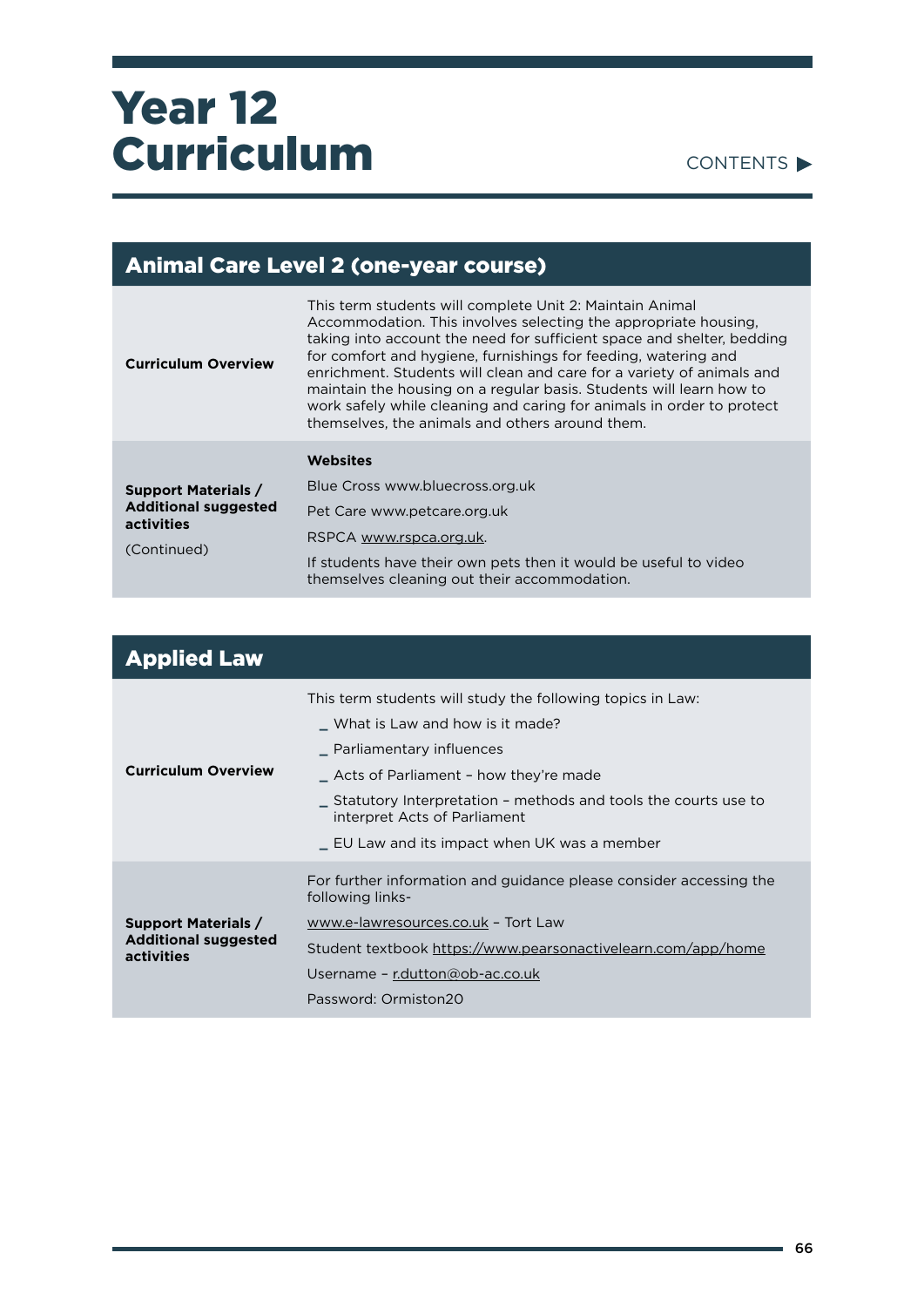# Year 12 Curriculum

CONTENTS ▶

## Animal Care Level 2 (one-year course)

| | |
|---|---|
| **Curriculum Overview** | This term students will complete Unit 2: Maintain Animal Accommodation. This involves selecting the appropriate housing, taking into account the need for sufficient space and shelter, bedding for comfort and hygiene, furnishings for feeding, watering and enrichment. Students will clean and care for a variety of animals and maintain the housing on a regular basis. Students will learn how to work safely while cleaning and caring for animals in order to protect themselves, the animals and others around them. |
| **Support Materials / Additional suggested activities** (Continued) | **Websites**<br>Blue Cross www.bluecross.org.uk<br>Pet Care www.petcare.org.uk<br>RSPCA www.rspca.org.uk.<br>If students have their own pets then it would be useful to video themselves cleaning out their accommodation. |

## Applied Law

| | |
|---|---|
| **Curriculum Overview** | This term students will study the following topics in Law:<br>_ What is Law and how is it made?<br>_ Parliamentary influences<br>_ Acts of Parliament – how they're made<br>_ Statutory Interpretation – methods and tools the courts use to interpret Acts of Parliament<br>_ EU Law and its impact when UK was a member |
| **Support Materials / Additional suggested activities** | For further information and guidance please consider accessing the following links-<br>www.e-lawresources.co.uk – Tort Law<br>Student textbook https://www.pearsonactivelearn.com/app/home<br>Username – r.dutton@ob-ac.co.uk<br>Password: Ormiston20 |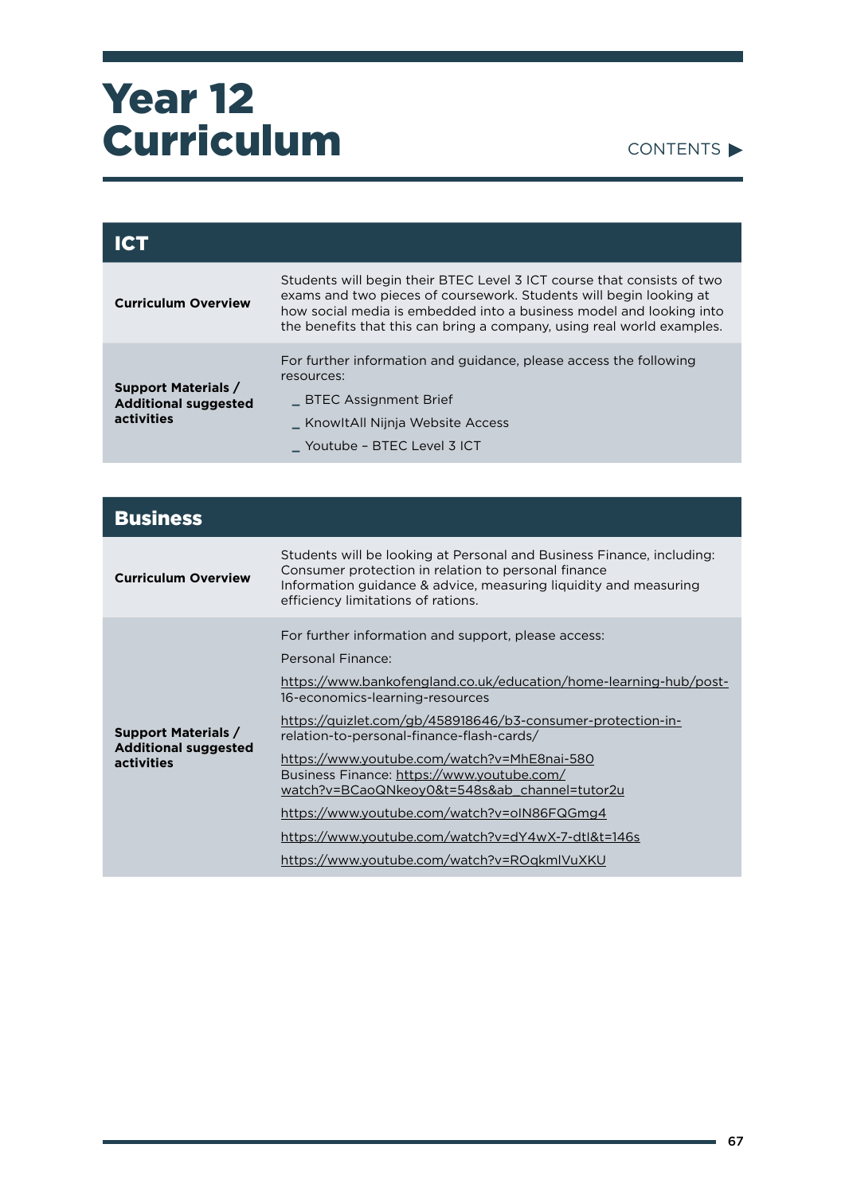# Year 12 Curriculum

CONTENTS ▶

## ICT

| | |
|---|---|
| **Curriculum Overview** | Students will begin their BTEC Level 3 ICT course that consists of two exams and two pieces of coursework. Students will begin looking at how social media is embedded into a business model and looking into the benefits that this can bring a company, using real world examples. |
| **Support Materials / Additional suggested activities** | For further information and guidance, please access the following resources:<br>_ BTEC Assignment Brief<br>_ KnowItAll Nijnja Website Access<br>_ Youtube – BTEC Level 3 ICT |

## Business

| | |
|---|---|
| **Curriculum Overview** | Students will be looking at Personal and Business Finance, including:<br>Consumer protection in relation to personal finance<br>Information guidance & advice, measuring liquidity and measuring efficiency limitations of rations. |
| **Support Materials / Additional suggested activities** | For further information and support, please access:<br>Personal Finance:<br>https://www.bankofengland.co.uk/education/home-learning-hub/post-16-economics-learning-resources<br>https://quizlet.com/gb/458918646/b3-consumer-protection-in-relation-to-personal-finance-flash-cards/<br>https://www.youtube.com/watch?v=MhE8nai-580<br>Business Finance: https://www.youtube.com/watch?v=BCaoQNkeoy0&t=548s&ab_channel=tutor2u<br>https://www.youtube.com/watch?v=oIN86FQGmg4<br>https://www.youtube.com/watch?v=dY4wX-7-dtI&t=146s<br>https://www.youtube.com/watch?v=ROqkmlVuXKU |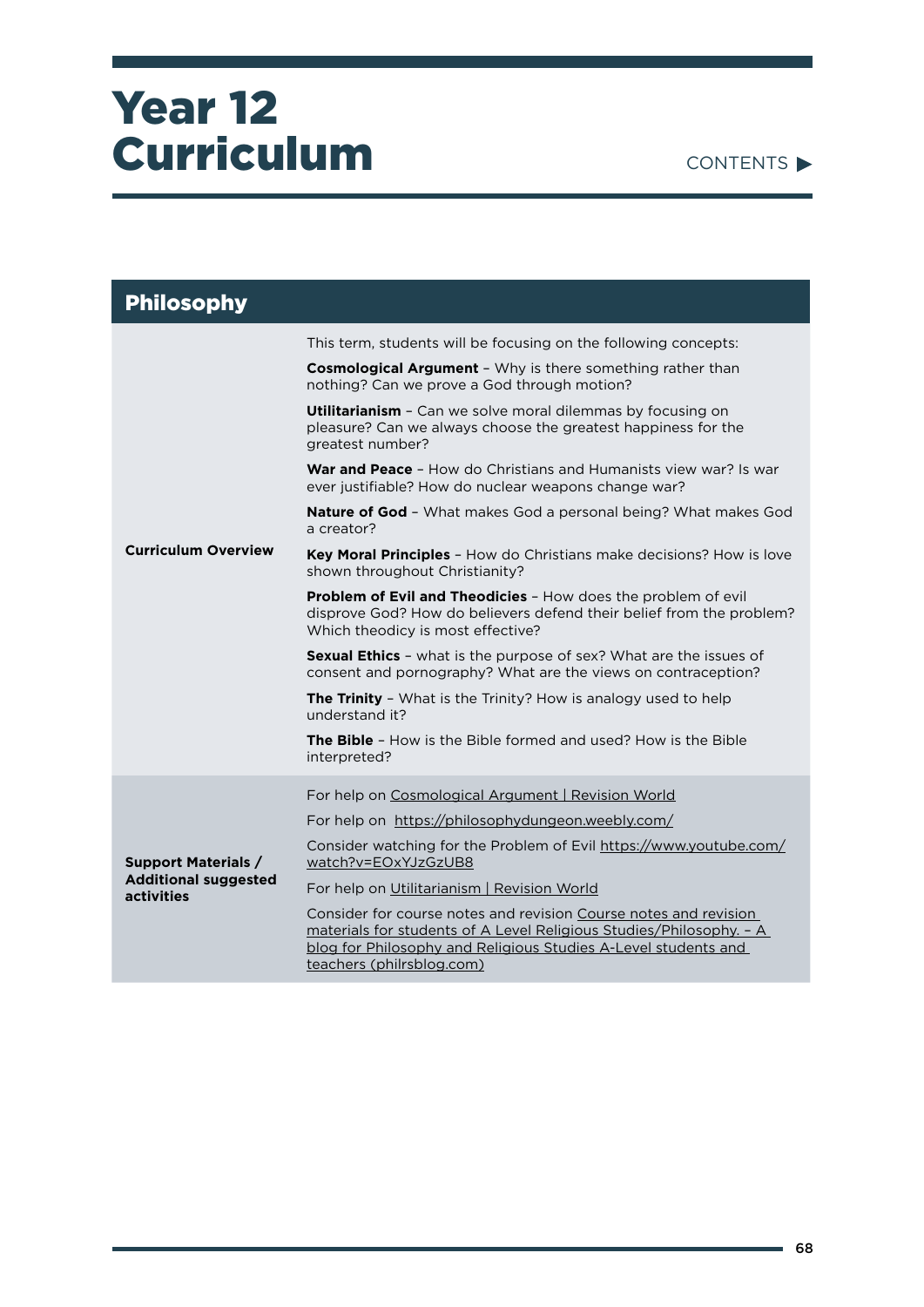# Year 12 Curriculum

CONTENTS ▶

## Philosophy

| | |
|---|---|
| **Curriculum Overview** | This term, students will be focusing on the following concepts:<br><br>**Cosmological Argument** – Why is there something rather than nothing? Can we prove a God through motion?<br><br>**Utilitarianism** – Can we solve moral dilemmas by focusing on pleasure? Can we always choose the greatest happiness for the greatest number?<br><br>**War and Peace** – How do Christians and Humanists view war? Is war ever justifiable? How do nuclear weapons change war?<br><br>**Nature of God** – What makes God a personal being? What makes God a creator?<br><br>**Key Moral Principles** – How do Christians make decisions? How is love shown throughout Christianity?<br><br>**Problem of Evil and Theodicies** – How does the problem of evil disprove God? How do believers defend their belief from the problem? Which theodicy is most effective?<br><br>**Sexual Ethics** – what is the purpose of sex? What are the issues of consent and pornography? What are the views on contraception?<br><br>**The Trinity** – What is the Trinity? How is analogy used to help understand it?<br><br>**The Bible** – How is the Bible formed and used? How is the Bible interpreted? |
| **Support Materials / Additional suggested activities** | For help on Cosmological Argument \| Revision World<br><br>For help on https://philosophydungeon.weebly.com/<br><br>Consider watching for the Problem of Evil https://www.youtube.com/watch?v=EOxYJzGzUB8<br><br>For help on Utilitarianism \| Revision World<br><br>Consider for course notes and revision Course notes and revision materials for students of A Level Religious Studies/Philosophy. – A blog for Philosophy and Religious Studies A-Level students and teachers (philrsblog.com) |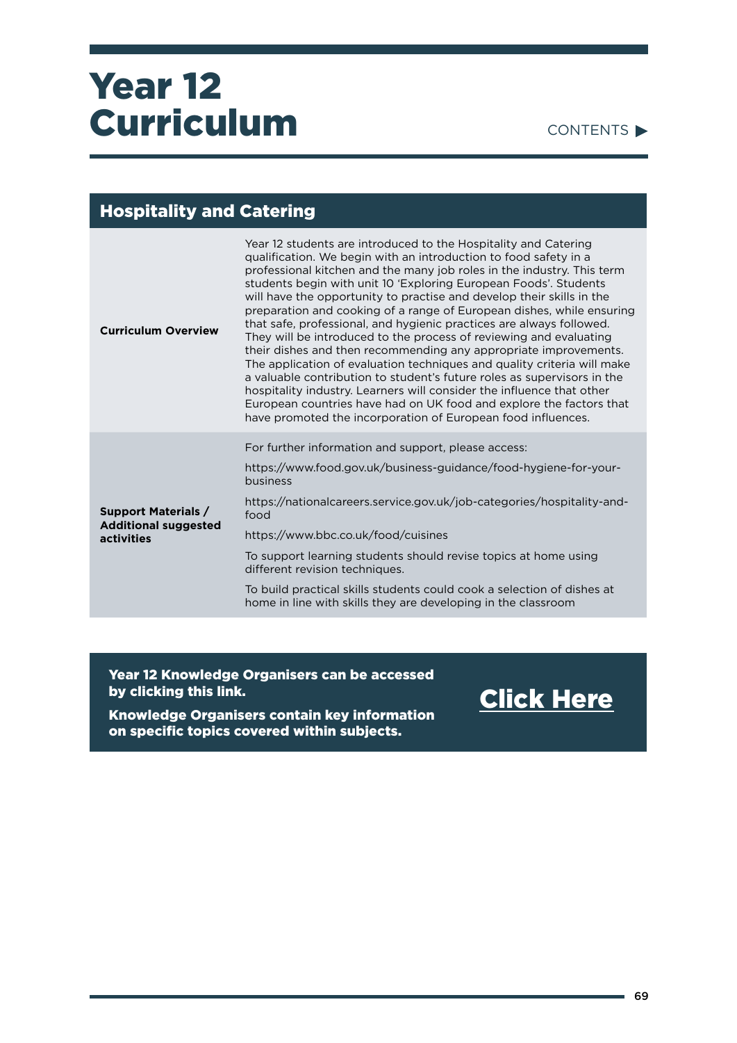# Year 12 Curriculum

CONTENTS ▶

## Hospitality and Catering

| | |
|---|---|
| **Curriculum Overview** | Year 12 students are introduced to the Hospitality and Catering qualification. We begin with an introduction to food safety in a professional kitchen and the many job roles in the industry. This term students begin with unit 10 'Exploring European Foods'. Students will have the opportunity to practise and develop their skills in the preparation and cooking of a range of European dishes, while ensuring that safe, professional, and hygienic practices are always followed. They will be introduced to the process of reviewing and evaluating their dishes and then recommending any appropriate improvements. The application of evaluation techniques and quality criteria will make a valuable contribution to student's future roles as supervisors in the hospitality industry. Learners will consider the influence that other European countries have had on UK food and explore the factors that have promoted the incorporation of European food influences. |
| **Support Materials / Additional suggested activities** | For further information and support, please access:<br>https://www.food.gov.uk/business-guidance/food-hygiene-for-your-business<br>https://nationalcareers.service.gov.uk/job-categories/hospitality-and-food<br>https://www.bbc.co.uk/food/cuisines<br>To support learning students should revise topics at home using different revision techniques.<br>To build practical skills students could cook a selection of dishes at home in line with skills they are developing in the classroom |

**Year 12 Knowledge Organisers can be accessed by clicking this link.**

**Knowledge Organisers contain key information on specific topics covered within subjects.**

**Click Here**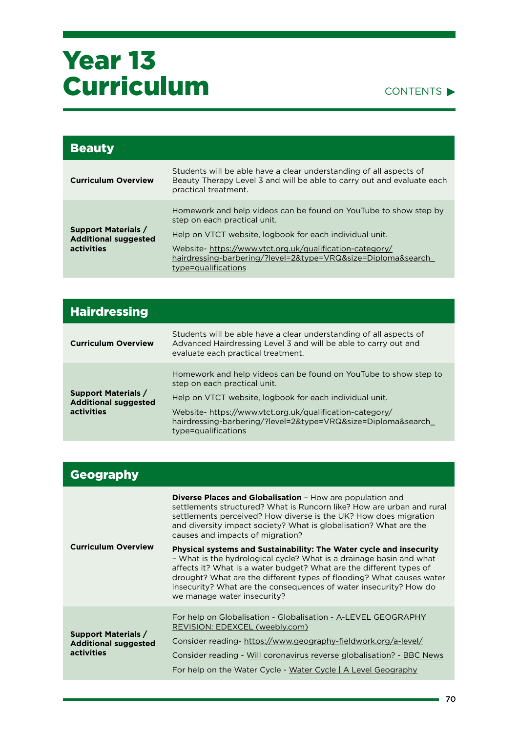# Year 13 Curriculum

CONTENTS ▶

| **Beauty** | |
|---|---|
| **Curriculum Overview** | Students will be able have a clear understanding of all aspects of Beauty Therapy Level 3 and will be able to carry out and evaluate each practical treatment. |
| **Support Materials / Additional suggested activities** | Homework and help videos can be found on YouTube to show step by step on each practical unit.<br><br>Help on VTCT website, logbook for each individual unit.<br><br>Website- https://www.vtct.org.uk/qualification-category/hairdressing-barbering/?level=2&type=VRQ&size=Diploma&search_type=qualifications |

| **Hairdressing** | |
|---|---|
| **Curriculum Overview** | Students will be able have a clear understanding of all aspects of Advanced Hairdressing Level 3 and will be able to carry out and evaluate each practical treatment. |
| **Support Materials / Additional suggested activities** | Homework and help videos can be found on YouTube to show step to step on each practical unit.<br><br>Help on VTCT website, logbook for each individual unit.<br><br>Website- https://www.vtct.org.uk/qualification-category/hairdressing-barbering/?level=2&type=VRQ&size=Diploma&search_type=qualifications |

| **Geography** | |
|---|---|
| **Curriculum Overview** | **Diverse Places and Globalisation** – How are population and settlements structured? What is Runcorn like? How are urban and rural settlements perceived? How diverse is the UK? How does migration and diversity impact society? What is globalisation? What are the causes and impacts of migration?<br><br>**Physical systems and Sustainability: The Water cycle and insecurity** – What is the hydrological cycle? What is a drainage basin and what affects it? What is a water budget? What are the different types of drought? What are the different types of flooding? What causes water insecurity? What are the consequences of water insecurity? How do we manage water insecurity? |
| **Support Materials / Additional suggested activities** | For help on Globalisation - Globalisation - A-LEVEL GEOGRAPHY REVISION: EDEXCEL (weebly.com)<br><br>Consider reading- https://www.geography-fieldwork.org/a-level/<br><br>Consider reading - Will coronavirus reverse globalisation? - BBC News<br><br>For help on the Water Cycle - Water Cycle \| A Level Geography |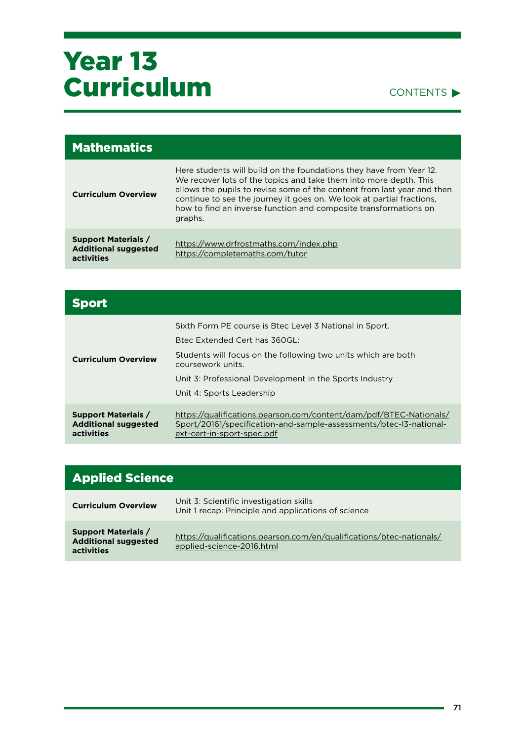# Year 13 Curriculum

CONTENTS ▶

## Mathematics

| | |
|---|---|
| **Curriculum Overview** | Here students will build on the foundations they have from Year 12. We recover lots of the topics and take them into more depth. This allows the pupils to revise some of the content from last year and then continue to see the journey it goes on. We look at partial fractions, how to find an inverse function and composite transformations on graphs. |
| **Support Materials / Additional suggested activities** | https://www.drfrostmaths.com/index.php<br>https://completemaths.com/tutor |

## Sport

| | |
|---|---|
| **Curriculum Overview** | Sixth Form PE course is Btec Level 3 National in Sport.<br>Btec Extended Cert has 360GL:<br>Students will focus on the following two units which are both coursework units.<br>Unit 3: Professional Development in the Sports Industry<br>Unit 4: Sports Leadership |
| **Support Materials / Additional suggested activities** | https://qualifications.pearson.com/content/dam/pdf/BTEC-Nationals/Sport/20161/specification-and-sample-assessments/btec-l3-national-ext-cert-in-sport-spec.pdf |

## Applied Science

| | |
|---|---|
| **Curriculum Overview** | Unit 3: Scientific investigation skills<br>Unit 1 recap: Principle and applications of science |
| **Support Materials / Additional suggested activities** | https://qualifications.pearson.com/en/qualifications/btec-nationals/applied-science-2016.html |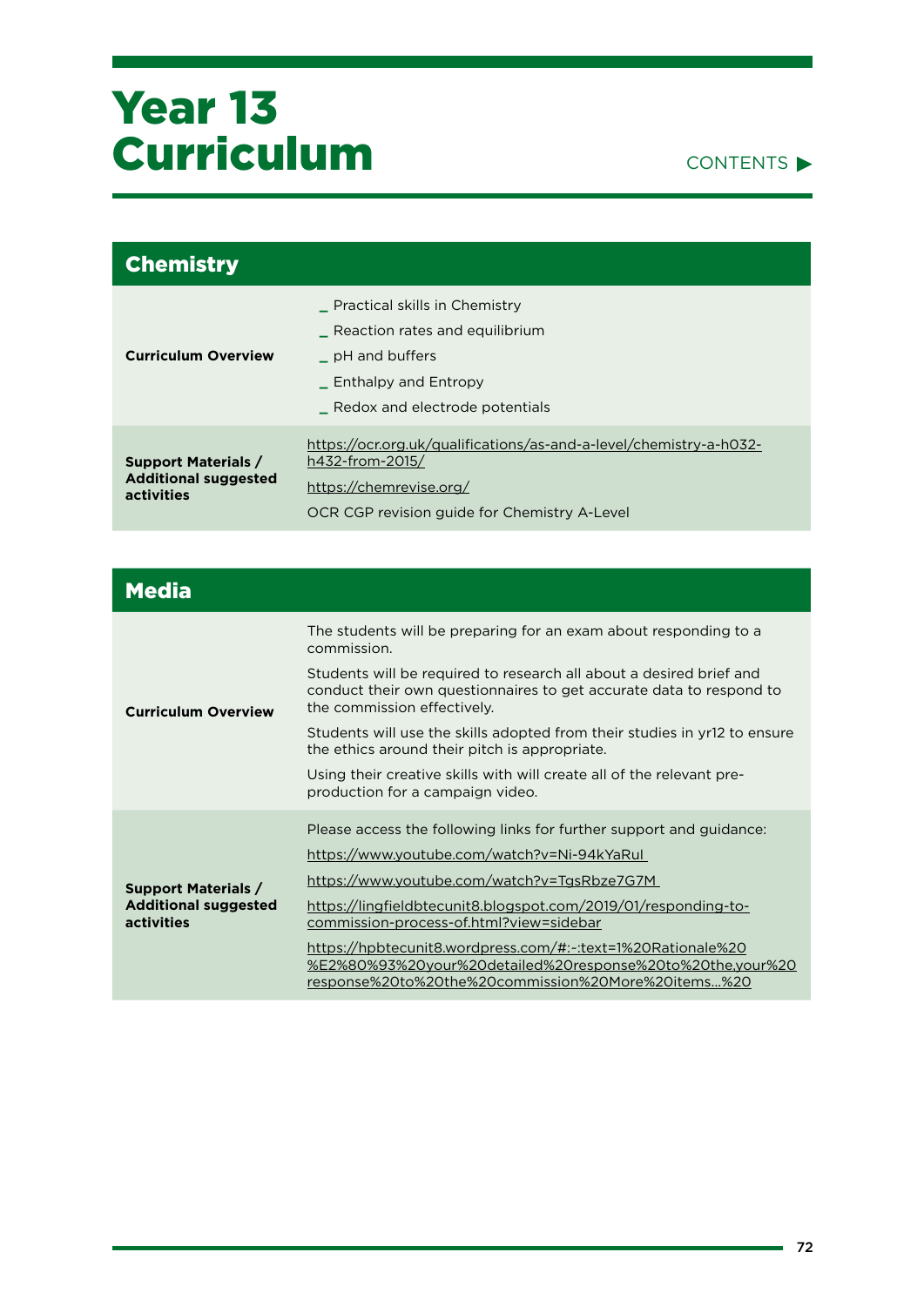# Year 13 Curriculum

CONTENTS ▶

## Chemistry

| | |
|---|---|
| **Curriculum Overview** | _ Practical skills in Chemistry<br>_ Reaction rates and equilibrium<br>_ pH and buffers<br>_ Enthalpy and Entropy<br>_ Redox and electrode potentials |
| **Support Materials / Additional suggested activities** | https://ocr.org.uk/qualifications/as-and-a-level/chemistry-a-h032-h432-from-2015/<br>https://chemrevise.org/<br>OCR CGP revision guide for Chemistry A-Level |

## Media

| | |
|---|---|
| **Curriculum Overview** | The students will be preparing for an exam about responding to a commission.<br>Students will be required to research all about a desired brief and conduct their own questionnaires to get accurate data to respond to the commission effectively.<br>Students will use the skills adopted from their studies in yr12 to ensure the ethics around their pitch is appropriate.<br>Using their creative skills with will create all of the relevant pre-production for a campaign video. |
| **Support Materials / Additional suggested activities** | Please access the following links for further support and guidance:<br>https://www.youtube.com/watch?v=Ni-94kYaRuI<br>https://www.youtube.com/watch?v=TgsRbze7G7M<br>https://lingfieldbtecunit8.blogspot.com/2019/01/responding-to-commission-process-of.html?view=sidebar<br>https://hpbtecunit8.wordpress.com/#:~:text=1%20Rationale%20%E2%80%93%20your%20detailed%20response%20to%20the,your%20response%20to%20the%20commission%20More%20items...%20 |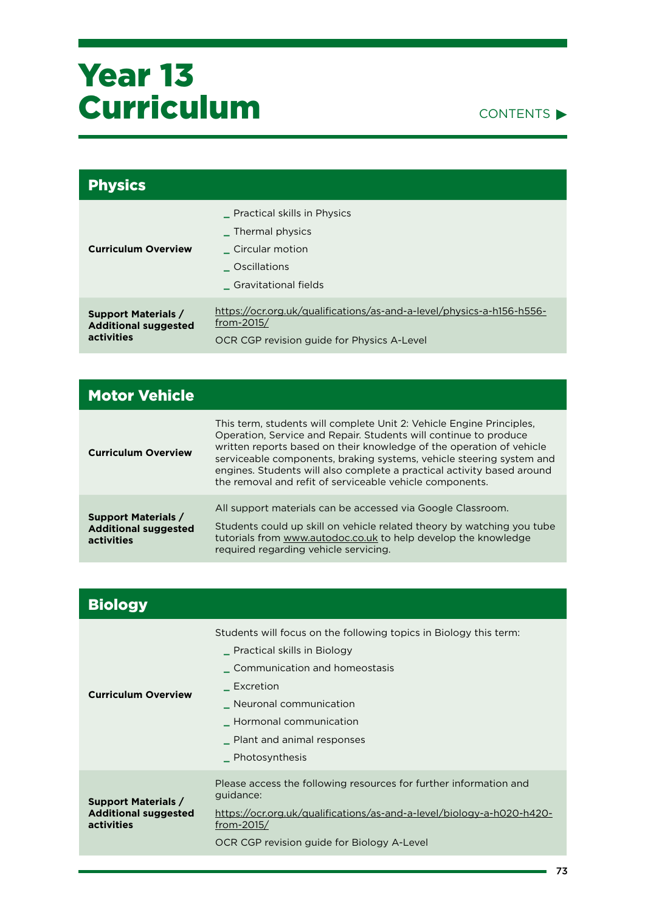# Year 13 Curriculum

CONTENTS ▶

## Physics

| | |
|---|---|
| **Curriculum Overview** | _ Practical skills in Physics<br>_ Thermal physics<br>_ Circular motion<br>_ Oscillations<br>_ Gravitational fields |
| **Support Materials / Additional suggested activities** | https://ocr.org.uk/qualifications/as-and-a-level/physics-a-h156-h556-from-2015/<br>OCR CGP revision guide for Physics A-Level |

## Motor Vehicle

| | |
|---|---|
| **Curriculum Overview** | This term, students will complete Unit 2: Vehicle Engine Principles, Operation, Service and Repair. Students will continue to produce written reports based on their knowledge of the operation of vehicle serviceable components, braking systems, vehicle steering system and engines. Students will also complete a practical activity based around the removal and refit of serviceable vehicle components. |
| **Support Materials / Additional suggested activities** | All support materials can be accessed via Google Classroom.<br>Students could up skill on vehicle related theory by watching you tube tutorials from www.autodoc.co.uk to help develop the knowledge required regarding vehicle servicing. |

## Biology

| | |
|---|---|
| **Curriculum Overview** | Students will focus on the following topics in Biology this term:<br>_ Practical skills in Biology<br>_ Communication and homeostasis<br>_ Excretion<br>_ Neuronal communication<br>_ Hormonal communication<br>_ Plant and animal responses<br>_ Photosynthesis |
| **Support Materials / Additional suggested activities** | Please access the following resources for further information and guidance:<br>https://ocr.org.uk/qualifications/as-and-a-level/biology-a-h020-h420-from-2015/<br>OCR CGP revision guide for Biology A-Level |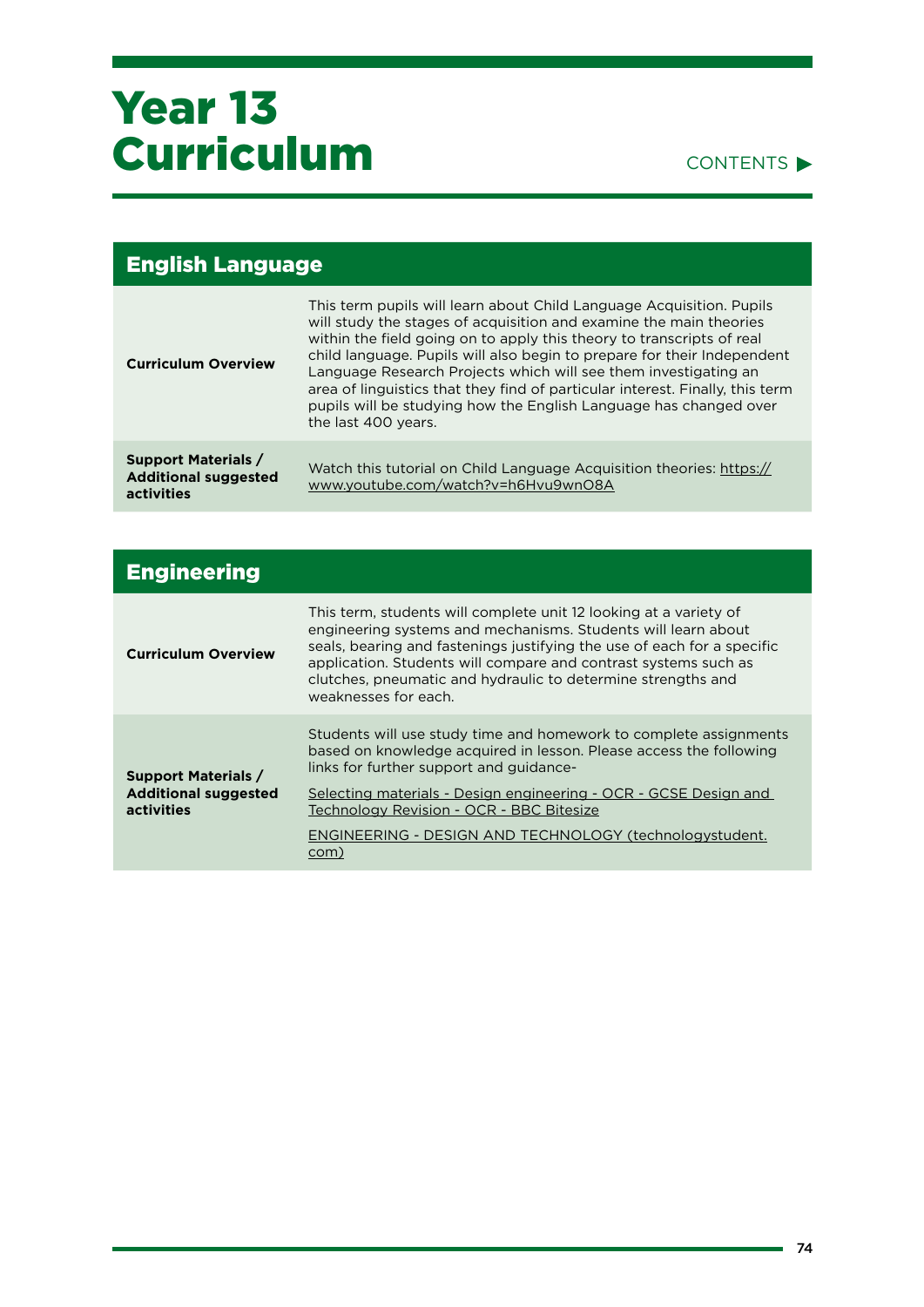# Year 13 Curriculum

## English Language

| | |
|---|---|
| **Curriculum Overview** | This term pupils will learn about Child Language Acquisition. Pupils will study the stages of acquisition and examine the main theories within the field going on to apply this theory to transcripts of real child language. Pupils will also begin to prepare for their Independent Language Research Projects which will see them investigating an area of linguistics that they find of particular interest. Finally, this term pupils will be studying how the English Language has changed over the last 400 years. |
| **Support Materials / Additional suggested activities** | Watch this tutorial on Child Language Acquisition theories: https://www.youtube.com/watch?v=h6Hvu9wnO8A |

## Engineering

| | |
|---|---|
| **Curriculum Overview** | This term, students will complete unit 12 looking at a variety of engineering systems and mechanisms. Students will learn about seals, bearing and fastenings justifying the use of each for a specific application. Students will compare and contrast systems such as clutches, pneumatic and hydraulic to determine strengths and weaknesses for each. |
| **Support Materials / Additional suggested activities** | Students will use study time and homework to complete assignments based on knowledge acquired in lesson. Please access the following links for further support and guidance-<br><br>Selecting materials - Design engineering - OCR - GCSE Design and Technology Revision - OCR - BBC Bitesize<br><br>ENGINEERING - DESIGN AND TECHNOLOGY (technologystudent.com) |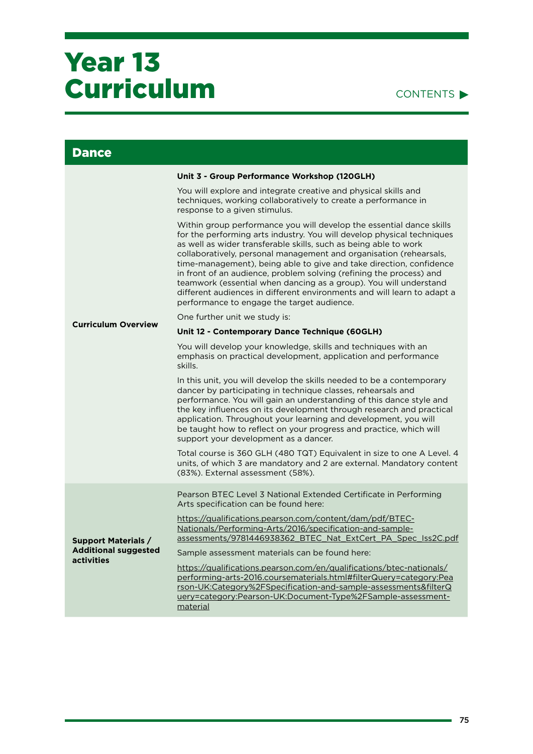# Year 13 Curriculum

CONTENTS ▶

## Dance

| | |
|---|---|
| **Curriculum Overview** | **Unit 3 - Group Performance Workshop (120GLH)**<br><br>You will explore and integrate creative and physical skills and techniques, working collaboratively to create a performance in response to a given stimulus.<br><br>Within group performance you will develop the essential dance skills for the performing arts industry. You will develop physical techniques as well as wider transferable skills, such as being able to work collaboratively, personal management and organisation (rehearsals, time-management), being able to give and take direction, confidence in front of an audience, problem solving (refining the process) and teamwork (essential when dancing as a group). You will understand different audiences in different environments and will learn to adapt a performance to engage the target audience.<br><br>One further unit we study is:<br><br>**Unit 12 - Contemporary Dance Technique (60GLH)**<br><br>You will develop your knowledge, skills and techniques with an emphasis on practical development, application and performance skills.<br><br>In this unit, you will develop the skills needed to be a contemporary dancer by participating in technique classes, rehearsals and performance. You will gain an understanding of this dance style and the key influences on its development through research and practical application. Throughout your learning and development, you will be taught how to reflect on your progress and practice, which will support your development as a dancer.<br><br>Total course is 360 GLH (480 TQT) Equivalent in size to one A Level. 4 units, of which 3 are mandatory and 2 are external. Mandatory content (83%). External assessment (58%). |
| **Support Materials / Additional suggested activities** | Pearson BTEC Level 3 National Extended Certificate in Performing Arts specification can be found here:<br><br>https://qualifications.pearson.com/content/dam/pdf/BTEC-Nationals/Performing-Arts/2016/specification-and-sample-assessments/9781446938362_BTEC_Nat_ExtCert_PA_Spec_Iss2C.pdf<br><br>Sample assessment materials can be found here:<br><br>https://qualifications.pearson.com/en/qualifications/btec-nationals/performing-arts-2016.coursematerials.html#filterQuery=category:Pearson-UK:Category%2FSpecification-and-sample-assessments&filterQuery=category:Pearson-UK:Document-Type%2FSample-assessment-material |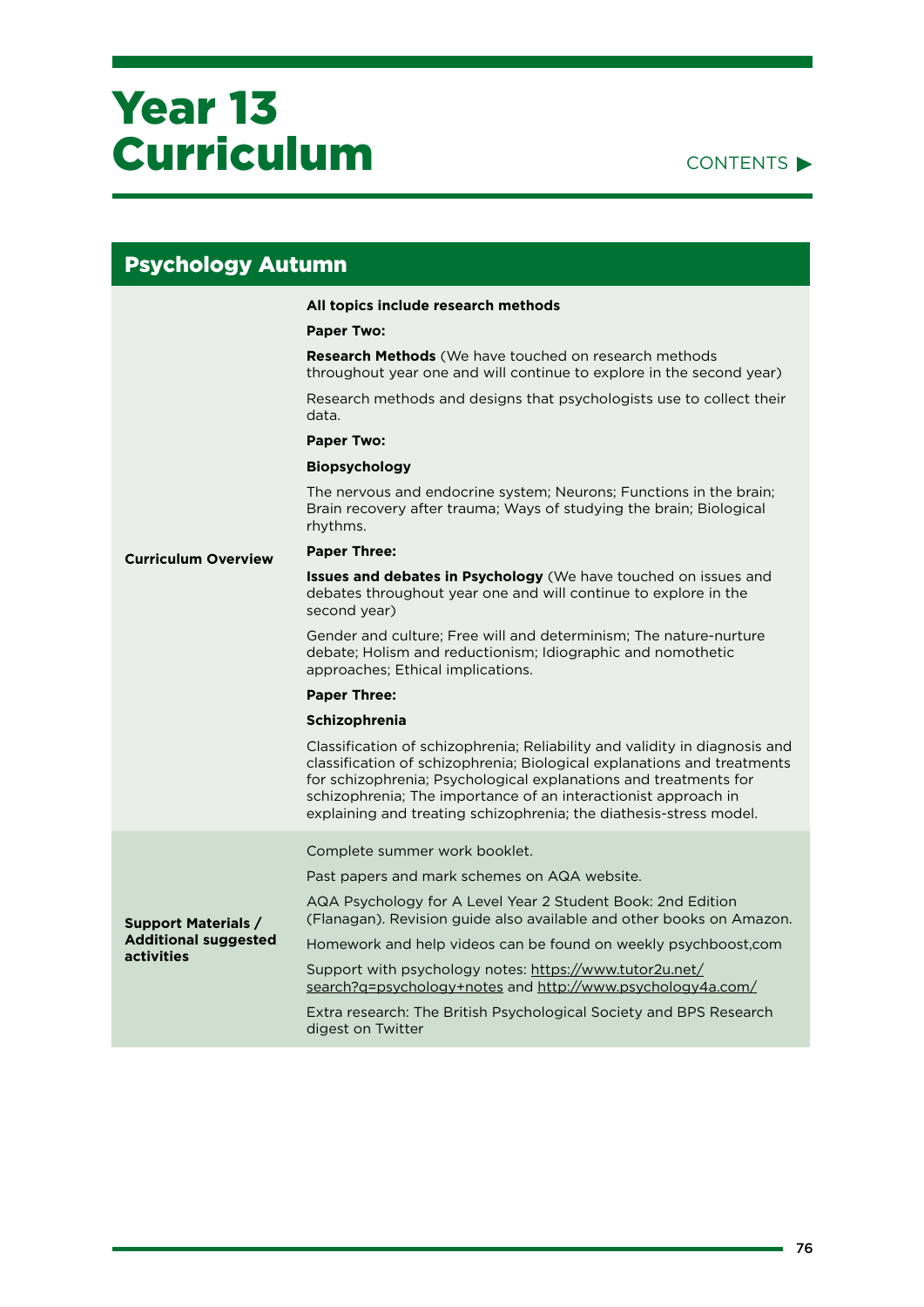# Year 13 Curriculum

CONTENTS ▶

## Psychology Autumn

| | |
|---|---|
| **Curriculum Overview** | **All topics include research methods**<br><br>**Paper Two:**<br><br>**Research Methods** (We have touched on research methods throughout year one and will continue to explore in the second year)<br><br>Research methods and designs that psychologists use to collect their data.<br><br>**Paper Two:**<br><br>**Biopsychology**<br><br>The nervous and endocrine system; Neurons; Functions in the brain; Brain recovery after trauma; Ways of studying the brain; Biological rhythms.<br><br>**Paper Three:**<br><br>**Issues and debates in Psychology** (We have touched on issues and debates throughout year one and will continue to explore in the second year)<br><br>Gender and culture; Free will and determinism; The nature-nurture debate; Holism and reductionism; Idiographic and nomothetic approaches; Ethical implications.<br><br>**Paper Three:**<br><br>**Schizophrenia**<br><br>Classification of schizophrenia; Reliability and validity in diagnosis and classification of schizophrenia; Biological explanations and treatments for schizophrenia; Psychological explanations and treatments for schizophrenia; The importance of an interactionist approach in explaining and treating schizophrenia; the diathesis-stress model. |
| **Support Materials / Additional suggested activities** | Complete summer work booklet.<br><br>Past papers and mark schemes on AQA website.<br><br>AQA Psychology for A Level Year 2 Student Book: 2nd Edition (Flanagan). Revision guide also available and other books on Amazon.<br><br>Homework and help videos can be found on weekly psychboost,com<br><br>Support with psychology notes: https://www.tutor2u.net/search?q=psychology+notes and http://www.psychology4a.com/<br><br>Extra research: The British Psychological Society and BPS Research digest on Twitter |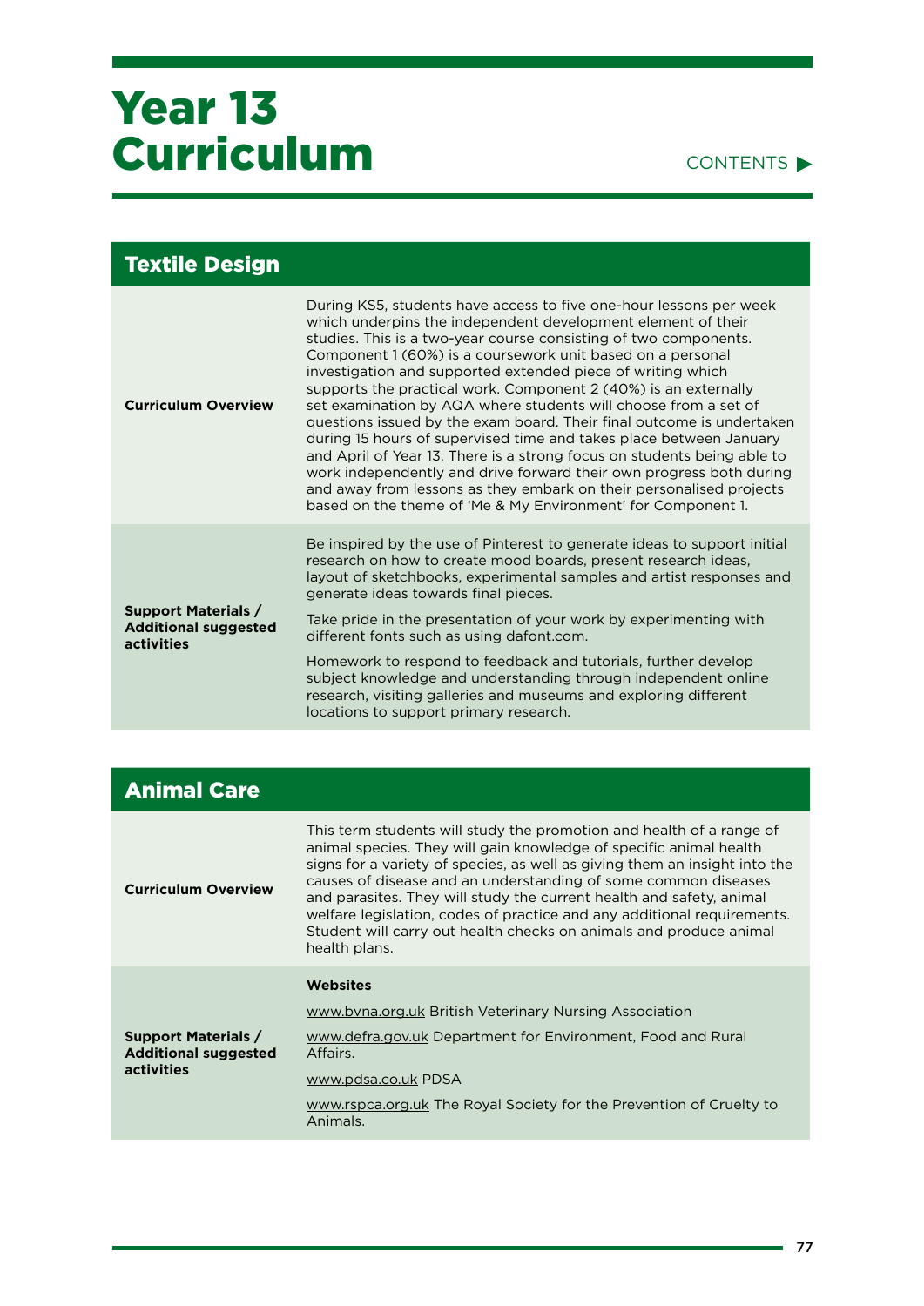# Year 13 Curriculum

CONTENTS ▶

## Textile Design

| | |
|---|---|
| **Curriculum Overview** | During KS5, students have access to five one-hour lessons per week which underpins the independent development element of their studies. This is a two-year course consisting of two components. Component 1 (60%) is a coursework unit based on a personal investigation and supported extended piece of writing which supports the practical work. Component 2 (40%) is an externally set examination by AQA where students will choose from a set of questions issued by the exam board. Their final outcome is undertaken during 15 hours of supervised time and takes place between January and April of Year 13. There is a strong focus on students being able to work independently and drive forward their own progress both during and away from lessons as they embark on their personalised projects based on the theme of 'Me & My Environment' for Component 1. |
| **Support Materials / Additional suggested activities** | Be inspired by the use of Pinterest to generate ideas to support initial research on how to create mood boards, present research ideas, layout of sketchbooks, experimental samples and artist responses and generate ideas towards final pieces.<br><br>Take pride in the presentation of your work by experimenting with different fonts such as using dafont.com.<br><br>Homework to respond to feedback and tutorials, further develop subject knowledge and understanding through independent online research, visiting galleries and museums and exploring different locations to support primary research. |

## Animal Care

| | |
|---|---|
| **Curriculum Overview** | This term students will study the promotion and health of a range of animal species. They will gain knowledge of specific animal health signs for a variety of species, as well as giving them an insight into the causes of disease and an understanding of some common diseases and parasites. They will study the current health and safety, animal welfare legislation, codes of practice and any additional requirements. Student will carry out health checks on animals and produce animal health plans. |
| **Support Materials / Additional suggested activities** | **Websites**<br><br>www.bvna.org.uk British Veterinary Nursing Association<br><br>www.defra.gov.uk Department for Environment, Food and Rural Affairs.<br><br>www.pdsa.co.uk PDSA<br><br>www.rspca.org.uk The Royal Society for the Prevention of Cruelty to Animals. |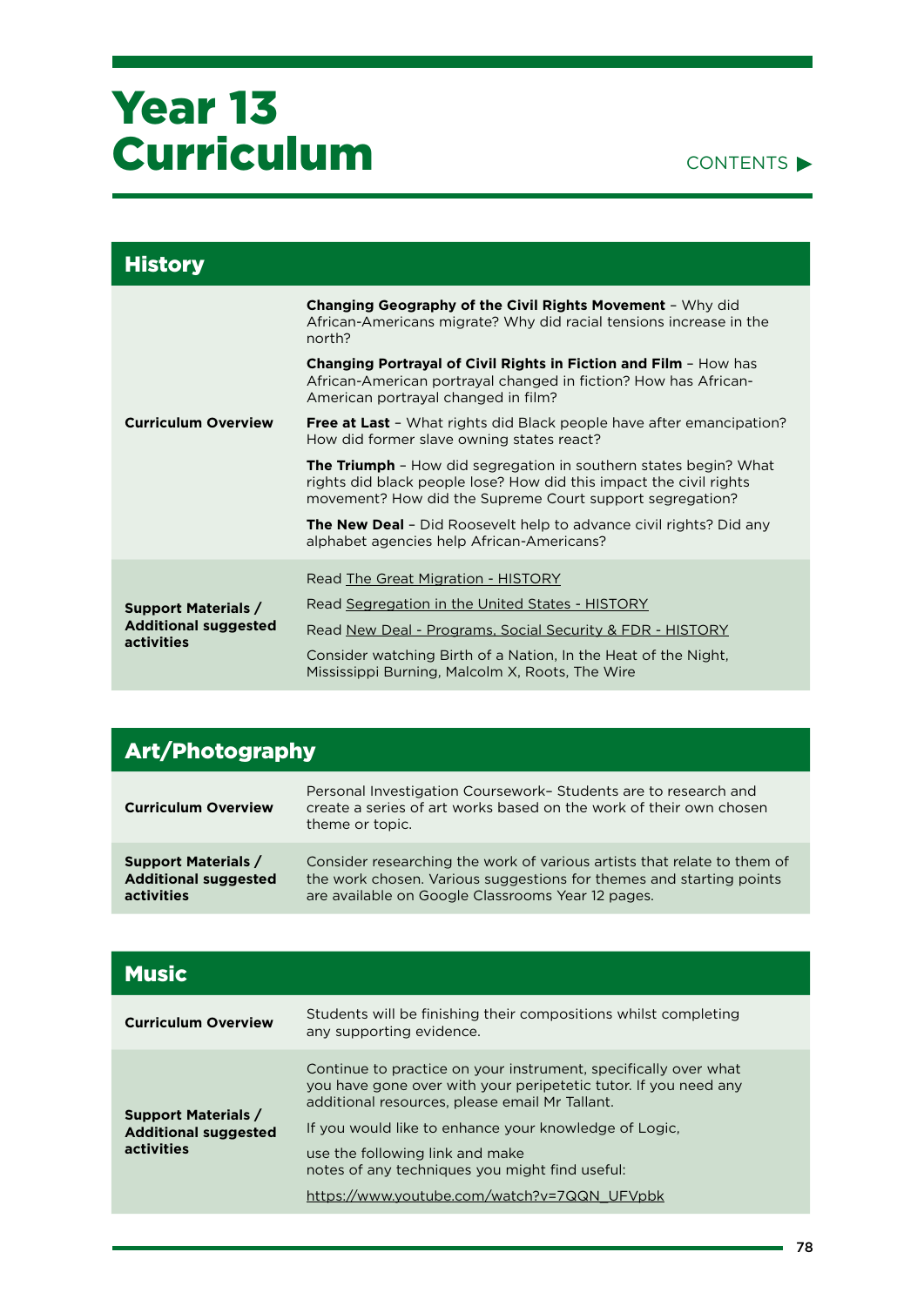# Year 13 Curriculum

CONTENTS ▶

## History

| | |
|---|---|
| **Curriculum Overview** | **Changing Geography of the Civil Rights Movement** – Why did African-Americans migrate? Why did racial tensions increase in the north?<br><br>**Changing Portrayal of Civil Rights in Fiction and Film** – How has African-American portrayal changed in fiction? How has African-American portrayal changed in film?<br><br>**Free at Last** – What rights did Black people have after emancipation? How did former slave owning states react?<br><br>**The Triumph** – How did segregation in southern states begin? What rights did black people lose? How did this impact the civil rights movement? How did the Supreme Court support segregation?<br><br>**The New Deal** – Did Roosevelt help to advance civil rights? Did any alphabet agencies help African-Americans? |
| **Support Materials / Additional suggested activities** | Read The Great Migration - HISTORY<br><br>Read Segregation in the United States - HISTORY<br><br>Read New Deal - Programs, Social Security & FDR - HISTORY<br><br>Consider watching Birth of a Nation, In the Heat of the Night, Mississippi Burning, Malcolm X, Roots, The Wire |

## Art/Photography

| | |
|---|---|
| **Curriculum Overview** | Personal Investigation Coursework– Students are to research and create a series of art works based on the work of their own chosen theme or topic. |
| **Support Materials / Additional suggested activities** | Consider researching the work of various artists that relate to them of the work chosen. Various suggestions for themes and starting points are available on Google Classrooms Year 12 pages. |

## Music

| | |
|---|---|
| **Curriculum Overview** | Students will be finishing their compositions whilst completing any supporting evidence. |
| **Support Materials / Additional suggested activities** | Continue to practice on your instrument, specifically over what you have gone over with your peripetetic tutor. If you need any additional resources, please email Mr Tallant.<br><br>If you would like to enhance your knowledge of Logic,<br><br>use the following link and make notes of any techniques you might find useful:<br><br>https://www.youtube.com/watch?v=7QQN_UFVpbk |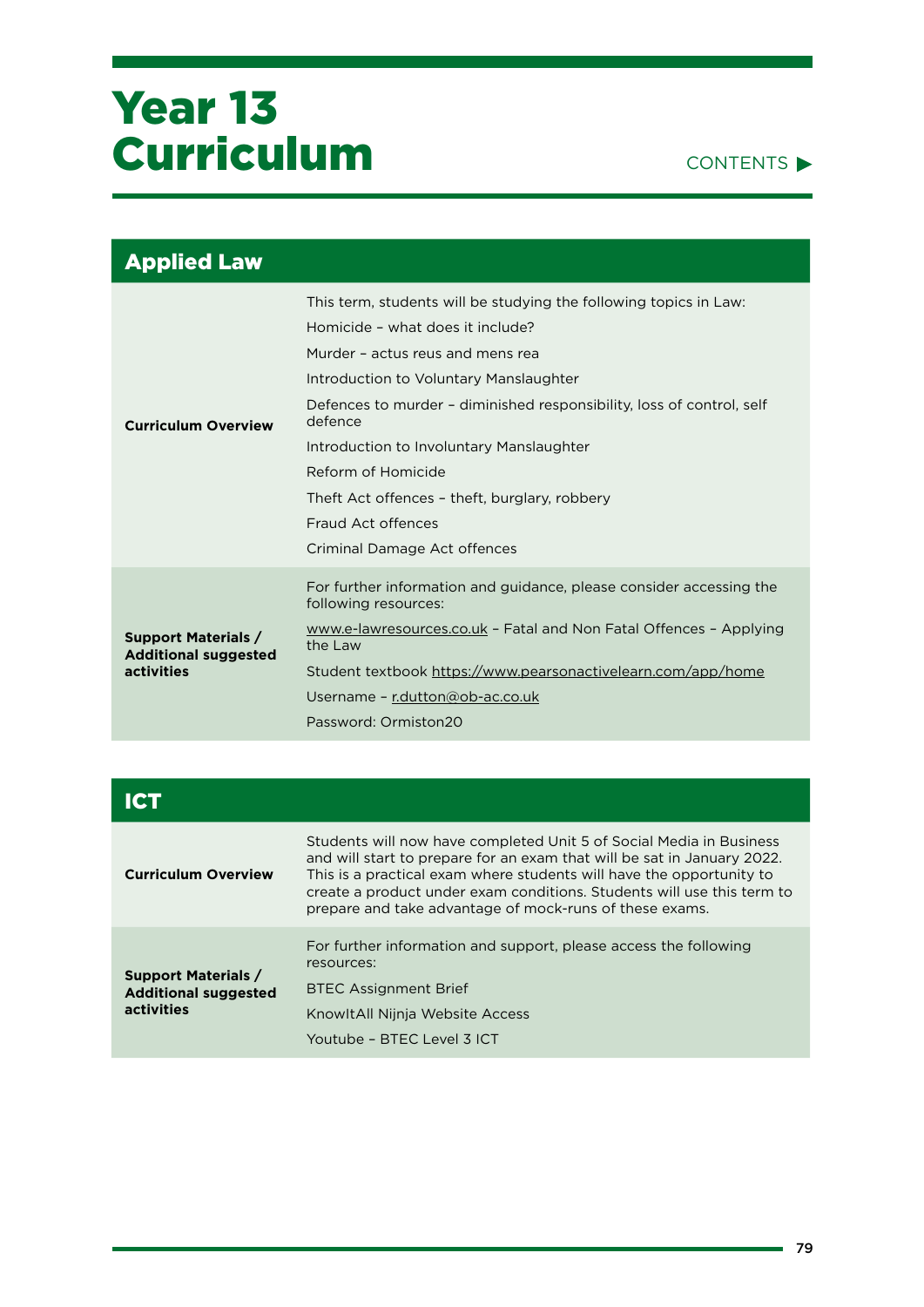# Year 13 Curriculum

CONTENTS ▶

| Applied Law | |
|---|---|
| **Curriculum Overview** | This term, students will be studying the following topics in Law:<br>Homicide – what does it include?<br>Murder – actus reus and mens rea<br>Introduction to Voluntary Manslaughter<br>Defences to murder – diminished responsibility, loss of control, self defence<br>Introduction to Involuntary Manslaughter<br>Reform of Homicide<br>Theft Act offences – theft, burglary, robbery<br>Fraud Act offences<br>Criminal Damage Act offences |
| **Support Materials / Additional suggested activities** | For further information and guidance, please consider accessing the following resources:<br>www.e-lawresources.co.uk – Fatal and Non Fatal Offences – Applying the Law<br>Student textbook https://www.pearsonactivelearn.com/app/home<br>Username – r.dutton@ob-ac.co.uk<br>Password: Ormiston20 |

| ICT | |
|---|---|
| **Curriculum Overview** | Students will now have completed Unit 5 of Social Media in Business and will start to prepare for an exam that will be sat in January 2022. This is a practical exam where students will have the opportunity to create a product under exam conditions. Students will use this term to prepare and take advantage of mock-runs of these exams. |
| **Support Materials / Additional suggested activities** | For further information and support, please access the following resources:<br>BTEC Assignment Brief<br>KnowItAll Nijnja Website Access<br>Youtube – BTEC Level 3 ICT |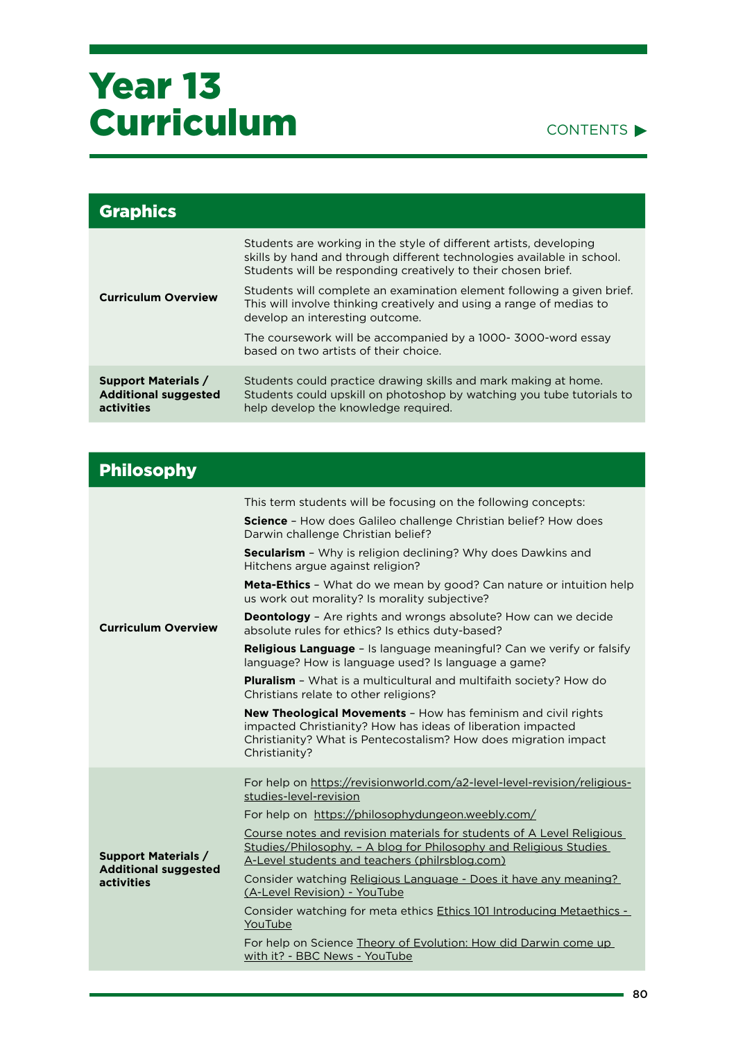# Year 13 Curriculum

CONTENTS ▶

| Graphics | |
|---|---|
| **Curriculum Overview** | Students are working in the style of different artists, developing skills by hand and through different technologies available in school. Students will be responding creatively to their chosen brief.<br><br>Students will complete an examination element following a given brief. This will involve thinking creatively and using a range of medias to develop an interesting outcome.<br><br>The coursework will be accompanied by a 1000- 3000-word essay based on two artists of their choice. |
| **Support Materials / Additional suggested activities** | Students could practice drawing skills and mark making at home. Students could upskill on photoshop by watching you tube tutorials to help develop the knowledge required. |

| Philosophy | |
|---|---|
| **Curriculum Overview** | This term students will be focusing on the following concepts:<br><br>**Science** – How does Galileo challenge Christian belief? How does Darwin challenge Christian belief?<br><br>**Secularism** – Why is religion declining? Why does Dawkins and Hitchens argue against religion?<br><br>**Meta-Ethics** – What do we mean by good? Can nature or intuition help us work out morality? Is morality subjective?<br><br>**Deontology** – Are rights and wrongs absolute? How can we decide absolute rules for ethics? Is ethics duty-based?<br><br>**Religious Language** – Is language meaningful? Can we verify or falsify language? How is language used? Is language a game?<br><br>**Pluralism** – What is a multicultural and multifaith society? How do Christians relate to other religions?<br><br>**New Theological Movements** – How has feminism and civil rights impacted Christianity? How has ideas of liberation impacted Christianity? What is Pentecostalism? How does migration impact Christianity? |
| **Support Materials / Additional suggested activities** | For help on https://revisionworld.com/a2-level-level-revision/religious-studies-level-revision<br><br>For help on https://philosophydungeon.weebly.com/<br><br>Course notes and revision materials for students of A Level Religious Studies/Philosophy. – A blog for Philosophy and Religious Studies A-Level students and teachers (philrsblog.com)<br><br>Consider watching Religious Language - Does it have any meaning? (A-Level Revision) - YouTube<br><br>Consider watching for meta ethics Ethics 101 Introducing Metaethics - YouTube<br><br>For help on Science Theory of Evolution: How did Darwin come up with it? - BBC News - YouTube |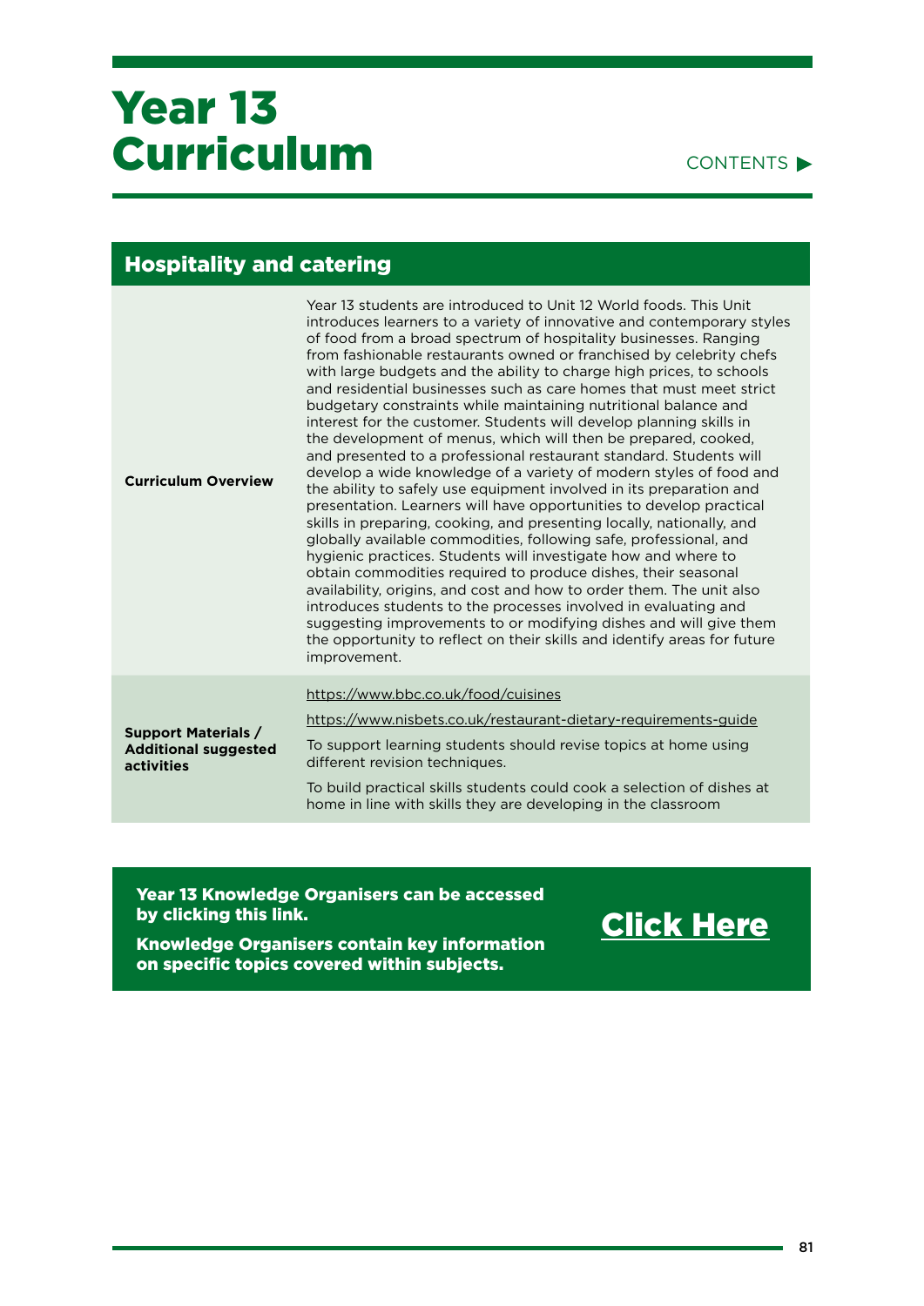# Year 13 Curriculum

CONTENTS ▶

## Hospitality and catering

| | |
|---|---|
| **Curriculum Overview** | Year 13 students are introduced to Unit 12 World foods. This Unit introduces learners to a variety of innovative and contemporary styles of food from a broad spectrum of hospitality businesses. Ranging from fashionable restaurants owned or franchised by celebrity chefs with large budgets and the ability to charge high prices, to schools and residential businesses such as care homes that must meet strict budgetary constraints while maintaining nutritional balance and interest for the customer. Students will develop planning skills in the development of menus, which will then be prepared, cooked, and presented to a professional restaurant standard. Students will develop a wide knowledge of a variety of modern styles of food and the ability to safely use equipment involved in its preparation and presentation. Learners will have opportunities to develop practical skills in preparing, cooking, and presenting locally, nationally, and globally available commodities, following safe, professional, and hygienic practices. Students will investigate how and where to obtain commodities required to produce dishes, their seasonal availability, origins, and cost and how to order them. The unit also introduces students to the processes involved in evaluating and suggesting improvements to or modifying dishes and will give them the opportunity to reflect on their skills and identify areas for future improvement. |
| **Support Materials / Additional suggested activities** | https://www.bbc.co.uk/food/cuisines<br><br>https://www.nisbets.co.uk/restaurant-dietary-requirements-guide<br><br>To support learning students should revise topics at home using different revision techniques.<br><br>To build practical skills students could cook a selection of dishes at home in line with skills they are developing in the classroom |

**Year 13 Knowledge Organisers can be accessed by clicking this link.**

**Knowledge Organisers contain key information on specific topics covered within subjects.**

**Click Here**